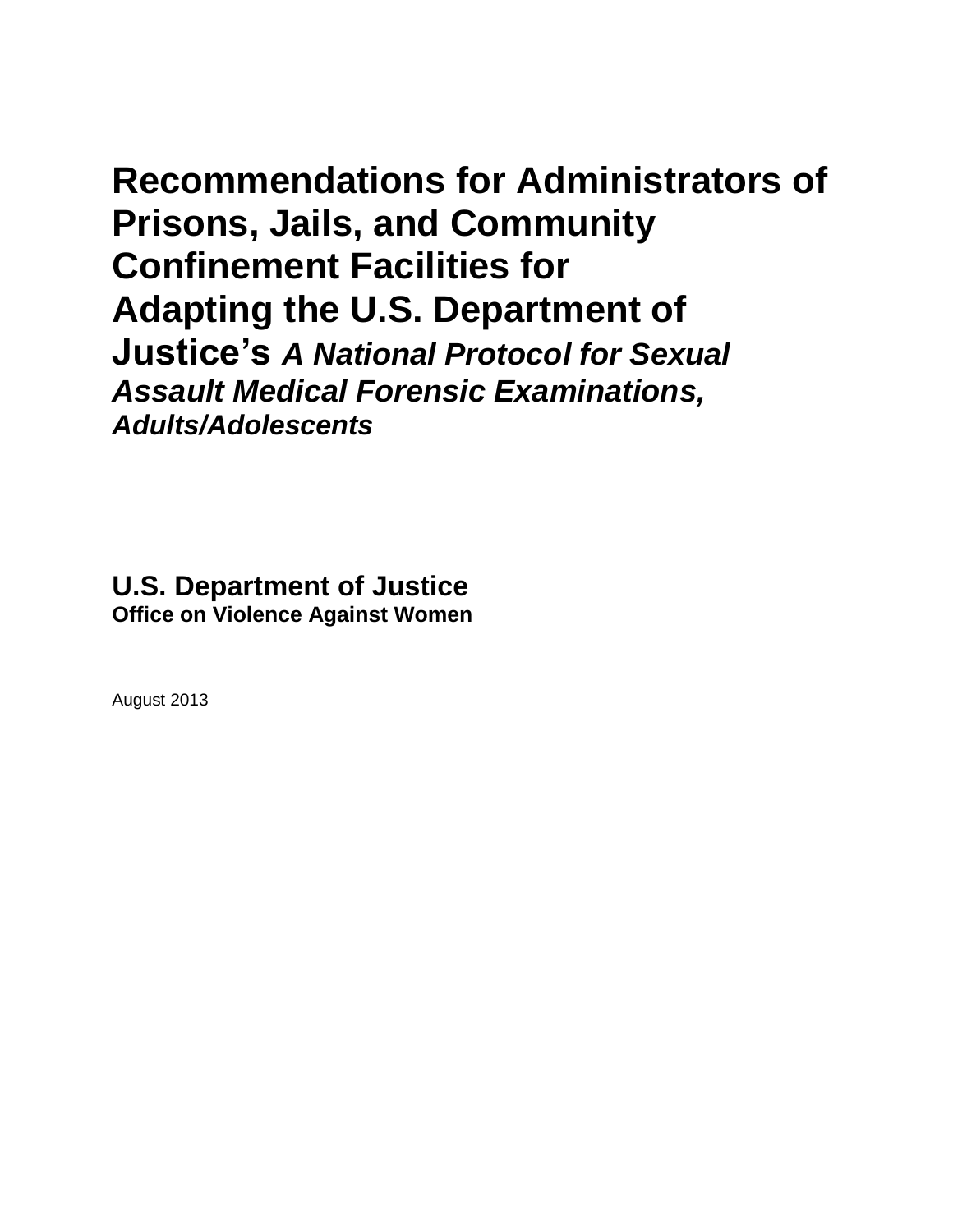# Recommendations for Administrators of Prisons, Jails, and Community Confinement Facilities for Adapting the U.S. Department of Justice's *A National Protocol for Sexual Assault Medical Forensic Examinations, Adults/Adolescents*

**U.S. Department of Justice**
**Office on Violence Against Women**

August 2013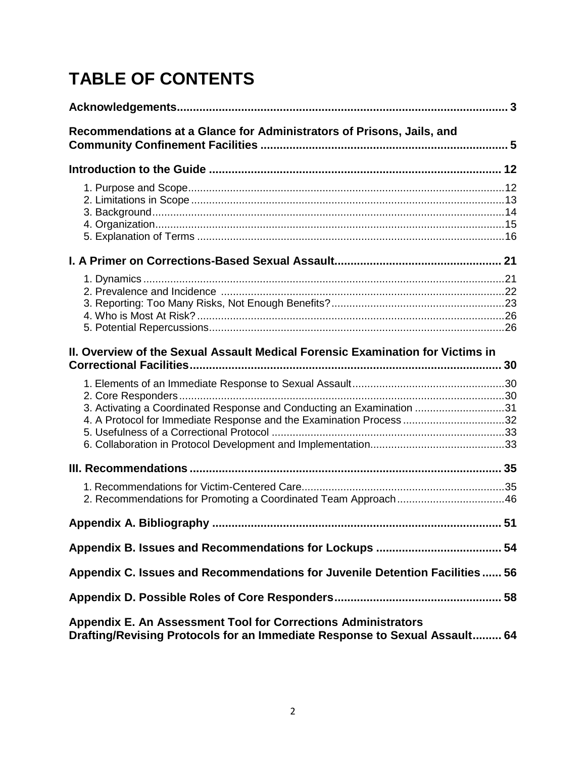# TABLE OF CONTENTS

**Acknowledgements** ...... 3

**Recommendations at a Glance for Administrators of Prisons, Jails, and Community Confinement Facilities** ...... 5

**Introduction to the Guide** ...... 12

- 1. Purpose and Scope ...... 12
- 2. Limitations in Scope ...... 13
- 3. Background ...... 14
- 4. Organization ...... 15
- 5. Explanation of Terms ...... 16

**I. A Primer on Corrections-Based Sexual Assault** ...... 21

- 1. Dynamics ...... 21
- 2. Prevalence and Incidence ...... 22
- 3. Reporting: Too Many Risks, Not Enough Benefits? ...... 23
- 4. Who is Most At Risk? ...... 26
- 5. Potential Repercussions ...... 26

**II. Overview of the Sexual Assault Medical Forensic Examination for Victims in Correctional Facilities** ...... 30

- 1. Elements of an Immediate Response to Sexual Assault ...... 30
- 2. Core Responders ...... 30
- 3. Activating a Coordinated Response and Conducting an Examination ...... 31
- 4. A Protocol for Immediate Response and the Examination Process ...... 32
- 5. Usefulness of a Correctional Protocol ...... 33
- 6. Collaboration in Protocol Development and Implementation ...... 33

**III. Recommendations** ...... 35

- 1. Recommendations for Victim-Centered Care ...... 35
- 2. Recommendations for Promoting a Coordinated Team Approach ...... 46

**Appendix A. Bibliography** ...... 51

**Appendix B. Issues and Recommendations for Lockups** ...... 54

**Appendix C. Issues and Recommendations for Juvenile Detention Facilities** ...... 56

**Appendix D. Possible Roles of Core Responders** ...... 58

**Appendix E. An Assessment Tool for Corrections Administrators Drafting/Revising Protocols for an Immediate Response to Sexual Assault** ...... 64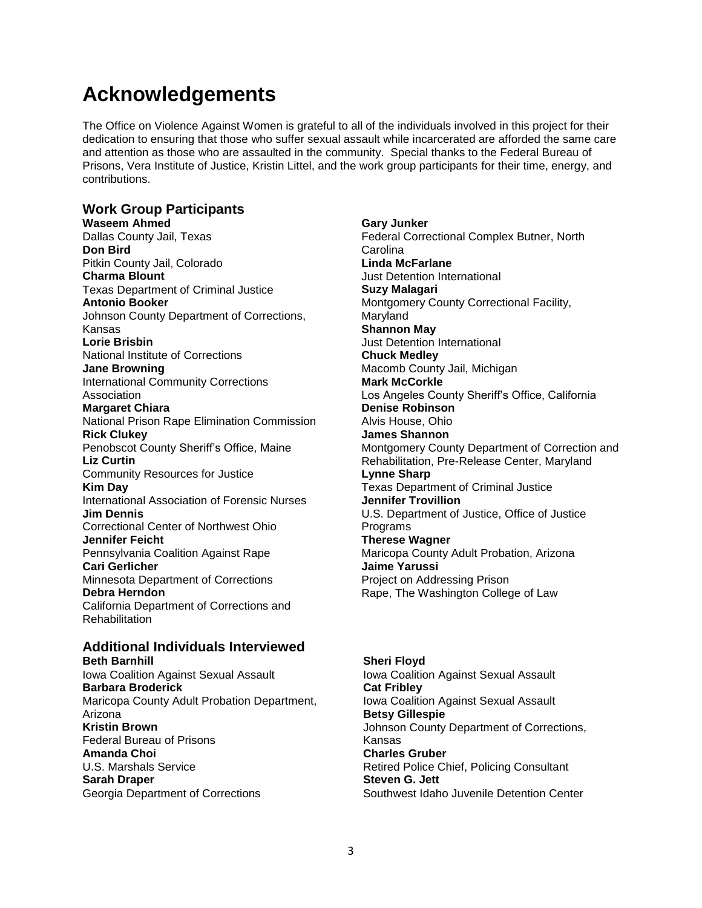# Acknowledgements

The Office on Violence Against Women is grateful to all of the individuals involved in this project for their dedication to ensuring that those who suffer sexual assault while incarcerated are afforded the same care and attention as those who are assaulted in the community. Special thanks to the Federal Bureau of Prisons, Vera Institute of Justice, Kristin Littel, and the work group participants for their time, energy, and contributions.

## Work Group Participants

**Waseem Ahmed**
Dallas County Jail, Texas
**Don Bird**
Pitkin County Jail, Colorado
**Charma Blount**
Texas Department of Criminal Justice
**Antonio Booker**
Johnson County Department of Corrections, Kansas
**Lorie Brisbin**
National Institute of Corrections
**Jane Browning**
International Community Corrections Association
**Margaret Chiara**
National Prison Rape Elimination Commission
**Rick Clukey**
Penobscot County Sheriff's Office, Maine
**Liz Curtin**
Community Resources for Justice
**Kim Day**
International Association of Forensic Nurses
**Jim Dennis**
Correctional Center of Northwest Ohio
**Jennifer Feicht**
Pennsylvania Coalition Against Rape
**Cari Gerlicher**
Minnesota Department of Corrections
**Debra Herndon**
California Department of Corrections and Rehabilitation
**Gary Junker**
Federal Correctional Complex Butner, North Carolina
**Linda McFarlane**
Just Detention International
**Suzy Malagari**
Montgomery County Correctional Facility, Maryland
**Shannon May**
Just Detention International
**Chuck Medley**
Macomb County Jail, Michigan
**Mark McCorkle**
Los Angeles County Sheriff's Office, California
**Denise Robinson**
Alvis House, Ohio
**James Shannon**
Montgomery County Department of Correction and Rehabilitation, Pre-Release Center, Maryland
**Lynne Sharp**
Texas Department of Criminal Justice
**Jennifer Trovillion**
U.S. Department of Justice, Office of Justice Programs
**Therese Wagner**
Maricopa County Adult Probation, Arizona
**Jaime Yarussi**
Project on Addressing Prison Rape, The Washington College of Law

## Additional Individuals Interviewed

**Beth Barnhill**
Iowa Coalition Against Sexual Assault
**Barbara Broderick**
Maricopa County Adult Probation Department, Arizona
**Kristin Brown**
Federal Bureau of Prisons
**Amanda Choi**
U.S. Marshals Service
**Sarah Draper**
Georgia Department of Corrections
**Sheri Floyd**
Iowa Coalition Against Sexual Assault
**Cat Fribley**
Iowa Coalition Against Sexual Assault
**Betsy Gillespie**
Johnson County Department of Corrections, Kansas
**Charles Gruber**
Retired Police Chief, Policing Consultant
**Steven G. Jett**
Southwest Idaho Juvenile Detention Center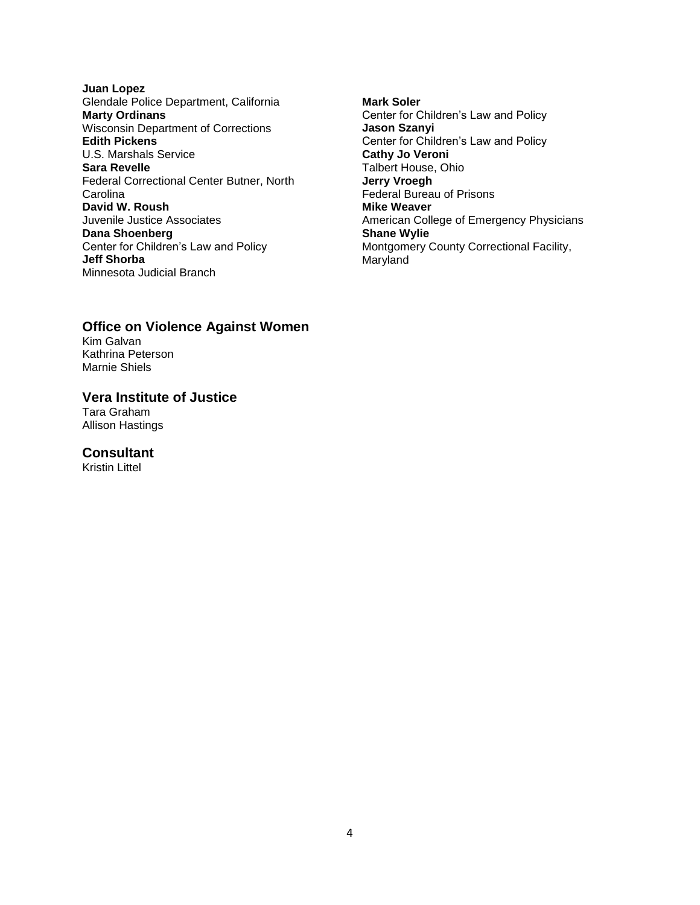**Juan Lopez**
Glendale Police Department, California
**Marty Ordinans**
Wisconsin Department of Corrections
**Edith Pickens**
U.S. Marshals Service
**Sara Revelle**
Federal Correctional Center Butner, North Carolina
**David W. Roush**
Juvenile Justice Associates
**Dana Shoenberg**
Center for Children's Law and Policy
**Jeff Shorba**
Minnesota Judicial Branch
**Mark Soler**
Center for Children's Law and Policy
**Jason Szanyi**
Center for Children's Law and Policy
**Cathy Jo Veroni**
Talbert House, Ohio
**Jerry Vroegh**
Federal Bureau of Prisons
**Mike Weaver**
American College of Emergency Physicians
**Shane Wylie**
Montgomery County Correctional Facility, Maryland

## Office on Violence Against Women

Kim Galvan
Kathrina Peterson
Marnie Shiels

## Vera Institute of Justice

Tara Graham
Allison Hastings

## Consultant

Kristin Littel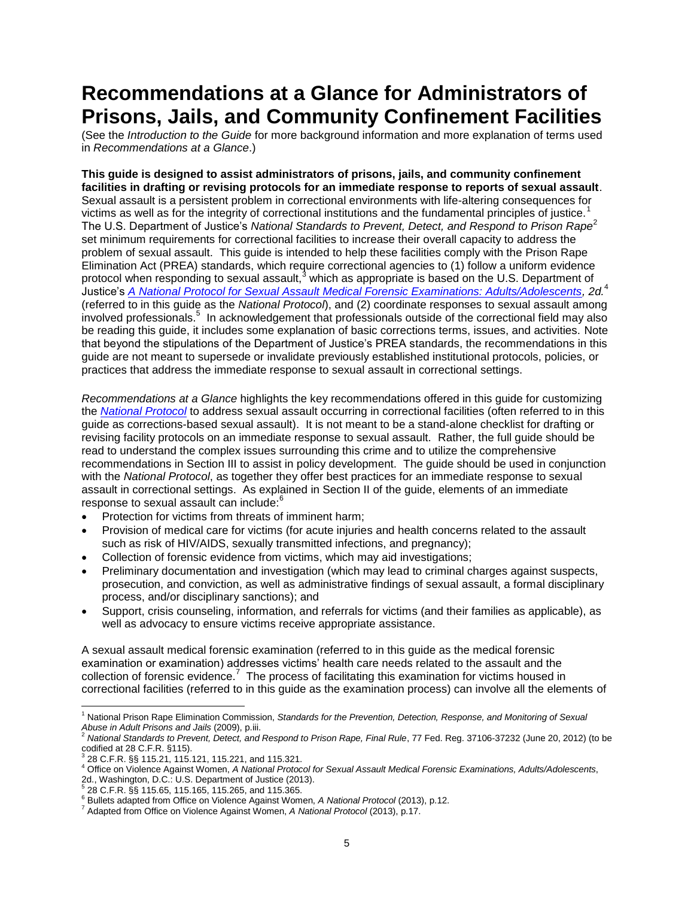# Recommendations at a Glance for Administrators of Prisons, Jails, and Community Confinement Facilities

(See the *Introduction to the Guide* for more background information and more explanation of terms used in *Recommendations at a Glance*.)

**This guide is designed to assist administrators of prisons, jails, and community confinement facilities in drafting or revising protocols for an immediate response to reports of sexual assault**. Sexual assault is a persistent problem in correctional environments with life-altering consequences for victims as well as for the integrity of correctional institutions and the fundamental principles of justice.[1] The U.S. Department of Justice's *National Standards to Prevent, Detect, and Respond to Prison Rape*[2] set minimum requirements for correctional facilities to increase their overall capacity to address the problem of sexual assault. This guide is intended to help these facilities comply with the Prison Rape Elimination Act (PREA) standards, which require correctional agencies to (1) follow a uniform evidence protocol when responding to sexual assault,[3] which as appropriate is based on the U.S. Department of Justice's *A National Protocol for Sexual Assault Medical Forensic Examinations: Adults/Adolescents, 2d.*[4] (referred to in this guide as the *National Protocol*), and (2) coordinate responses to sexual assault among involved professionals.[5] In acknowledgement that professionals outside of the correctional field may also be reading this guide, it includes some explanation of basic corrections terms, issues, and activities. Note that beyond the stipulations of the Department of Justice's PREA standards, the recommendations in this guide are not meant to supersede or invalidate previously established institutional protocols, policies, or practices that address the immediate response to sexual assault in correctional settings.

*Recommendations at a Glance* highlights the key recommendations offered in this guide for customizing the *National Protocol* to address sexual assault occurring in correctional facilities (often referred to in this guide as corrections-based sexual assault). It is not meant to be a stand-alone checklist for drafting or revising facility protocols on an immediate response to sexual assault. Rather, the full guide should be read to understand the complex issues surrounding this crime and to utilize the comprehensive recommendations in Section III to assist in policy development. The guide should be used in conjunction with the *National Protocol*, as together they offer best practices for an immediate response to sexual assault in correctional settings. As explained in Section II of the guide, elements of an immediate response to sexual assault can include:[6]

- Protection for victims from threats of imminent harm;
- Provision of medical care for victims (for acute injuries and health concerns related to the assault such as risk of HIV/AIDS, sexually transmitted infections, and pregnancy);
- Collection of forensic evidence from victims, which may aid investigations;
- Preliminary documentation and investigation (which may lead to criminal charges against suspects, prosecution, and conviction, as well as administrative findings of sexual assault, a formal disciplinary process, and/or disciplinary sanctions); and
- Support, crisis counseling, information, and referrals for victims (and their families as applicable), as well as advocacy to ensure victims receive appropriate assistance.

A sexual assault medical forensic examination (referred to in this guide as the medical forensic examination or examination) addresses victims' health care needs related to the assault and the collection of forensic evidence.[7] The process of facilitating this examination for victims housed in correctional facilities (referred to in this guide as the examination process) can involve all the elements of

---

[1] National Prison Rape Elimination Commission, *Standards for the Prevention, Detection, Response, and Monitoring of Sexual Abuse in Adult Prisons and Jails* (2009), p.iii.

[2] *National Standards to Prevent, Detect, and Respond to Prison Rape, Final Rule*, 77 Fed. Reg. 37106-37232 (June 20, 2012) (to be codified at 28 C.F.R. §115).

[3] 28 C.F.R. §§ 115.21, 115.121, 115.221, and 115.321.

[4] Office on Violence Against Women, *A National Protocol for Sexual Assault Medical Forensic Examinations, Adults/Adolescents*, 2d., Washington, D.C.: U.S. Department of Justice (2013).

[5] 28 C.F.R. §§ 115.65, 115.165, 115.265, and 115.365.

[6] Bullets adapted from Office on Violence Against Women, *A National Protocol* (2013), p.12.

[7] Adapted from Office on Violence Against Women, *A National Protocol* (2013), p.17.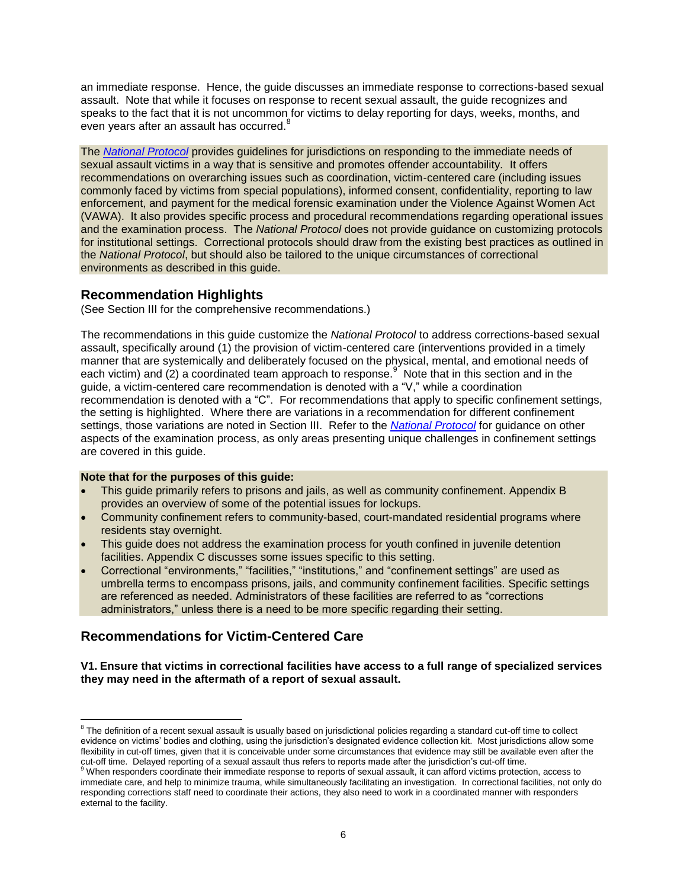an immediate response. Hence, the guide discusses an immediate response to corrections-based sexual assault. Note that while it focuses on response to recent sexual assault, the guide recognizes and speaks to the fact that it is not uncommon for victims to delay reporting for days, weeks, months, and even years after an assault has occurred.[8]

The *National Protocol* provides guidelines for jurisdictions on responding to the immediate needs of sexual assault victims in a way that is sensitive and promotes offender accountability. It offers recommendations on overarching issues such as coordination, victim-centered care (including issues commonly faced by victims from special populations), informed consent, confidentiality, reporting to law enforcement, and payment for the medical forensic examination under the Violence Against Women Act (VAWA). It also provides specific process and procedural recommendations regarding operational issues and the examination process. The *National Protocol* does not provide guidance on customizing protocols for institutional settings. Correctional protocols should draw from the existing best practices as outlined in the *National Protocol*, but should also be tailored to the unique circumstances of correctional environments as described in this guide.

## Recommendation Highlights

(See Section III for the comprehensive recommendations.)

The recommendations in this guide customize the *National Protocol* to address corrections-based sexual assault, specifically around (1) the provision of victim-centered care (interventions provided in a timely manner that are systemically and deliberately focused on the physical, mental, and emotional needs of each victim) and (2) a coordinated team approach to response.[9] Note that in this section and in the guide, a victim-centered care recommendation is denoted with a "V," while a coordination recommendation is denoted with a "C". For recommendations that apply to specific confinement settings, the setting is highlighted. Where there are variations in a recommendation for different confinement settings, those variations are noted in Section III. Refer to the *National Protocol* for guidance on other aspects of the examination process, as only areas presenting unique challenges in confinement settings are covered in this guide.

**Note that for the purposes of this guide:**

- This guide primarily refers to prisons and jails, as well as community confinement. Appendix B provides an overview of some of the potential issues for lockups.
- Community confinement refers to community-based, court-mandated residential programs where residents stay overnight.
- This guide does not address the examination process for youth confined in juvenile detention facilities. Appendix C discusses some issues specific to this setting.
- Correctional "environments," "facilities," "institutions," and "confinement settings" are used as umbrella terms to encompass prisons, jails, and community confinement facilities. Specific settings are referenced as needed. Administrators of these facilities are referred to as "corrections administrators," unless there is a need to be more specific regarding their setting.

## Recommendations for Victim-Centered Care

**V1. Ensure that victims in correctional facilities have access to a full range of specialized services they may need in the aftermath of a report of sexual assault.**

---

[8] The definition of a recent sexual assault is usually based on jurisdictional policies regarding a standard cut-off time to collect evidence on victims' bodies and clothing, using the jurisdiction's designated evidence collection kit. Most jurisdictions allow some flexibility in cut-off times, given that it is conceivable under some circumstances that evidence may still be available even after the cut-off time. Delayed reporting of a sexual assault thus refers to reports made after the jurisdiction's cut-off time.

[9] When responders coordinate their immediate response to reports of sexual assault, it can afford victims protection, access to immediate care, and help to minimize trauma, while simultaneously facilitating an investigation. In correctional facilities, not only do responding corrections staff need to coordinate their actions, they also need to work in a coordinated manner with responders external to the facility.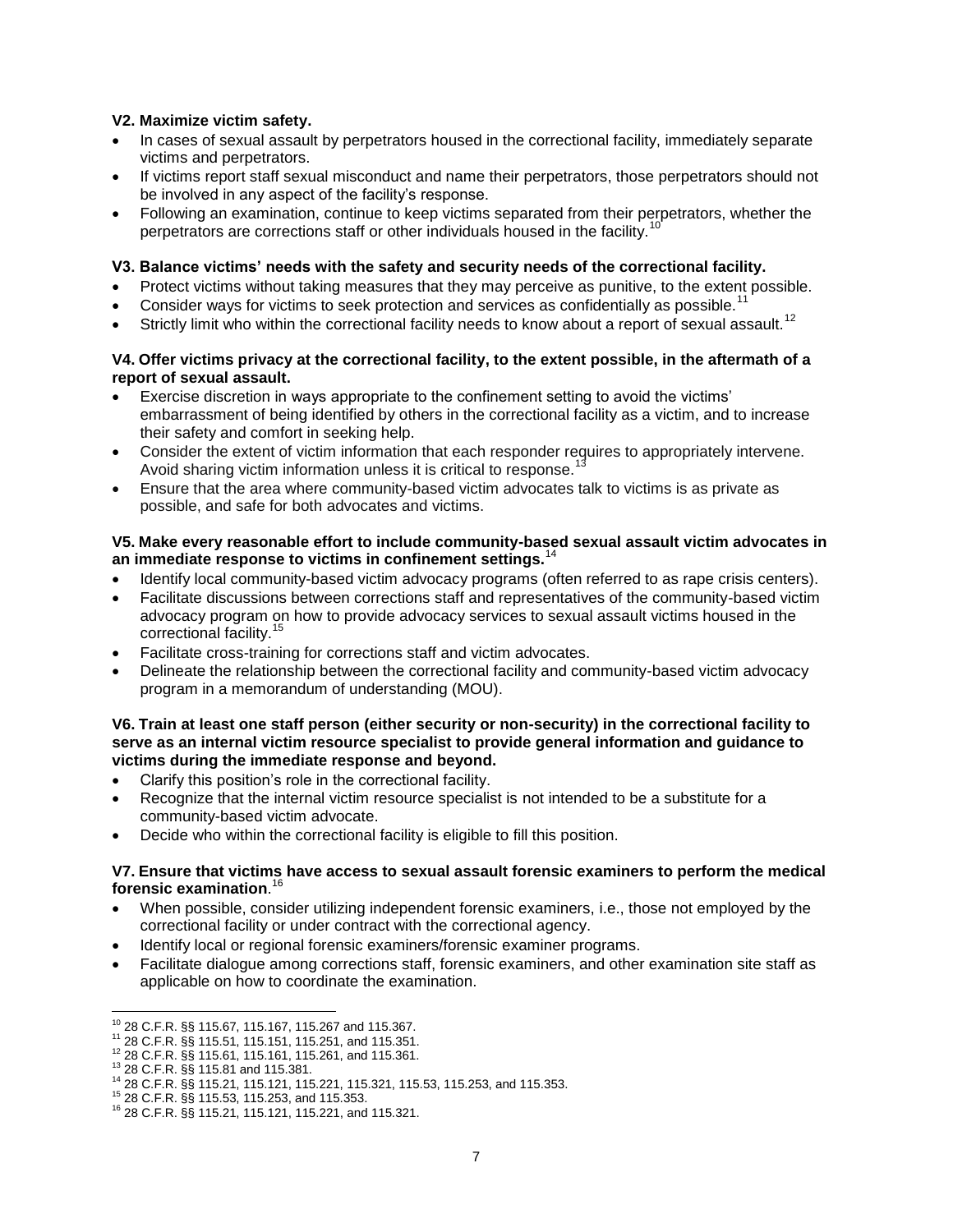**V2. Maximize victim safety.**

- In cases of sexual assault by perpetrators housed in the correctional facility, immediately separate victims and perpetrators.
- If victims report staff sexual misconduct and name their perpetrators, those perpetrators should not be involved in any aspect of the facility's response.
- Following an examination, continue to keep victims separated from their perpetrators, whether the perpetrators are corrections staff or other individuals housed in the facility.[10]

**V3. Balance victims' needs with the safety and security needs of the correctional facility.**

- Protect victims without taking measures that they may perceive as punitive, to the extent possible.
- Consider ways for victims to seek protection and services as confidentially as possible.[11]
- Strictly limit who within the correctional facility needs to know about a report of sexual assault.[12]

**V4. Offer victims privacy at the correctional facility, to the extent possible, in the aftermath of a report of sexual assault.**

- Exercise discretion in ways appropriate to the confinement setting to avoid the victims' embarrassment of being identified by others in the correctional facility as a victim, and to increase their safety and comfort in seeking help.
- Consider the extent of victim information that each responder requires to appropriately intervene. Avoid sharing victim information unless it is critical to response.[13]
- Ensure that the area where community-based victim advocates talk to victims is as private as possible, and safe for both advocates and victims.

**V5. Make every reasonable effort to include community-based sexual assault victim advocates in an immediate response to victims in confinement settings.**[14]

- Identify local community-based victim advocacy programs (often referred to as rape crisis centers).
- Facilitate discussions between corrections staff and representatives of the community-based victim advocacy program on how to provide advocacy services to sexual assault victims housed in the correctional facility.[15]
- Facilitate cross-training for corrections staff and victim advocates.
- Delineate the relationship between the correctional facility and community-based victim advocacy program in a memorandum of understanding (MOU).

**V6. Train at least one staff person (either security or non-security) in the correctional facility to serve as an internal victim resource specialist to provide general information and guidance to victims during the immediate response and beyond.**

- Clarify this position's role in the correctional facility.
- Recognize that the internal victim resource specialist is not intended to be a substitute for a community-based victim advocate.
- Decide who within the correctional facility is eligible to fill this position.

**V7. Ensure that victims have access to sexual assault forensic examiners to perform the medical forensic examination**.[16]

- When possible, consider utilizing independent forensic examiners, i.e., those not employed by the correctional facility or under contract with the correctional agency.
- Identify local or regional forensic examiners/forensic examiner programs.
- Facilitate dialogue among corrections staff, forensic examiners, and other examination site staff as applicable on how to coordinate the examination.

---

[10] 28 C.F.R. §§ 115.67, 115.167, 115.267 and 115.367.

[11] 28 C.F.R. §§ 115.51, 115.151, 115.251, and 115.351.

[12] 28 C.F.R. §§ 115.61, 115.161, 115.261, and 115.361.

[13] 28 C.F.R. §§ 115.81 and 115.381.

[14] 28 C.F.R. §§ 115.21, 115.121, 115.221, 115.321, 115.53, 115.253, and 115.353.

[15] 28 C.F.R. §§ 115.53, 115.253, and 115.353.

[16] 28 C.F.R. §§ 115.21, 115.121, 115.221, and 115.321.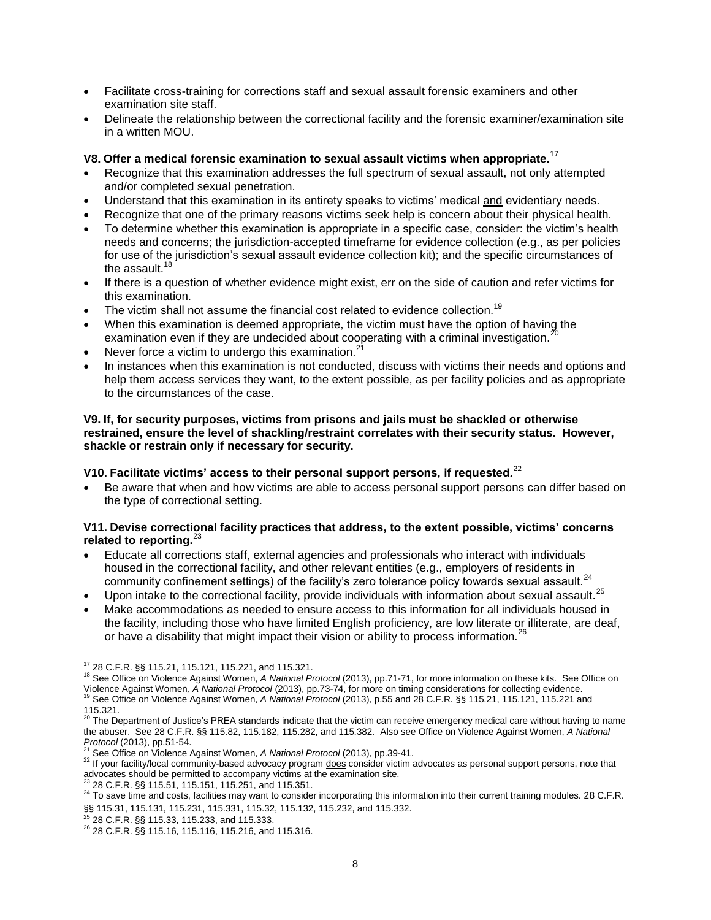- Facilitate cross-training for corrections staff and sexual assault forensic examiners and other examination site staff.
- Delineate the relationship between the correctional facility and the forensic examiner/examination site in a written MOU.

**V8. Offer a medical forensic examination to sexual assault victims when appropriate.**[17]

- Recognize that this examination addresses the full spectrum of sexual assault, not only attempted and/or completed sexual penetration.
- Understand that this examination in its entirety speaks to victims' medical and evidentiary needs.
- Recognize that one of the primary reasons victims seek help is concern about their physical health.
- To determine whether this examination is appropriate in a specific case, consider: the victim's health needs and concerns; the jurisdiction-accepted timeframe for evidence collection (e.g., as per policies for use of the jurisdiction's sexual assault evidence collection kit); and the specific circumstances of the assault.[18]
- If there is a question of whether evidence might exist, err on the side of caution and refer victims for this examination.
- The victim shall not assume the financial cost related to evidence collection.[19]
- When this examination is deemed appropriate, the victim must have the option of having the examination even if they are undecided about cooperating with a criminal investigation.[20]
- Never force a victim to undergo this examination.[21]
- In instances when this examination is not conducted, discuss with victims their needs and options and help them access services they want, to the extent possible, as per facility policies and as appropriate to the circumstances of the case.

**V9. If, for security purposes, victims from prisons and jails must be shackled or otherwise restrained, ensure the level of shackling/restraint correlates with their security status. However, shackle or restrain only if necessary for security.**

**V10. Facilitate victims' access to their personal support persons, if requested.**[22]

- Be aware that when and how victims are able to access personal support persons can differ based on the type of correctional setting.

**V11. Devise correctional facility practices that address, to the extent possible, victims' concerns related to reporting.**[23]

- Educate all corrections staff, external agencies and professionals who interact with individuals housed in the correctional facility, and other relevant entities (e.g., employers of residents in community confinement settings) of the facility's zero tolerance policy towards sexual assault.[24]
- Upon intake to the correctional facility, provide individuals with information about sexual assault.[25]
- Make accommodations as needed to ensure access to this information for all individuals housed in the facility, including those who have limited English proficiency, are low literate or illiterate, are deaf, or have a disability that might impact their vision or ability to process information.[26]

---

[17] 28 C.F.R. §§ 115.21, 115.121, 115.221, and 115.321.

[18] See Office on Violence Against Women, *A National Protocol* (2013), pp.71-71, for more information on these kits. See Office on Violence Against Women, *A National Protocol* (2013), pp.73-74, for more on timing considerations for collecting evidence.

[19] See Office on Violence Against Women, *A National Protocol* (2013), p.55 and 28 C.F.R. §§ 115.21, 115.121, 115.221 and 115.321.

[20] The Department of Justice's PREA standards indicate that the victim can receive emergency medical care without having to name the abuser. See 28 C.F.R. §§ 115.82, 115.182, 115.282, and 115.382. Also see Office on Violence Against Women, *A National Protocol* (2013), pp.51-54.

[21] See Office on Violence Against Women, *A National Protocol* (2013), pp.39-41.

[22] If your facility/local community-based advocacy program does consider victim advocates as personal support persons, note that advocates should be permitted to accompany victims at the examination site.

[23] 28 C.F.R. §§ 115.51, 115.151, 115.251, and 115.351.

[24] To save time and costs, facilities may want to consider incorporating this information into their current training modules. 28 C.F.R. §§ 115.31, 115.131, 115.231, 115.331, 115.32, 115.132, 115.232, and 115.332.

[25] 28 C.F.R. §§ 115.33, 115.233, and 115.333.

[26] 28 C.F.R. §§ 115.16, 115.116, 115.216, and 115.316.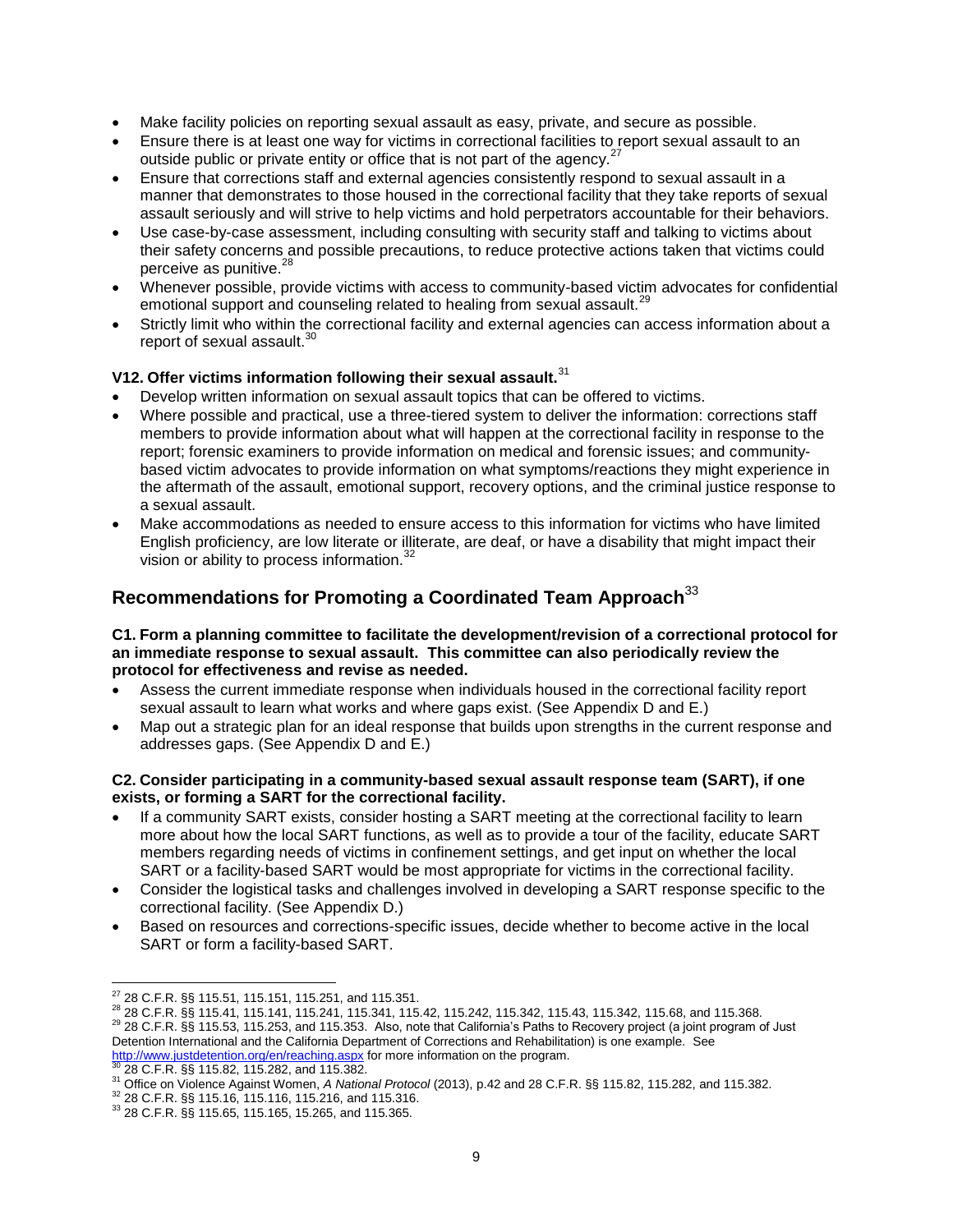- Make facility policies on reporting sexual assault as easy, private, and secure as possible.
- Ensure there is at least one way for victims in correctional facilities to report sexual assault to an outside public or private entity or office that is not part of the agency.[27]
- Ensure that corrections staff and external agencies consistently respond to sexual assault in a manner that demonstrates to those housed in the correctional facility that they take reports of sexual assault seriously and will strive to help victims and hold perpetrators accountable for their behaviors.
- Use case-by-case assessment, including consulting with security staff and talking to victims about their safety concerns and possible precautions, to reduce protective actions taken that victims could perceive as punitive.[28]
- Whenever possible, provide victims with access to community-based victim advocates for confidential emotional support and counseling related to healing from sexual assault.[29]
- Strictly limit who within the correctional facility and external agencies can access information about a report of sexual assault.[30]

**V12. Offer victims information following their sexual assault.**[31]

- Develop written information on sexual assault topics that can be offered to victims.
- Where possible and practical, use a three-tiered system to deliver the information: corrections staff members to provide information about what will happen at the correctional facility in response to the report; forensic examiners to provide information on medical and forensic issues; and community-based victim advocates to provide information on what symptoms/reactions they might experience in the aftermath of the assault, emotional support, recovery options, and the criminal justice response to a sexual assault.
- Make accommodations as needed to ensure access to this information for victims who have limited English proficiency, are low literate or illiterate, are deaf, or have a disability that might impact their vision or ability to process information.[32]

## Recommendations for Promoting a Coordinated Team Approach[33]

**C1. Form a planning committee to facilitate the development/revision of a correctional protocol for an immediate response to sexual assault. This committee can also periodically review the protocol for effectiveness and revise as needed.**

- Assess the current immediate response when individuals housed in the correctional facility report sexual assault to learn what works and where gaps exist. (See Appendix D and E.)
- Map out a strategic plan for an ideal response that builds upon strengths in the current response and addresses gaps. (See Appendix D and E.)

**C2. Consider participating in a community-based sexual assault response team (SART), if one exists, or forming a SART for the correctional facility.**

- If a community SART exists, consider hosting a SART meeting at the correctional facility to learn more about how the local SART functions, as well as to provide a tour of the facility, educate SART members regarding needs of victims in confinement settings, and get input on whether the local SART or a facility-based SART would be most appropriate for victims in the correctional facility.
- Consider the logistical tasks and challenges involved in developing a SART response specific to the correctional facility. (See Appendix D.)
- Based on resources and corrections-specific issues, decide whether to become active in the local SART or form a facility-based SART.

---

[27] 28 C.F.R. §§ 115.51, 115.151, 115.251, and 115.351.

[28] 28 C.F.R. §§ 115.41, 115.141, 115.241, 115.341, 115.42, 115.242, 115.342, 115.43, 115.342, 115.68, and 115.368.

[29] 28 C.F.R. §§ 115.53, 115.253, and 115.353. Also, note that California's Paths to Recovery project (a joint program of Just Detention International and the California Department of Corrections and Rehabilitation) is one example. See http://www.justdetention.org/en/reaching.aspx for more information on the program.

[30] 28 C.F.R. §§ 115.82, 115.282, and 115.382.

[31] Office on Violence Against Women, *A National Protocol* (2013), p.42 and 28 C.F.R. §§ 115.82, 115.282, and 115.382.

[32] 28 C.F.R. §§ 115.16, 115.116, 115.216, and 115.316.

[33] 28 C.F.R. §§ 115.65, 115.165, 15.265, and 115.365.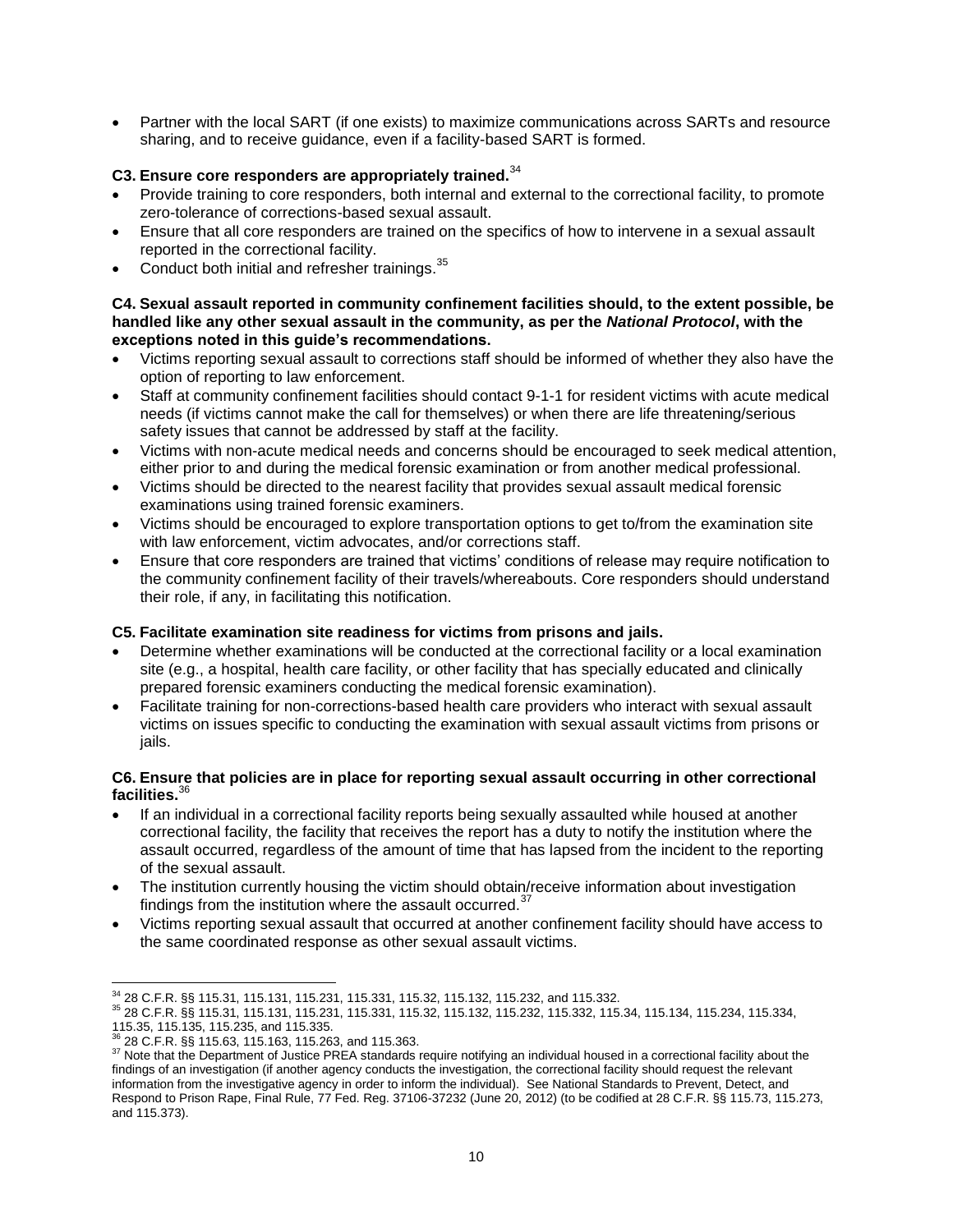- Partner with the local SART (if one exists) to maximize communications across SARTs and resource sharing, and to receive guidance, even if a facility-based SART is formed.

**C3. Ensure core responders are appropriately trained.**[34]

- Provide training to core responders, both internal and external to the correctional facility, to promote zero-tolerance of corrections-based sexual assault.
- Ensure that all core responders are trained on the specifics of how to intervene in a sexual assault reported in the correctional facility.
- Conduct both initial and refresher trainings.[35]

**C4. Sexual assault reported in community confinement facilities should, to the extent possible, be handled like any other sexual assault in the community, as per the *National Protocol*, with the exceptions noted in this guide's recommendations.**

- Victims reporting sexual assault to corrections staff should be informed of whether they also have the option of reporting to law enforcement.
- Staff at community confinement facilities should contact 9-1-1 for resident victims with acute medical needs (if victims cannot make the call for themselves) or when there are life threatening/serious safety issues that cannot be addressed by staff at the facility.
- Victims with non-acute medical needs and concerns should be encouraged to seek medical attention, either prior to and during the medical forensic examination or from another medical professional.
- Victims should be directed to the nearest facility that provides sexual assault medical forensic examinations using trained forensic examiners.
- Victims should be encouraged to explore transportation options to get to/from the examination site with law enforcement, victim advocates, and/or corrections staff.
- Ensure that core responders are trained that victims' conditions of release may require notification to the community confinement facility of their travels/whereabouts. Core responders should understand their role, if any, in facilitating this notification.

**C5. Facilitate examination site readiness for victims from prisons and jails.**

- Determine whether examinations will be conducted at the correctional facility or a local examination site (e.g., a hospital, health care facility, or other facility that has specially educated and clinically prepared forensic examiners conducting the medical forensic examination).
- Facilitate training for non-corrections-based health care providers who interact with sexual assault victims on issues specific to conducting the examination with sexual assault victims from prisons or jails.

**C6. Ensure that policies are in place for reporting sexual assault occurring in other correctional facilities.**[36]

- If an individual in a correctional facility reports being sexually assaulted while housed at another correctional facility, the facility that receives the report has a duty to notify the institution where the assault occurred, regardless of the amount of time that has lapsed from the incident to the reporting of the sexual assault.
- The institution currently housing the victim should obtain/receive information about investigation findings from the institution where the assault occurred.[37]
- Victims reporting sexual assault that occurred at another confinement facility should have access to the same coordinated response as other sexual assault victims.

---

[34] 28 C.F.R. §§ 115.31, 115.131, 115.231, 115.331, 115.32, 115.132, 115.232, and 115.332.

[35] 28 C.F.R. §§ 115.31, 115.131, 115.231, 115.331, 115.32, 115.132, 115.232, 115.332, 115.34, 115.134, 115.234, 115.334, 115.35, 115.135, 115.235, and 115.335.

[36] 28 C.F.R. §§ 115.63, 115.163, 115.263, and 115.363.

[37] Note that the Department of Justice PREA standards require notifying an individual housed in a correctional facility about the findings of an investigation (if another agency conducts the investigation, the correctional facility should request the relevant information from the investigative agency in order to inform the individual). See National Standards to Prevent, Detect, and Respond to Prison Rape, Final Rule, 77 Fed. Reg. 37106-37232 (June 20, 2012) (to be codified at 28 C.F.R. §§ 115.73, 115.273, and 115.373).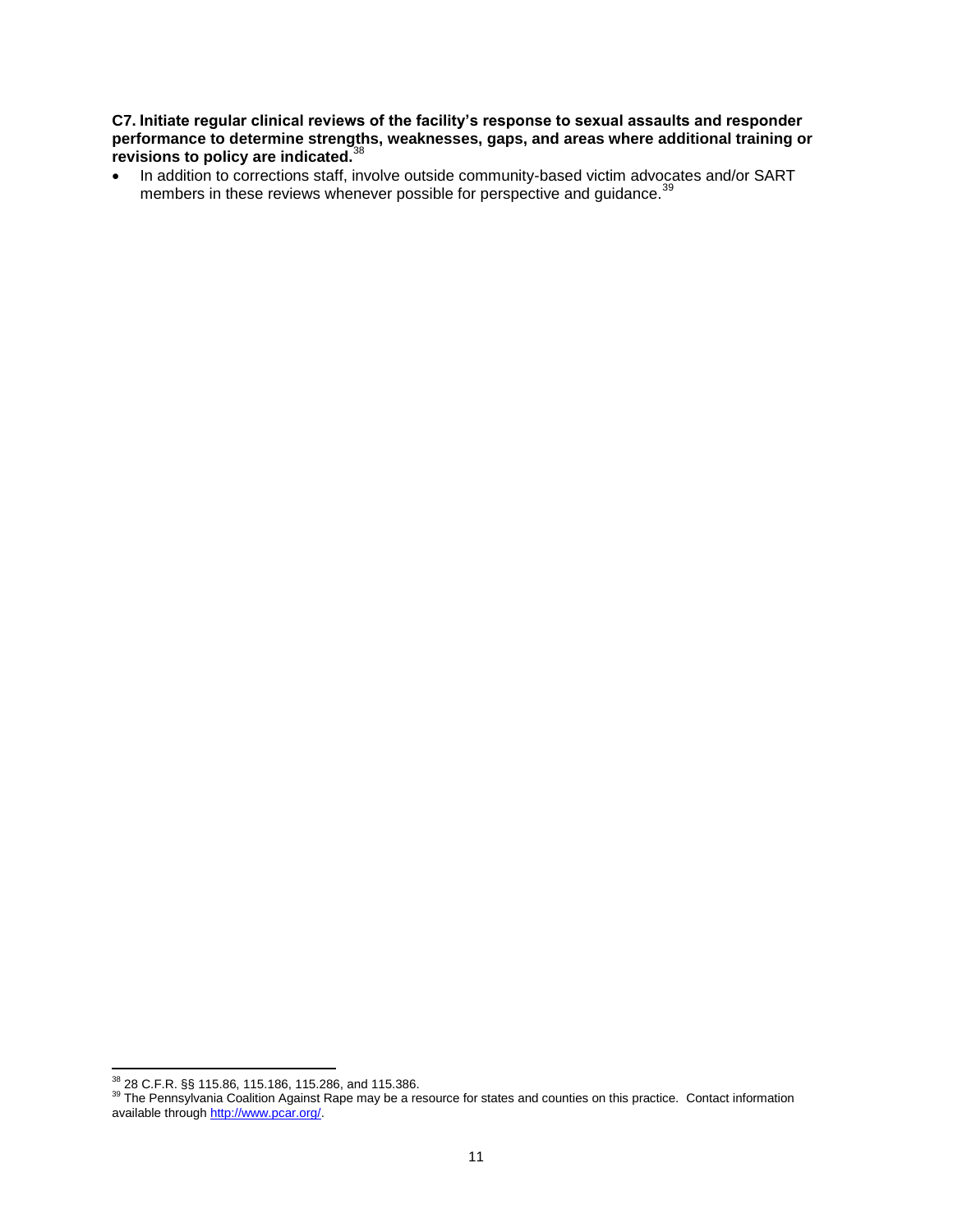**C7. Initiate regular clinical reviews of the facility's response to sexual assaults and responder performance to determine strengths, weaknesses, gaps, and areas where additional training or revisions to policy are indicated.**[38]

- In addition to corrections staff, involve outside community-based victim advocates and/or SART members in these reviews whenever possible for perspective and guidance.[39]

---

[38] 28 C.F.R. §§ 115.86, 115.186, 115.286, and 115.386.

[39] The Pennsylvania Coalition Against Rape may be a resource for states and counties on this practice. Contact information available through http://www.pcar.org/.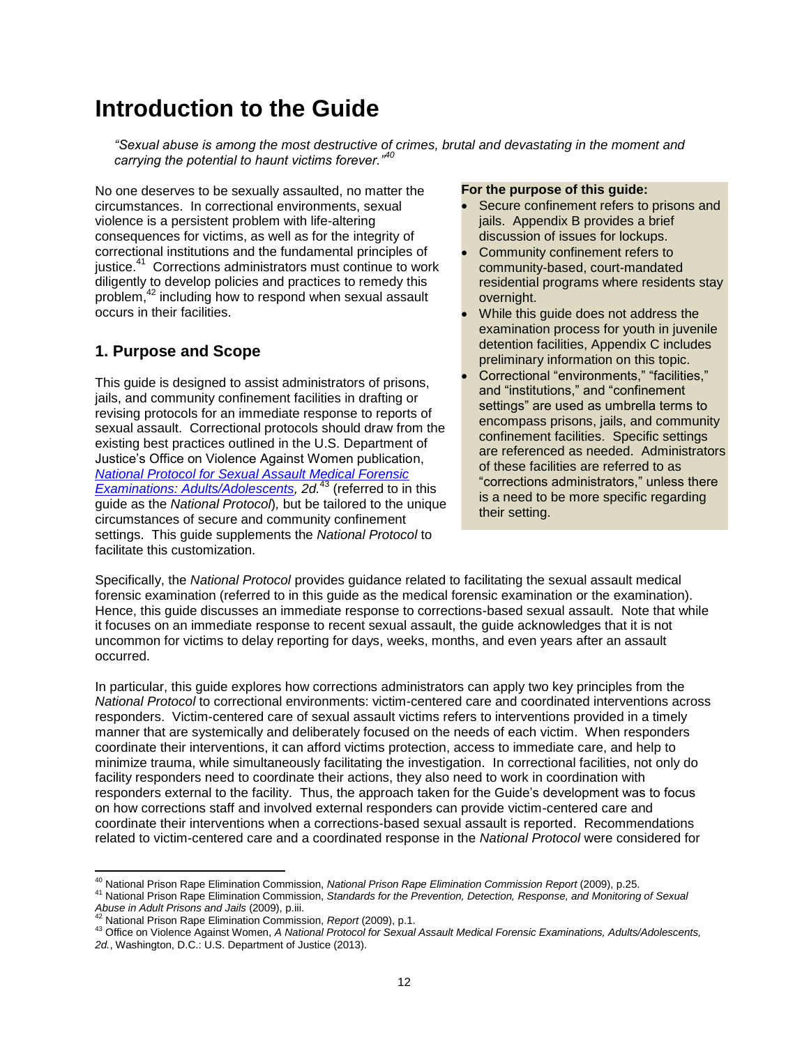# Introduction to the Guide

*"Sexual abuse is among the most destructive of crimes, brutal and devastating in the moment and carrying the potential to haunt victims forever."*[40]

No one deserves to be sexually assaulted, no matter the circumstances. In correctional environments, sexual violence is a persistent problem with life-altering consequences for victims, as well as for the integrity of correctional institutions and the fundamental principles of justice.[41] Corrections administrators must continue to work diligently to develop policies and practices to remedy this problem,[42] including how to respond when sexual assault occurs in their facilities.

## 1. Purpose and Scope

This guide is designed to assist administrators of prisons, jails, and community confinement facilities in drafting or revising protocols for an immediate response to reports of sexual assault. Correctional protocols should draw from the existing best practices outlined in the U.S. Department of Justice's Office on Violence Against Women publication, *National Protocol for Sexual Assault Medical Forensic Examinations: Adults/Adolescents, 2d.*[43] (referred to in this guide as the *National Protocol*), but be tailored to the unique circumstances of secure and community confinement settings. This guide supplements the *National Protocol* to facilitate this customization.

**For the purpose of this guide:**

- Secure confinement refers to prisons and jails. Appendix B provides a brief discussion of issues for lockups.
- Community confinement refers to community-based, court-mandated residential programs where residents stay overnight.
- While this guide does not address the examination process for youth in juvenile detention facilities, Appendix C includes preliminary information on this topic.
- Correctional "environments," "facilities," and "institutions," and "confinement settings" are used as umbrella terms to encompass prisons, jails, and community confinement facilities. Specific settings are referenced as needed. Administrators of these facilities are referred to as "corrections administrators," unless there is a need to be more specific regarding their setting.

Specifically, the *National Protocol* provides guidance related to facilitating the sexual assault medical forensic examination (referred to in this guide as the medical forensic examination or the examination). Hence, this guide discusses an immediate response to corrections-based sexual assault. Note that while it focuses on an immediate response to recent sexual assault, the guide acknowledges that it is not uncommon for victims to delay reporting for days, weeks, months, and even years after an assault occurred.

In particular, this guide explores how corrections administrators can apply two key principles from the *National Protocol* to correctional environments: victim-centered care and coordinated interventions across responders. Victim-centered care of sexual assault victims refers to interventions provided in a timely manner that are systemically and deliberately focused on the needs of each victim. When responders coordinate their interventions, it can afford victims protection, access to immediate care, and help to minimize trauma, while simultaneously facilitating the investigation. In correctional facilities, not only do facility responders need to coordinate their actions, they also need to work in coordination with responders external to the facility. Thus, the approach taken for the Guide's development was to focus on how corrections staff and involved external responders can provide victim-centered care and coordinate their interventions when a corrections-based sexual assault is reported. Recommendations related to victim-centered care and a coordinated response in the *National Protocol* were considered for

---

[40] National Prison Rape Elimination Commission, *National Prison Rape Elimination Commission Report* (2009), p.25.

[41] National Prison Rape Elimination Commission, *Standards for the Prevention, Detection, Response, and Monitoring of Sexual Abuse in Adult Prisons and Jails* (2009), p.iii.

[42] National Prison Rape Elimination Commission, *Report* (2009), p.1.

[43] Office on Violence Against Women, *A National Protocol for Sexual Assault Medical Forensic Examinations, Adults/Adolescents, 2d.*, Washington, D.C.: U.S. Department of Justice (2013).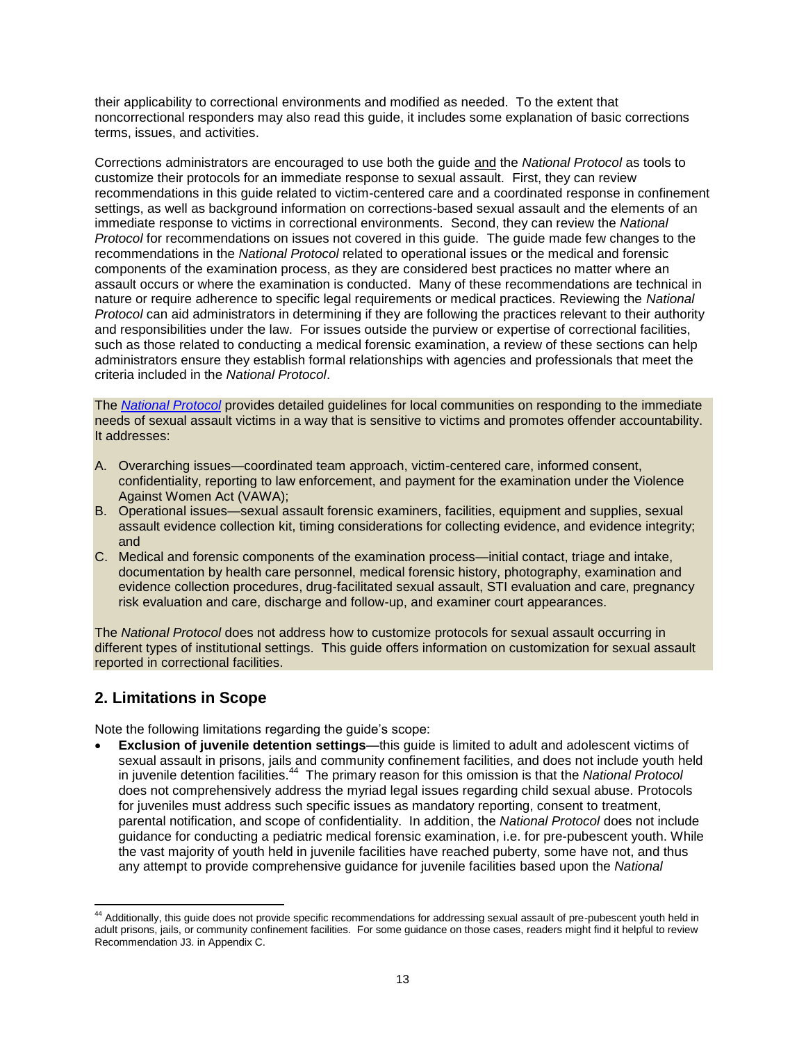their applicability to correctional environments and modified as needed. To the extent that noncorrectional responders may also read this guide, it includes some explanation of basic corrections terms, issues, and activities.

Corrections administrators are encouraged to use both the guide and the *National Protocol* as tools to customize their protocols for an immediate response to sexual assault. First, they can review recommendations in this guide related to victim-centered care and a coordinated response in confinement settings, as well as background information on corrections-based sexual assault and the elements of an immediate response to victims in correctional environments. Second, they can review the *National Protocol* for recommendations on issues not covered in this guide. The guide made few changes to the recommendations in the *National Protocol* related to operational issues or the medical and forensic components of the examination process, as they are considered best practices no matter where an assault occurs or where the examination is conducted. Many of these recommendations are technical in nature or require adherence to specific legal requirements or medical practices. Reviewing the *National Protocol* can aid administrators in determining if they are following the practices relevant to their authority and responsibilities under the law. For issues outside the purview or expertise of correctional facilities, such as those related to conducting a medical forensic examination, a review of these sections can help administrators ensure they establish formal relationships with agencies and professionals that meet the criteria included in the *National Protocol*.

The *National Protocol* provides detailed guidelines for local communities on responding to the immediate needs of sexual assault victims in a way that is sensitive to victims and promotes offender accountability. It addresses:

A. Overarching issues—coordinated team approach, victim-centered care, informed consent, confidentiality, reporting to law enforcement, and payment for the examination under the Violence Against Women Act (VAWA);
B. Operational issues—sexual assault forensic examiners, facilities, equipment and supplies, sexual assault evidence collection kit, timing considerations for collecting evidence, and evidence integrity; and
C. Medical and forensic components of the examination process—initial contact, triage and intake, documentation by health care personnel, medical forensic history, photography, examination and evidence collection procedures, drug-facilitated sexual assault, STI evaluation and care, pregnancy risk evaluation and care, discharge and follow-up, and examiner court appearances.

The *National Protocol* does not address how to customize protocols for sexual assault occurring in different types of institutional settings. This guide offers information on customization for sexual assault reported in correctional facilities.

## 2. Limitations in Scope

Note the following limitations regarding the guide's scope:

- **Exclusion of juvenile detention settings**—this guide is limited to adult and adolescent victims of sexual assault in prisons, jails and community confinement facilities, and does not include youth held in juvenile detention facilities.[44] The primary reason for this omission is that the *National Protocol* does not comprehensively address the myriad legal issues regarding child sexual abuse. Protocols for juveniles must address such specific issues as mandatory reporting, consent to treatment, parental notification, and scope of confidentiality. In addition, the *National Protocol* does not include guidance for conducting a pediatric medical forensic examination, i.e. for pre-pubescent youth. While the vast majority of youth held in juvenile facilities have reached puberty, some have not, and thus any attempt to provide comprehensive guidance for juvenile facilities based upon the *National*

[44] Additionally, this guide does not provide specific recommendations for addressing sexual assault of pre-pubescent youth held in adult prisons, jails, or community confinement facilities. For some guidance on those cases, readers might find it helpful to review Recommendation J3. in Appendix C.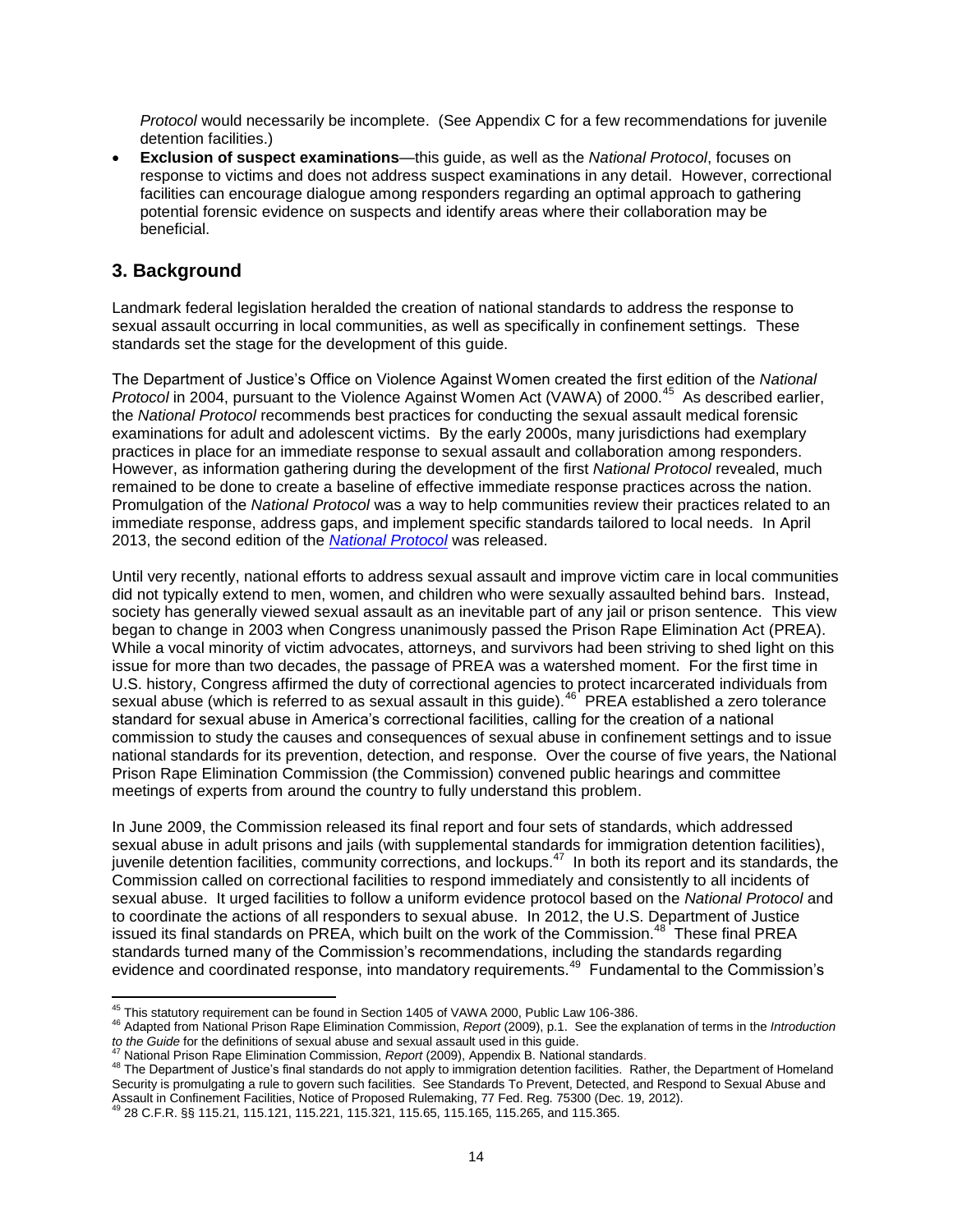*Protocol* would necessarily be incomplete. (See Appendix C for a few recommendations for juvenile detention facilities.)

- **Exclusion of suspect examinations**—this guide, as well as the *National Protocol*, focuses on response to victims and does not address suspect examinations in any detail. However, correctional facilities can encourage dialogue among responders regarding an optimal approach to gathering potential forensic evidence on suspects and identify areas where their collaboration may be beneficial.

## 3. Background

Landmark federal legislation heralded the creation of national standards to address the response to sexual assault occurring in local communities, as well as specifically in confinement settings. These standards set the stage for the development of this guide.

The Department of Justice's Office on Violence Against Women created the first edition of the *National Protocol* in 2004, pursuant to the Violence Against Women Act (VAWA) of 2000.[45] As described earlier, the *National Protocol* recommends best practices for conducting the sexual assault medical forensic examinations for adult and adolescent victims. By the early 2000s, many jurisdictions had exemplary practices in place for an immediate response to sexual assault and collaboration among responders. However, as information gathering during the development of the first *National Protocol* revealed, much remained to be done to create a baseline of effective immediate response practices across the nation. Promulgation of the *National Protocol* was a way to help communities review their practices related to an immediate response, address gaps, and implement specific standards tailored to local needs. In April 2013, the second edition of the *National Protocol* was released.

Until very recently, national efforts to address sexual assault and improve victim care in local communities did not typically extend to men, women, and children who were sexually assaulted behind bars. Instead, society has generally viewed sexual assault as an inevitable part of any jail or prison sentence. This view began to change in 2003 when Congress unanimously passed the Prison Rape Elimination Act (PREA). While a vocal minority of victim advocates, attorneys, and survivors had been striving to shed light on this issue for more than two decades, the passage of PREA was a watershed moment. For the first time in U.S. history, Congress affirmed the duty of correctional agencies to protect incarcerated individuals from sexual abuse (which is referred to as sexual assault in this guide).[46] PREA established a zero tolerance standard for sexual abuse in America's correctional facilities, calling for the creation of a national commission to study the causes and consequences of sexual abuse in confinement settings and to issue national standards for its prevention, detection, and response. Over the course of five years, the National Prison Rape Elimination Commission (the Commission) convened public hearings and committee meetings of experts from around the country to fully understand this problem.

In June 2009, the Commission released its final report and four sets of standards, which addressed sexual abuse in adult prisons and jails (with supplemental standards for immigration detention facilities), juvenile detention facilities, community corrections, and lockups.[47] In both its report and its standards, the Commission called on correctional facilities to respond immediately and consistently to all incidents of sexual abuse. It urged facilities to follow a uniform evidence protocol based on the *National Protocol* and to coordinate the actions of all responders to sexual abuse. In 2012, the U.S. Department of Justice issued its final standards on PREA, which built on the work of the Commission.[48] These final PREA standards turned many of the Commission's recommendations, including the standards regarding evidence and coordinated response, into mandatory requirements.[49] Fundamental to the Commission's

---

[45] This statutory requirement can be found in Section 1405 of VAWA 2000, Public Law 106-386.

[46] Adapted from National Prison Rape Elimination Commission, *Report* (2009), p.1. See the explanation of terms in the *Introduction to the Guide* for the definitions of sexual abuse and sexual assault used in this guide.

[47] National Prison Rape Elimination Commission, *Report* (2009), Appendix B. National standards.

[48] The Department of Justice's final standards do not apply to immigration detention facilities. Rather, the Department of Homeland Security is promulgating a rule to govern such facilities. See Standards To Prevent, Detected, and Respond to Sexual Abuse and Assault in Confinement Facilities, Notice of Proposed Rulemaking, 77 Fed. Reg. 75300 (Dec. 19, 2012).

[49] 28 C.F.R. §§ 115.21, 115.121, 115.221, 115.321, 115.65, 115.165, 115.265, and 115.365.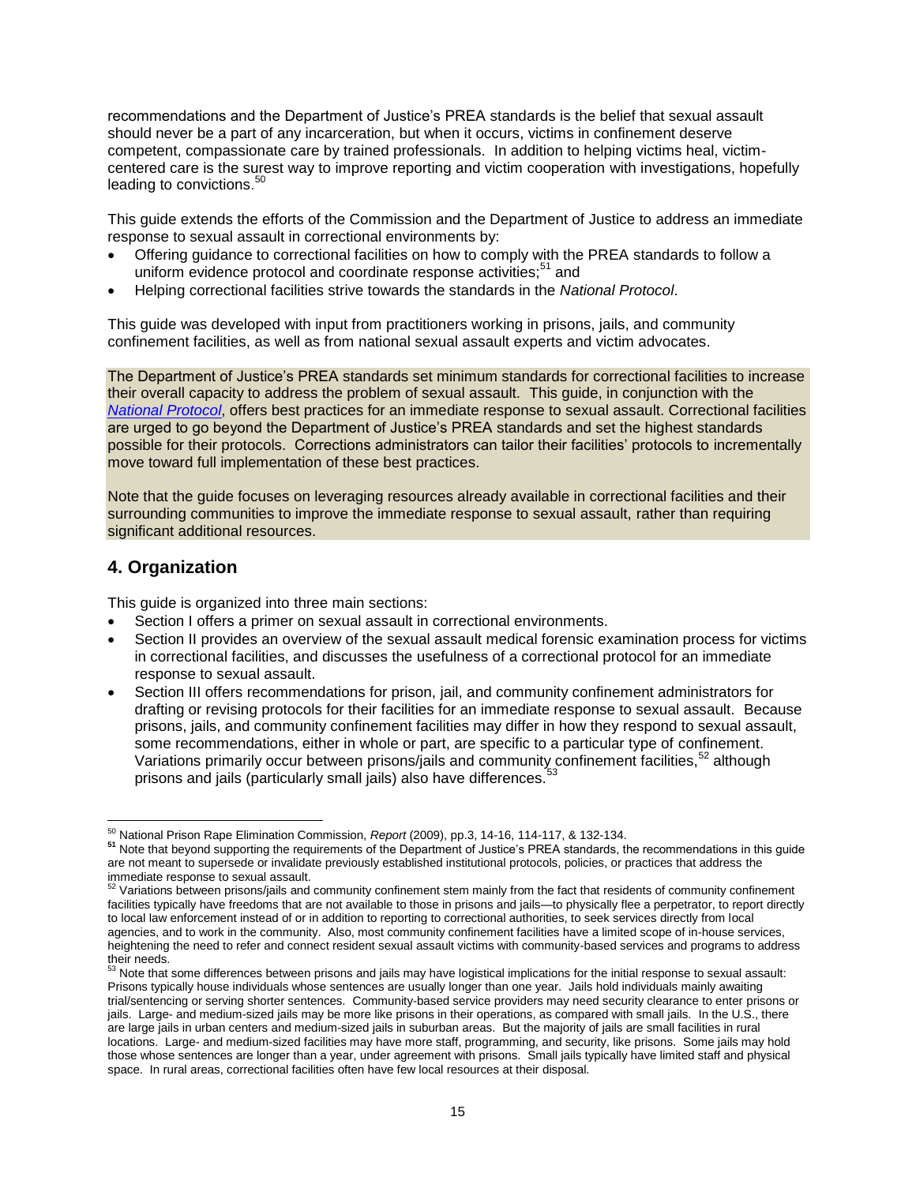recommendations and the Department of Justice's PREA standards is the belief that sexual assault should never be a part of any incarceration, but when it occurs, victims in confinement deserve competent, compassionate care by trained professionals. In addition to helping victims heal, victim-centered care is the surest way to improve reporting and victim cooperation with investigations, hopefully leading to convictions.[50]

This guide extends the efforts of the Commission and the Department of Justice to address an immediate response to sexual assault in correctional environments by:

- Offering guidance to correctional facilities on how to comply with the PREA standards to follow a uniform evidence protocol and coordinate response activities;[51] and
- Helping correctional facilities strive towards the standards in the *National Protocol*.

This guide was developed with input from practitioners working in prisons, jails, and community confinement facilities, as well as from national sexual assault experts and victim advocates.

The Department of Justice's PREA standards set minimum standards for correctional facilities to increase their overall capacity to address the problem of sexual assault. This guide, in conjunction with the *National Protocol*, offers best practices for an immediate response to sexual assault. Correctional facilities are urged to go beyond the Department of Justice's PREA standards and set the highest standards possible for their protocols. Corrections administrators can tailor their facilities' protocols to incrementally move toward full implementation of these best practices.

Note that the guide focuses on leveraging resources already available in correctional facilities and their surrounding communities to improve the immediate response to sexual assault, rather than requiring significant additional resources.

## 4. Organization

This guide is organized into three main sections:

- Section I offers a primer on sexual assault in correctional environments.
- Section II provides an overview of the sexual assault medical forensic examination process for victims in correctional facilities, and discusses the usefulness of a correctional protocol for an immediate response to sexual assault.
- Section III offers recommendations for prison, jail, and community confinement administrators for drafting or revising protocols for their facilities for an immediate response to sexual assault. Because prisons, jails, and community confinement facilities may differ in how they respond to sexual assault, some recommendations, either in whole or part, are specific to a particular type of confinement. Variations primarily occur between prisons/jails and community confinement facilities,[52] although prisons and jails (particularly small jails) also have differences.[53]

---

[50] National Prison Rape Elimination Commission, *Report* (2009), pp.3, 14-16, 114-117, & 132-134.

[51] Note that beyond supporting the requirements of the Department of Justice's PREA standards, the recommendations in this guide are not meant to supersede or invalidate previously established institutional protocols, policies, or practices that address the immediate response to sexual assault.

[52] Variations between prisons/jails and community confinement stem mainly from the fact that residents of community confinement facilities typically have freedoms that are not available to those in prisons and jails—to physically flee a perpetrator, to report directly to local law enforcement instead of or in addition to reporting to correctional authorities, to seek services directly from local agencies, and to work in the community. Also, most community confinement facilities have a limited scope of in-house services, heightening the need to refer and connect resident sexual assault victims with community-based services and programs to address their needs.

[53] Note that some differences between prisons and jails may have logistical implications for the initial response to sexual assault: Prisons typically house individuals whose sentences are usually longer than one year. Jails hold individuals mainly awaiting trial/sentencing or serving shorter sentences. Community-based service providers may need security clearance to enter prisons or jails. Large- and medium-sized jails may be more like prisons in their operations, as compared with small jails. In the U.S., there are large jails in urban centers and medium-sized jails in suburban areas. But the majority of jails are small facilities in rural locations. Large- and medium-sized facilities may have more staff, programming, and security, like prisons. Some jails may hold those whose sentences are longer than a year, under agreement with prisons. Small jails typically have limited staff and physical space. In rural areas, correctional facilities often have few local resources at their disposal.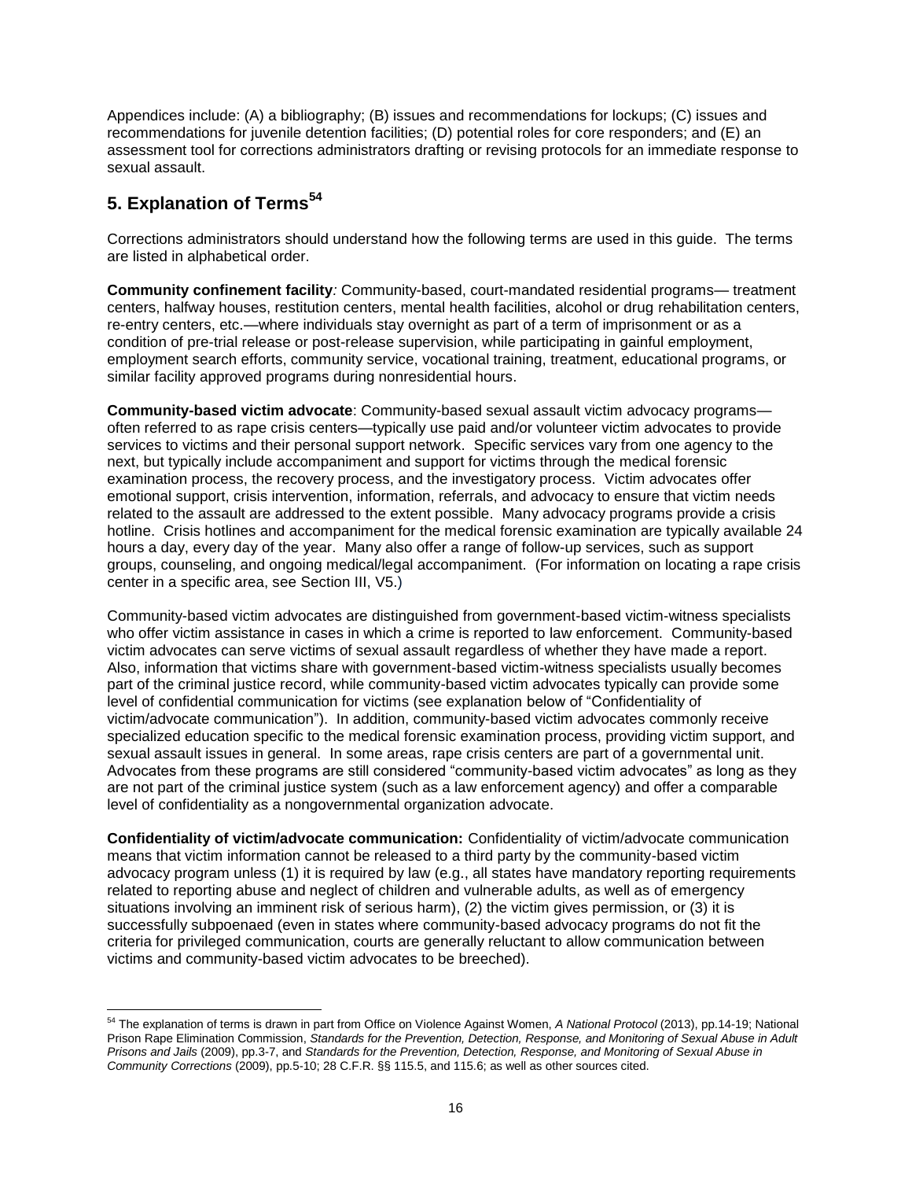Appendices include: (A) a bibliography; (B) issues and recommendations for lockups; (C) issues and recommendations for juvenile detention facilities; (D) potential roles for core responders; and (E) an assessment tool for corrections administrators drafting or revising protocols for an immediate response to sexual assault.

## 5. Explanation of Terms[54]

Corrections administrators should understand how the following terms are used in this guide. The terms are listed in alphabetical order.

**Community confinement facility***:* Community-based, court-mandated residential programs— treatment centers, halfway houses, restitution centers, mental health facilities, alcohol or drug rehabilitation centers, re-entry centers, etc.—where individuals stay overnight as part of a term of imprisonment or as a condition of pre-trial release or post-release supervision, while participating in gainful employment, employment search efforts, community service, vocational training, treatment, educational programs, or similar facility approved programs during nonresidential hours.

**Community-based victim advocate**: Community-based sexual assault victim advocacy programs—often referred to as rape crisis centers—typically use paid and/or volunteer victim advocates to provide services to victims and their personal support network. Specific services vary from one agency to the next, but typically include accompaniment and support for victims through the medical forensic examination process, the recovery process, and the investigatory process. Victim advocates offer emotional support, crisis intervention, information, referrals, and advocacy to ensure that victim needs related to the assault are addressed to the extent possible. Many advocacy programs provide a crisis hotline. Crisis hotlines and accompaniment for the medical forensic examination are typically available 24 hours a day, every day of the year. Many also offer a range of follow-up services, such as support groups, counseling, and ongoing medical/legal accompaniment. (For information on locating a rape crisis center in a specific area, see Section III, V5.)

Community-based victim advocates are distinguished from government-based victim-witness specialists who offer victim assistance in cases in which a crime is reported to law enforcement. Community-based victim advocates can serve victims of sexual assault regardless of whether they have made a report. Also, information that victims share with government-based victim-witness specialists usually becomes part of the criminal justice record, while community-based victim advocates typically can provide some level of confidential communication for victims (see explanation below of "Confidentiality of victim/advocate communication"). In addition, community-based victim advocates commonly receive specialized education specific to the medical forensic examination process, providing victim support, and sexual assault issues in general. In some areas, rape crisis centers are part of a governmental unit. Advocates from these programs are still considered "community-based victim advocates" as long as they are not part of the criminal justice system (such as a law enforcement agency) and offer a comparable level of confidentiality as a nongovernmental organization advocate.

**Confidentiality of victim/advocate communication:** Confidentiality of victim/advocate communication means that victim information cannot be released to a third party by the community-based victim advocacy program unless (1) it is required by law (e.g., all states have mandatory reporting requirements related to reporting abuse and neglect of children and vulnerable adults, as well as of emergency situations involving an imminent risk of serious harm), (2) the victim gives permission, or (3) it is successfully subpoenaed (even in states where community-based advocacy programs do not fit the criteria for privileged communication, courts are generally reluctant to allow communication between victims and community-based victim advocates to be breeched).

---

[54] The explanation of terms is drawn in part from Office on Violence Against Women, *A National Protocol* (2013), pp.14-19; National Prison Rape Elimination Commission, *Standards for the Prevention, Detection, Response, and Monitoring of Sexual Abuse in Adult Prisons and Jails* (2009), pp.3-7, and *Standards for the Prevention, Detection, Response, and Monitoring of Sexual Abuse in Community Corrections* (2009), pp.5-10; 28 C.F.R. §§ 115.5, and 115.6; as well as other sources cited.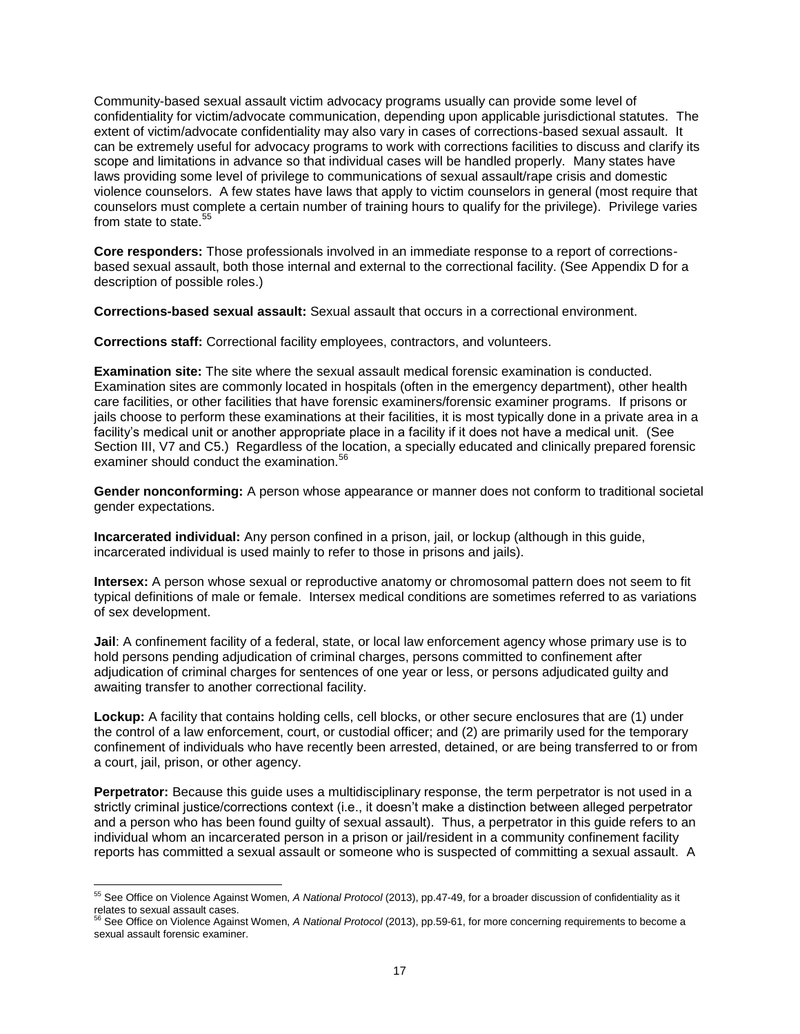Community-based sexual assault victim advocacy programs usually can provide some level of confidentiality for victim/advocate communication, depending upon applicable jurisdictional statutes. The extent of victim/advocate confidentiality may also vary in cases of corrections-based sexual assault. It can be extremely useful for advocacy programs to work with corrections facilities to discuss and clarify its scope and limitations in advance so that individual cases will be handled properly. Many states have laws providing some level of privilege to communications of sexual assault/rape crisis and domestic violence counselors. A few states have laws that apply to victim counselors in general (most require that counselors must complete a certain number of training hours to qualify for the privilege). Privilege varies from state to state.[55]

**Core responders:** Those professionals involved in an immediate response to a report of corrections-based sexual assault, both those internal and external to the correctional facility. (See Appendix D for a description of possible roles.)

**Corrections-based sexual assault:** Sexual assault that occurs in a correctional environment.

**Corrections staff:** Correctional facility employees, contractors, and volunteers.

**Examination site:** The site where the sexual assault medical forensic examination is conducted. Examination sites are commonly located in hospitals (often in the emergency department), other health care facilities, or other facilities that have forensic examiners/forensic examiner programs. If prisons or jails choose to perform these examinations at their facilities, it is most typically done in a private area in a facility's medical unit or another appropriate place in a facility if it does not have a medical unit. (See Section III, V7 and C5.) Regardless of the location, a specially educated and clinically prepared forensic examiner should conduct the examination.[56]

**Gender nonconforming:** A person whose appearance or manner does not conform to traditional societal gender expectations.

**Incarcerated individual:** Any person confined in a prison, jail, or lockup (although in this guide, incarcerated individual is used mainly to refer to those in prisons and jails).

**Intersex:** A person whose sexual or reproductive anatomy or chromosomal pattern does not seem to fit typical definitions of male or female. Intersex medical conditions are sometimes referred to as variations of sex development.

**Jail**: A confinement facility of a federal, state, or local law enforcement agency whose primary use is to hold persons pending adjudication of criminal charges, persons committed to confinement after adjudication of criminal charges for sentences of one year or less, or persons adjudicated guilty and awaiting transfer to another correctional facility.

**Lockup:** A facility that contains holding cells, cell blocks, or other secure enclosures that are (1) under the control of a law enforcement, court, or custodial officer; and (2) are primarily used for the temporary confinement of individuals who have recently been arrested, detained, or are being transferred to or from a court, jail, prison, or other agency.

**Perpetrator:** Because this guide uses a multidisciplinary response, the term perpetrator is not used in a strictly criminal justice/corrections context (i.e., it doesn't make a distinction between alleged perpetrator and a person who has been found guilty of sexual assault). Thus, a perpetrator in this guide refers to an individual whom an incarcerated person in a prison or jail/resident in a community confinement facility reports has committed a sexual assault or someone who is suspected of committing a sexual assault. A

---

[55] See Office on Violence Against Women, *A National Protocol* (2013), pp.47-49, for a broader discussion of confidentiality as it relates to sexual assault cases.

[56] See Office on Violence Against Women, *A National Protocol* (2013), pp.59-61, for more concerning requirements to become a sexual assault forensic examiner.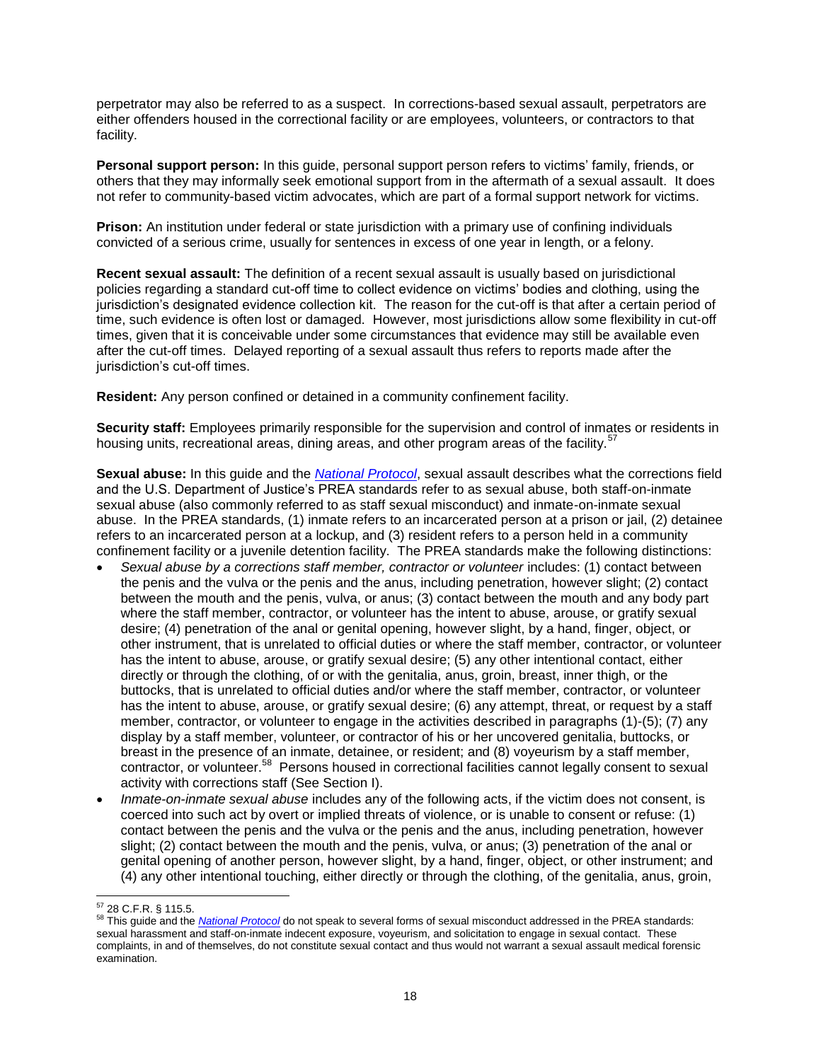perpetrator may also be referred to as a suspect. In corrections-based sexual assault, perpetrators are either offenders housed in the correctional facility or are employees, volunteers, or contractors to that facility.

**Personal support person:** In this guide, personal support person refers to victims' family, friends, or others that they may informally seek emotional support from in the aftermath of a sexual assault. It does not refer to community-based victim advocates, which are part of a formal support network for victims.

**Prison:** An institution under federal or state jurisdiction with a primary use of confining individuals convicted of a serious crime, usually for sentences in excess of one year in length, or a felony.

**Recent sexual assault:** The definition of a recent sexual assault is usually based on jurisdictional policies regarding a standard cut-off time to collect evidence on victims' bodies and clothing, using the jurisdiction's designated evidence collection kit. The reason for the cut-off is that after a certain period of time, such evidence is often lost or damaged. However, most jurisdictions allow some flexibility in cut-off times, given that it is conceivable under some circumstances that evidence may still be available even after the cut-off times. Delayed reporting of a sexual assault thus refers to reports made after the jurisdiction's cut-off times.

**Resident:** Any person confined or detained in a community confinement facility.

**Security staff:** Employees primarily responsible for the supervision and control of inmates or residents in housing units, recreational areas, dining areas, and other program areas of the facility.[57]

**Sexual abuse:** In this guide and the *National Protocol*, sexual assault describes what the corrections field and the U.S. Department of Justice's PREA standards refer to as sexual abuse, both staff-on-inmate sexual abuse (also commonly referred to as staff sexual misconduct) and inmate-on-inmate sexual abuse. In the PREA standards, (1) inmate refers to an incarcerated person at a prison or jail, (2) detainee refers to an incarcerated person at a lockup, and (3) resident refers to a person held in a community confinement facility or a juvenile detention facility. The PREA standards make the following distinctions:

- *Sexual abuse by a corrections staff member, contractor or volunteer* includes: (1) contact between the penis and the vulva or the penis and the anus, including penetration, however slight; (2) contact between the mouth and the penis, vulva, or anus; (3) contact between the mouth and any body part where the staff member, contractor, or volunteer has the intent to abuse, arouse, or gratify sexual desire; (4) penetration of the anal or genital opening, however slight, by a hand, finger, object, or other instrument, that is unrelated to official duties or where the staff member, contractor, or volunteer has the intent to abuse, arouse, or gratify sexual desire; (5) any other intentional contact, either directly or through the clothing, of or with the genitalia, anus, groin, breast, inner thigh, or the buttocks, that is unrelated to official duties and/or where the staff member, contractor, or volunteer has the intent to abuse, arouse, or gratify sexual desire; (6) any attempt, threat, or request by a staff member, contractor, or volunteer to engage in the activities described in paragraphs (1)-(5); (7) any display by a staff member, volunteer, or contractor of his or her uncovered genitalia, buttocks, or breast in the presence of an inmate, detainee, or resident; and (8) voyeurism by a staff member, contractor, or volunteer.[58] Persons housed in correctional facilities cannot legally consent to sexual activity with corrections staff (See Section I).
- *Inmate-on-inmate sexual abuse* includes any of the following acts, if the victim does not consent, is coerced into such act by overt or implied threats of violence, or is unable to consent or refuse: (1) contact between the penis and the vulva or the penis and the anus, including penetration, however slight; (2) contact between the mouth and the penis, vulva, or anus; (3) penetration of the anal or genital opening of another person, however slight, by a hand, finger, object, or other instrument; and (4) any other intentional touching, either directly or through the clothing, of the genitalia, anus, groin,

---

[57] 28 C.F.R. § 115.5.

[58] This guide and the *National Protocol* do not speak to several forms of sexual misconduct addressed in the PREA standards: sexual harassment and staff-on-inmate indecent exposure, voyeurism, and solicitation to engage in sexual contact. These complaints, in and of themselves, do not constitute sexual contact and thus would not warrant a sexual assault medical forensic examination.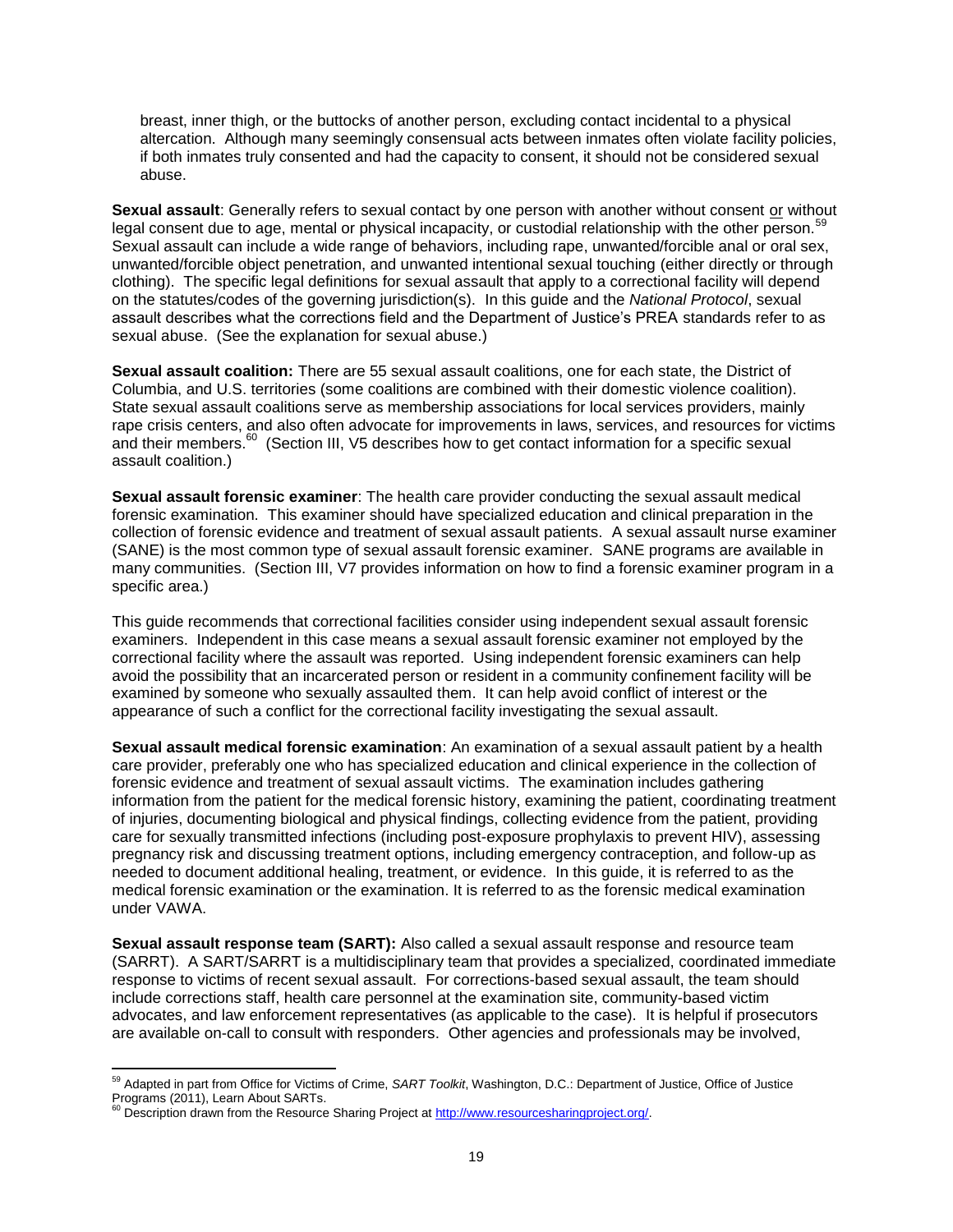breast, inner thigh, or the buttocks of another person, excluding contact incidental to a physical altercation. Although many seemingly consensual acts between inmates often violate facility policies, if both inmates truly consented and had the capacity to consent, it should not be considered sexual abuse.

**Sexual assault**: Generally refers to sexual contact by one person with another without consent or without legal consent due to age, mental or physical incapacity, or custodial relationship with the other person.[59] Sexual assault can include a wide range of behaviors, including rape, unwanted/forcible anal or oral sex, unwanted/forcible object penetration, and unwanted intentional sexual touching (either directly or through clothing). The specific legal definitions for sexual assault that apply to a correctional facility will depend on the statutes/codes of the governing jurisdiction(s). In this guide and the *National Protocol*, sexual assault describes what the corrections field and the Department of Justice's PREA standards refer to as sexual abuse. (See the explanation for sexual abuse.)

**Sexual assault coalition:** There are 55 sexual assault coalitions, one for each state, the District of Columbia, and U.S. territories (some coalitions are combined with their domestic violence coalition). State sexual assault coalitions serve as membership associations for local services providers, mainly rape crisis centers, and also often advocate for improvements in laws, services, and resources for victims and their members.[60] (Section III, V5 describes how to get contact information for a specific sexual assault coalition.)

**Sexual assault forensic examiner**: The health care provider conducting the sexual assault medical forensic examination. This examiner should have specialized education and clinical preparation in the collection of forensic evidence and treatment of sexual assault patients. A sexual assault nurse examiner (SANE) is the most common type of sexual assault forensic examiner. SANE programs are available in many communities. (Section III, V7 provides information on how to find a forensic examiner program in a specific area.)

This guide recommends that correctional facilities consider using independent sexual assault forensic examiners. Independent in this case means a sexual assault forensic examiner not employed by the correctional facility where the assault was reported. Using independent forensic examiners can help avoid the possibility that an incarcerated person or resident in a community confinement facility will be examined by someone who sexually assaulted them. It can help avoid conflict of interest or the appearance of such a conflict for the correctional facility investigating the sexual assault.

**Sexual assault medical forensic examination**: An examination of a sexual assault patient by a health care provider, preferably one who has specialized education and clinical experience in the collection of forensic evidence and treatment of sexual assault victims. The examination includes gathering information from the patient for the medical forensic history, examining the patient, coordinating treatment of injuries, documenting biological and physical findings, collecting evidence from the patient, providing care for sexually transmitted infections (including post-exposure prophylaxis to prevent HIV), assessing pregnancy risk and discussing treatment options, including emergency contraception, and follow-up as needed to document additional healing, treatment, or evidence. In this guide, it is referred to as the medical forensic examination or the examination. It is referred to as the forensic medical examination under VAWA.

**Sexual assault response team (SART):** Also called a sexual assault response and resource team (SARRT). A SART/SARRT is a multidisciplinary team that provides a specialized, coordinated immediate response to victims of recent sexual assault. For corrections-based sexual assault, the team should include corrections staff, health care personnel at the examination site, community-based victim advocates, and law enforcement representatives (as applicable to the case). It is helpful if prosecutors are available on-call to consult with responders. Other agencies and professionals may be involved,

---

[59] Adapted in part from Office for Victims of Crime, *SART Toolkit*, Washington, D.C.: Department of Justice, Office of Justice Programs (2011), Learn About SARTs.

[60] Description drawn from the Resource Sharing Project at http://www.resourcesharingproject.org/.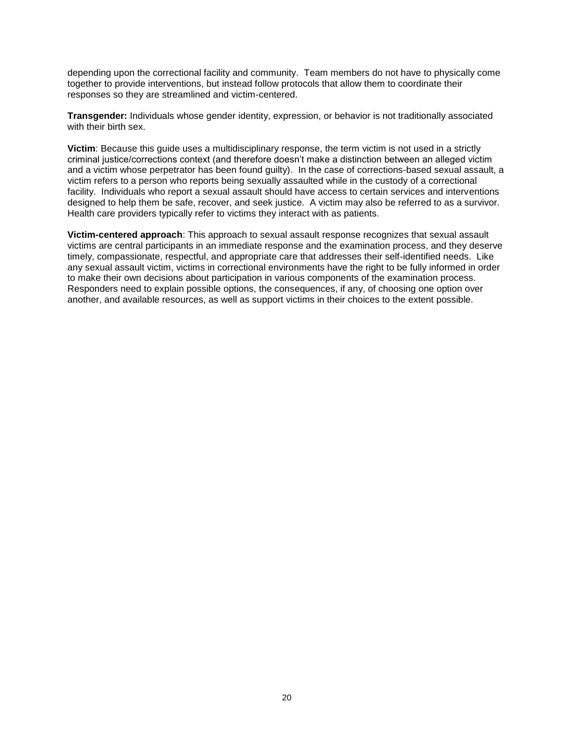depending upon the correctional facility and community. Team members do not have to physically come together to provide interventions, but instead follow protocols that allow them to coordinate their responses so they are streamlined and victim-centered.

**Transgender:** Individuals whose gender identity, expression, or behavior is not traditionally associated with their birth sex.

**Victim**: Because this guide uses a multidisciplinary response, the term victim is not used in a strictly criminal justice/corrections context (and therefore doesn't make a distinction between an alleged victim and a victim whose perpetrator has been found guilty). In the case of corrections-based sexual assault, a victim refers to a person who reports being sexually assaulted while in the custody of a correctional facility. Individuals who report a sexual assault should have access to certain services and interventions designed to help them be safe, recover, and seek justice. A victim may also be referred to as a survivor. Health care providers typically refer to victims they interact with as patients.

**Victim-centered approach**: This approach to sexual assault response recognizes that sexual assault victims are central participants in an immediate response and the examination process, and they deserve timely, compassionate, respectful, and appropriate care that addresses their self-identified needs. Like any sexual assault victim, victims in correctional environments have the right to be fully informed in order to make their own decisions about participation in various components of the examination process. Responders need to explain possible options, the consequences, if any, of choosing one option over another, and available resources, as well as support victims in their choices to the extent possible.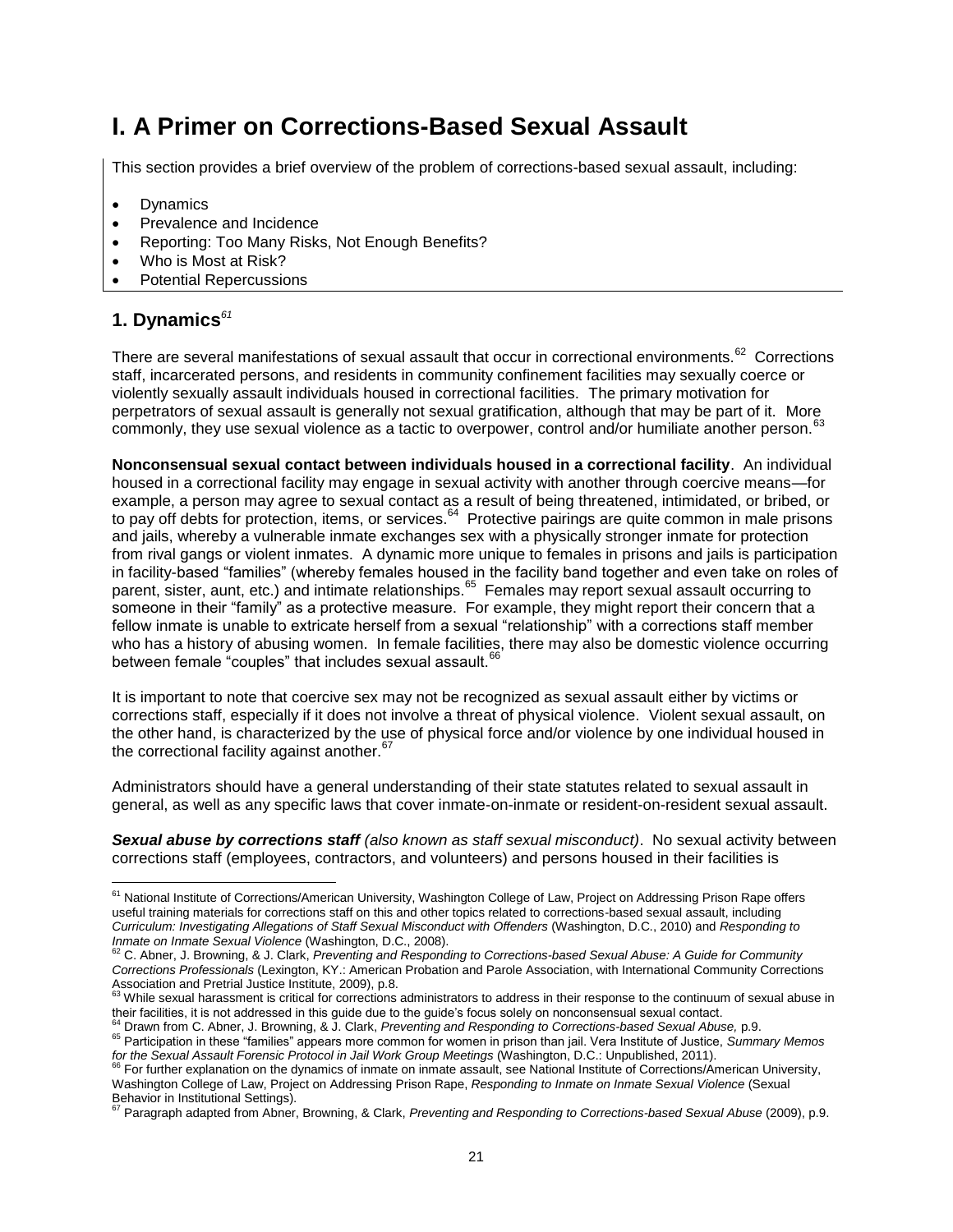# I. A Primer on Corrections-Based Sexual Assault

This section provides a brief overview of the problem of corrections-based sexual assault, including:

- Dynamics
- Prevalence and Incidence
- Reporting: Too Many Risks, Not Enough Benefits?
- Who is Most at Risk?
- Potential Repercussions

## 1. Dynamics[61]

There are several manifestations of sexual assault that occur in correctional environments.[62] Corrections staff, incarcerated persons, and residents in community confinement facilities may sexually coerce or violently sexually assault individuals housed in correctional facilities. The primary motivation for perpetrators of sexual assault is generally not sexual gratification, although that may be part of it. More commonly, they use sexual violence as a tactic to overpower, control and/or humiliate another person.[63]

**Nonconsensual sexual contact between individuals housed in a correctional facility**. An individual housed in a correctional facility may engage in sexual activity with another through coercive means—for example, a person may agree to sexual contact as a result of being threatened, intimidated, or bribed, or to pay off debts for protection, items, or services.[64] Protective pairings are quite common in male prisons and jails, whereby a vulnerable inmate exchanges sex with a physically stronger inmate for protection from rival gangs or violent inmates. A dynamic more unique to females in prisons and jails is participation in facility-based "families" (whereby females housed in the facility band together and even take on roles of parent, sister, aunt, etc.) and intimate relationships.[65] Females may report sexual assault occurring to someone in their "family" as a protective measure. For example, they might report their concern that a fellow inmate is unable to extricate herself from a sexual "relationship" with a corrections staff member who has a history of abusing women. In female facilities, there may also be domestic violence occurring between female "couples" that includes sexual assault.[66]

It is important to note that coercive sex may not be recognized as sexual assault either by victims or corrections staff, especially if it does not involve a threat of physical violence. Violent sexual assault, on the other hand, is characterized by the use of physical force and/or violence by one individual housed in the correctional facility against another.[67]

Administrators should have a general understanding of their state statutes related to sexual assault in general, as well as any specific laws that cover inmate-on-inmate or resident-on-resident sexual assault.

***Sexual abuse by corrections staff*** *(also known as staff sexual misconduct)*. No sexual activity between corrections staff (employees, contractors, and volunteers) and persons housed in their facilities is

---

[61] National Institute of Corrections/American University, Washington College of Law, Project on Addressing Prison Rape offers useful training materials for corrections staff on this and other topics related to corrections-based sexual assault, including *Curriculum: Investigating Allegations of Staff Sexual Misconduct with Offenders* (Washington, D.C., 2010) and *Responding to Inmate on Inmate Sexual Violence* (Washington, D.C., 2008).

[62] C. Abner, J. Browning, & J. Clark, *Preventing and Responding to Corrections-based Sexual Abuse: A Guide for Community Corrections Professionals* (Lexington, KY.: American Probation and Parole Association, with International Community Corrections Association and Pretrial Justice Institute, 2009), p.8.

[63] While sexual harassment is critical for corrections administrators to address in their response to the continuum of sexual abuse in their facilities, it is not addressed in this guide due to the guide's focus solely on nonconsensual sexual contact.

[64] Drawn from C. Abner, J. Browning, & J. Clark, *Preventing and Responding to Corrections-based Sexual Abuse,* p.9.

[65] Participation in these "families" appears more common for women in prison than jail. Vera Institute of Justice, *Summary Memos for the Sexual Assault Forensic Protocol in Jail Work Group Meetings* (Washington, D.C.: Unpublished, 2011).

[66] For further explanation on the dynamics of inmate on inmate assault, see National Institute of Corrections/American University, Washington College of Law, Project on Addressing Prison Rape, *Responding to Inmate on Inmate Sexual Violence* (Sexual Behavior in Institutional Settings).

[67] Paragraph adapted from Abner, Browning, & Clark, *Preventing and Responding to Corrections-based Sexual Abuse* (2009), p.9.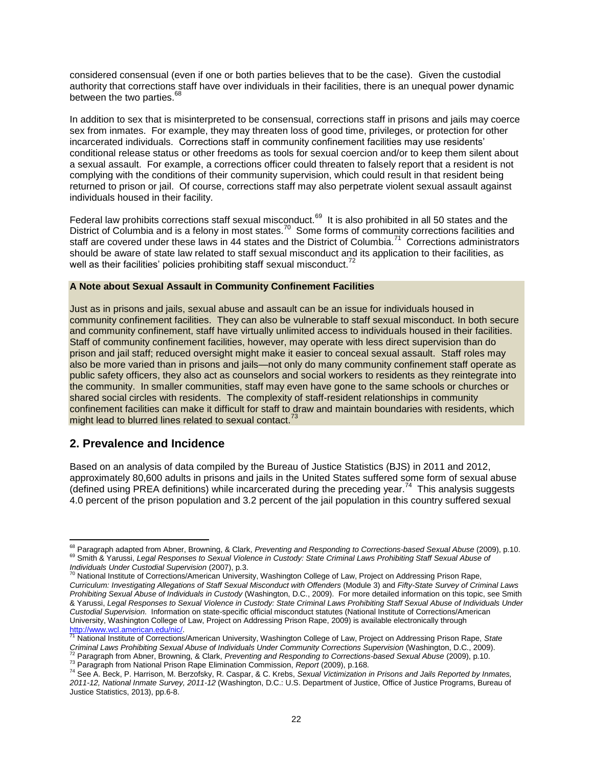considered consensual (even if one or both parties believes that to be the case). Given the custodial authority that corrections staff have over individuals in their facilities, there is an unequal power dynamic between the two parties.[68]

In addition to sex that is misinterpreted to be consensual, corrections staff in prisons and jails may coerce sex from inmates. For example, they may threaten loss of good time, privileges, or protection for other incarcerated individuals. Corrections staff in community confinement facilities may use residents' conditional release status or other freedoms as tools for sexual coercion and/or to keep them silent about a sexual assault. For example, a corrections officer could threaten to falsely report that a resident is not complying with the conditions of their community supervision, which could result in that resident being returned to prison or jail. Of course, corrections staff may also perpetrate violent sexual assault against individuals housed in their facility.

Federal law prohibits corrections staff sexual misconduct.[69] It is also prohibited in all 50 states and the District of Columbia and is a felony in most states.[70] Some forms of community corrections facilities and staff are covered under these laws in 44 states and the District of Columbia.[71] Corrections administrators should be aware of state law related to staff sexual misconduct and its application to their facilities, as well as their facilities' policies prohibiting staff sexual misconduct.[72]

**A Note about Sexual Assault in Community Confinement Facilities**

Just as in prisons and jails, sexual abuse and assault can be an issue for individuals housed in community confinement facilities. They can also be vulnerable to staff sexual misconduct. In both secure and community confinement, staff have virtually unlimited access to individuals housed in their facilities. Staff of community confinement facilities, however, may operate with less direct supervision than do prison and jail staff; reduced oversight might make it easier to conceal sexual assault. Staff roles may also be more varied than in prisons and jails—not only do many community confinement staff operate as public safety officers, they also act as counselors and social workers to residents as they reintegrate into the community. In smaller communities, staff may even have gone to the same schools or churches or shared social circles with residents. The complexity of staff-resident relationships in community confinement facilities can make it difficult for staff to draw and maintain boundaries with residents, which might lead to blurred lines related to sexual contact.[73]

## 2. Prevalence and Incidence

Based on an analysis of data compiled by the Bureau of Justice Statistics (BJS) in 2011 and 2012, approximately 80,600 adults in prisons and jails in the United States suffered some form of sexual abuse (defined using PREA definitions) while incarcerated during the preceding year.[74] This analysis suggests 4.0 percent of the prison population and 3.2 percent of the jail population in this country suffered sexual

---

[68] Paragraph adapted from Abner, Browning, & Clark, *Preventing and Responding to Corrections-based Sexual Abuse* (2009), p.10.

[69] Smith & Yarussi, *Legal Responses to Sexual Violence in Custody: State Criminal Laws Prohibiting Staff Sexual Abuse of Individuals Under Custodial Supervision* (2007), p.3.

[70] National Institute of Corrections/American University, Washington College of Law, Project on Addressing Prison Rape, *Curriculum: Investigating Allegations of Staff Sexual Misconduct with Offenders* (Module 3) and *Fifty-State Survey of Criminal Laws Prohibiting Sexual Abuse of Individuals in Custody* (Washington, D.C., 2009). For more detailed information on this topic, see Smith & Yarussi, *Legal Responses to Sexual Violence in Custody: State Criminal Laws Prohibiting Staff Sexual Abuse of Individuals Under Custodial Supervision.* Information on state-specific official misconduct statutes (National Institute of Corrections/American University, Washington College of Law, Project on Addressing Prison Rape, 2009) is available electronically through http://www.wcl.american.edu/nic/.

[71] National Institute of Corrections/American University, Washington College of Law, Project on Addressing Prison Rape, *State Criminal Laws Prohibiting Sexual Abuse of Individuals Under Community Corrections Supervision* (Washington, D.C., 2009).

[72] Paragraph from Abner, Browning, & Clark, *Preventing and Responding to Corrections-based Sexual Abuse* (2009), p.10.

[73] Paragraph from National Prison Rape Elimination Commission, *Report* (2009), p.168.

[74] See A. Beck, P. Harrison, M. Berzofsky, R. Caspar, & C. Krebs, *Sexual Victimization in Prisons and Jails Reported by Inmates, 2011-12, National Inmate Survey, 2011-12* (Washington, D.C.: U.S. Department of Justice, Office of Justice Programs, Bureau of Justice Statistics, 2013), pp.6-8.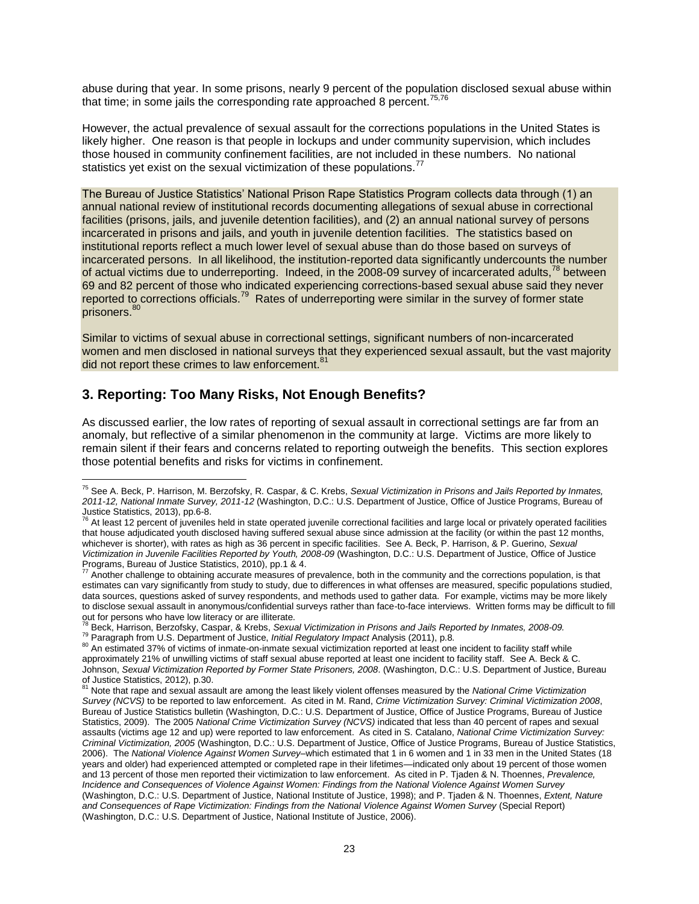abuse during that year. In some prisons, nearly 9 percent of the population disclosed sexual abuse within that time; in some jails the corresponding rate approached 8 percent.[75,76]

However, the actual prevalence of sexual assault for the corrections populations in the United States is likely higher. One reason is that people in lockups and under community supervision, which includes those housed in community confinement facilities, are not included in these numbers. No national statistics yet exist on the sexual victimization of these populations.[77]

The Bureau of Justice Statistics' National Prison Rape Statistics Program collects data through (1) an annual national review of institutional records documenting allegations of sexual abuse in correctional facilities (prisons, jails, and juvenile detention facilities), and (2) an annual national survey of persons incarcerated in prisons and jails, and youth in juvenile detention facilities. The statistics based on institutional reports reflect a much lower level of sexual abuse than do those based on surveys of incarcerated persons. In all likelihood, the institution-reported data significantly undercounts the number of actual victims due to underreporting. Indeed, in the 2008-09 survey of incarcerated adults,[78] between 69 and 82 percent of those who indicated experiencing corrections-based sexual abuse said they never reported to corrections officials.[79] Rates of underreporting were similar in the survey of former state prisoners.[80]

Similar to victims of sexual abuse in correctional settings, significant numbers of non-incarcerated women and men disclosed in national surveys that they experienced sexual assault, but the vast majority did not report these crimes to law enforcement.[81]

## 3. Reporting: Too Many Risks, Not Enough Benefits?

As discussed earlier, the low rates of reporting of sexual assault in correctional settings are far from an anomaly, but reflective of a similar phenomenon in the community at large. Victims are more likely to remain silent if their fears and concerns related to reporting outweigh the benefits. This section explores those potential benefits and risks for victims in confinement.

---

[75] See A. Beck, P. Harrison, M. Berzofsky, R. Caspar, & C. Krebs, *Sexual Victimization in Prisons and Jails Reported by Inmates, 2011-12, National Inmate Survey, 2011-12* (Washington, D.C.: U.S. Department of Justice, Office of Justice Programs, Bureau of Justice Statistics, 2013), pp.6-8.

[76] At least 12 percent of juveniles held in state operated juvenile correctional facilities and large local or privately operated facilities that house adjudicated youth disclosed having suffered sexual abuse since admission at the facility (or within the past 12 months, whichever is shorter), with rates as high as 36 percent in specific facilities. See A. Beck, P. Harrison, & P. Guerino, *Sexual Victimization in Juvenile Facilities Reported by Youth, 2008-09* (Washington, D.C.: U.S. Department of Justice, Office of Justice Programs, Bureau of Justice Statistics, 2010), pp.1 & 4.

[77] Another challenge to obtaining accurate measures of prevalence, both in the community and the corrections population, is that estimates can vary significantly from study to study, due to differences in what offenses are measured, specific populations studied, data sources, questions asked of survey respondents, and methods used to gather data. For example, victims may be more likely to disclose sexual assault in anonymous/confidential surveys rather than face-to-face interviews. Written forms may be difficult to fill out for persons who have low literacy or are illiterate.

[78] Beck, Harrison, Berzofsky, Caspar, & Krebs, *Sexual Victimization in Prisons and Jails Reported by Inmates, 2008-09.*

[79] Paragraph from U.S. Department of Justice, *Initial Regulatory Impact* Analysis (2011), p.8.

[80] An estimated 37% of victims of inmate-on-inmate sexual victimization reported at least one incident to facility staff while approximately 21% of unwilling victims of staff sexual abuse reported at least one incident to facility staff. See A. Beck & C. Johnson, *Sexual Victimization Reported by Former State Prisoners, 2008*. (Washington, D.C.: U.S. Department of Justice, Bureau of Justice Statistics, 2012), p.30.

[81] Note that rape and sexual assault are among the least likely violent offenses measured by the *National Crime Victimization Survey (NCVS)* to be reported to law enforcement. As cited in M. Rand, *Crime Victimization Survey: Criminal Victimization 2008*, Bureau of Justice Statistics bulletin (Washington, D.C.: U.S. Department of Justice, Office of Justice Programs, Bureau of Justice Statistics, 2009). The 2005 *National Crime Victimization Survey (NCVS)* indicated that less than 40 percent of rapes and sexual assaults (victims age 12 and up) were reported to law enforcement. As cited in S. Catalano, *National Crime Victimization Survey: Criminal Victimization, 2005* (Washington, D.C.: U.S. Department of Justice, Office of Justice Programs, Bureau of Justice Statistics, 2006). The *National Violence Against Women Survey*–which estimated that 1 in 6 women and 1 in 33 men in the United States (18 years and older) had experienced attempted or completed rape in their lifetimes—indicated only about 19 percent of those women and 13 percent of those men reported their victimization to law enforcement. As cited in P. Tjaden & N. Thoennes, *Prevalence, Incidence and Consequences of Violence Against Women: Findings from the National Violence Against Women Survey* (Washington, D.C.: U.S. Department of Justice, National Institute of Justice, 1998); and P. Tjaden & N. Thoennes, *Extent, Nature and Consequences of Rape Victimization: Findings from the National Violence Against Women Survey* (Special Report) (Washington, D.C.: U.S. Department of Justice, National Institute of Justice, 2006).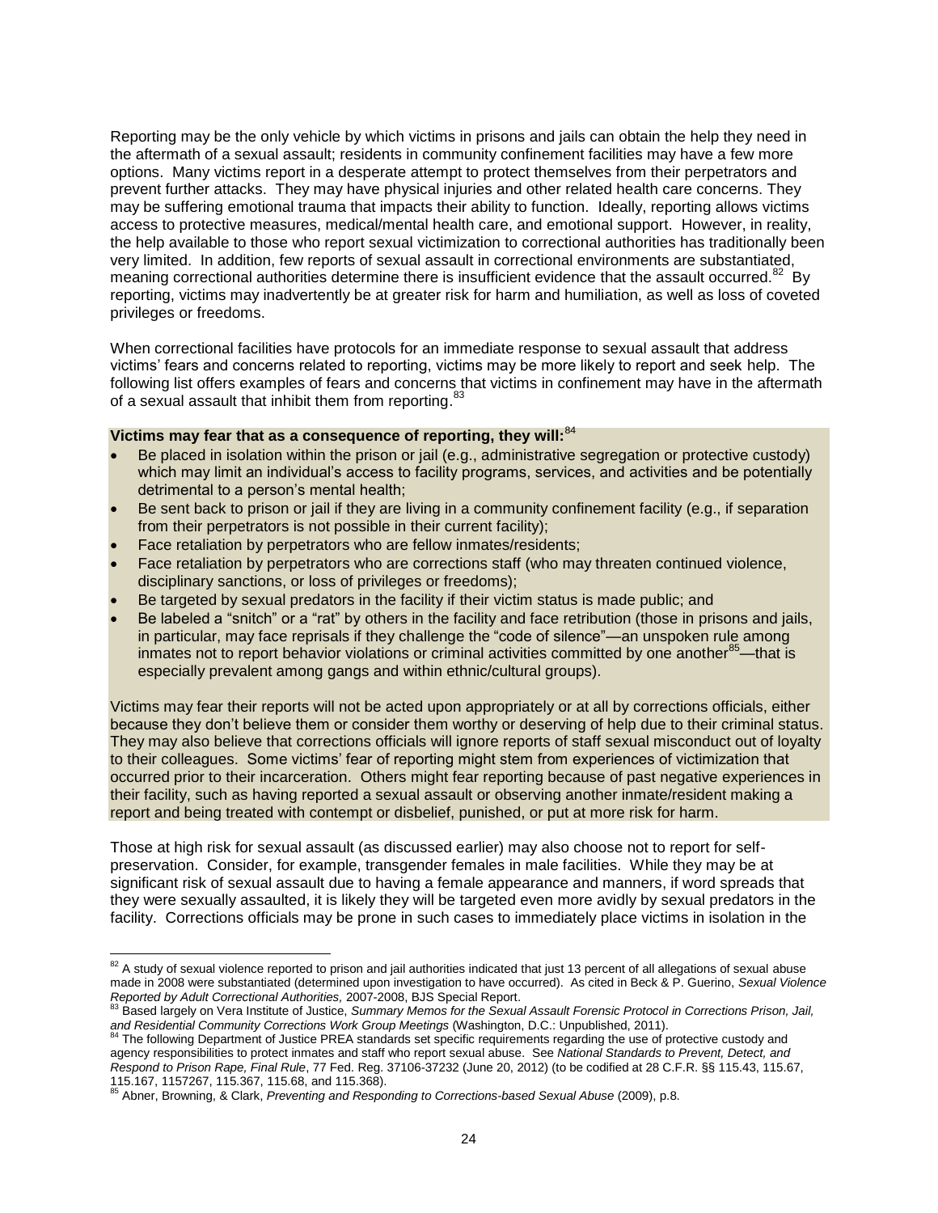Reporting may be the only vehicle by which victims in prisons and jails can obtain the help they need in the aftermath of a sexual assault; residents in community confinement facilities may have a few more options. Many victims report in a desperate attempt to protect themselves from their perpetrators and prevent further attacks. They may have physical injuries and other related health care concerns. They may be suffering emotional trauma that impacts their ability to function. Ideally, reporting allows victims access to protective measures, medical/mental health care, and emotional support. However, in reality, the help available to those who report sexual victimization to correctional authorities has traditionally been very limited. In addition, few reports of sexual assault in correctional environments are substantiated, meaning correctional authorities determine there is insufficient evidence that the assault occurred.[82] By reporting, victims may inadvertently be at greater risk for harm and humiliation, as well as loss of coveted privileges or freedoms.

When correctional facilities have protocols for an immediate response to sexual assault that address victims' fears and concerns related to reporting, victims may be more likely to report and seek help. The following list offers examples of fears and concerns that victims in confinement may have in the aftermath of a sexual assault that inhibit them from reporting.[83]

**Victims may fear that as a consequence of reporting, they will:**[84]

- Be placed in isolation within the prison or jail (e.g., administrative segregation or protective custody) which may limit an individual's access to facility programs, services, and activities and be potentially detrimental to a person's mental health;
- Be sent back to prison or jail if they are living in a community confinement facility (e.g., if separation from their perpetrators is not possible in their current facility);
- Face retaliation by perpetrators who are fellow inmates/residents;
- Face retaliation by perpetrators who are corrections staff (who may threaten continued violence, disciplinary sanctions, or loss of privileges or freedoms);
- Be targeted by sexual predators in the facility if their victim status is made public; and
- Be labeled a "snitch" or a "rat" by others in the facility and face retribution (those in prisons and jails, in particular, may face reprisals if they challenge the "code of silence"—an unspoken rule among inmates not to report behavior violations or criminal activities committed by one another[85]—that is especially prevalent among gangs and within ethnic/cultural groups).

Victims may fear their reports will not be acted upon appropriately or at all by corrections officials, either because they don't believe them or consider them worthy or deserving of help due to their criminal status. They may also believe that corrections officials will ignore reports of staff sexual misconduct out of loyalty to their colleagues. Some victims' fear of reporting might stem from experiences of victimization that occurred prior to their incarceration. Others might fear reporting because of past negative experiences in their facility, such as having reported a sexual assault or observing another inmate/resident making a report and being treated with contempt or disbelief, punished, or put at more risk for harm.

Those at high risk for sexual assault (as discussed earlier) may also choose not to report for self-preservation. Consider, for example, transgender females in male facilities. While they may be at significant risk of sexual assault due to having a female appearance and manners, if word spreads that they were sexually assaulted, it is likely they will be targeted even more avidly by sexual predators in the facility. Corrections officials may be prone in such cases to immediately place victims in isolation in the

---

[82] A study of sexual violence reported to prison and jail authorities indicated that just 13 percent of all allegations of sexual abuse made in 2008 were substantiated (determined upon investigation to have occurred). As cited in Beck & P. Guerino, *Sexual Violence Reported by Adult Correctional Authorities,* 2007-2008, BJS Special Report.

[83] Based largely on Vera Institute of Justice, *Summary Memos for the Sexual Assault Forensic Protocol in Corrections Prison, Jail, and Residential Community Corrections Work Group Meetings* (Washington, D.C.: Unpublished, 2011).

[84] The following Department of Justice PREA standards set specific requirements regarding the use of protective custody and agency responsibilities to protect inmates and staff who report sexual abuse. See *National Standards to Prevent, Detect, and Respond to Prison Rape, Final Rule*, 77 Fed. Reg. 37106-37232 (June 20, 2012) (to be codified at 28 C.F.R. §§ 115.43, 115.67, 115.167, 1157267, 115.367, 115.68, and 115.368).

[85] Abner, Browning, & Clark, *Preventing and Responding to Corrections-based Sexual Abuse* (2009), p.8.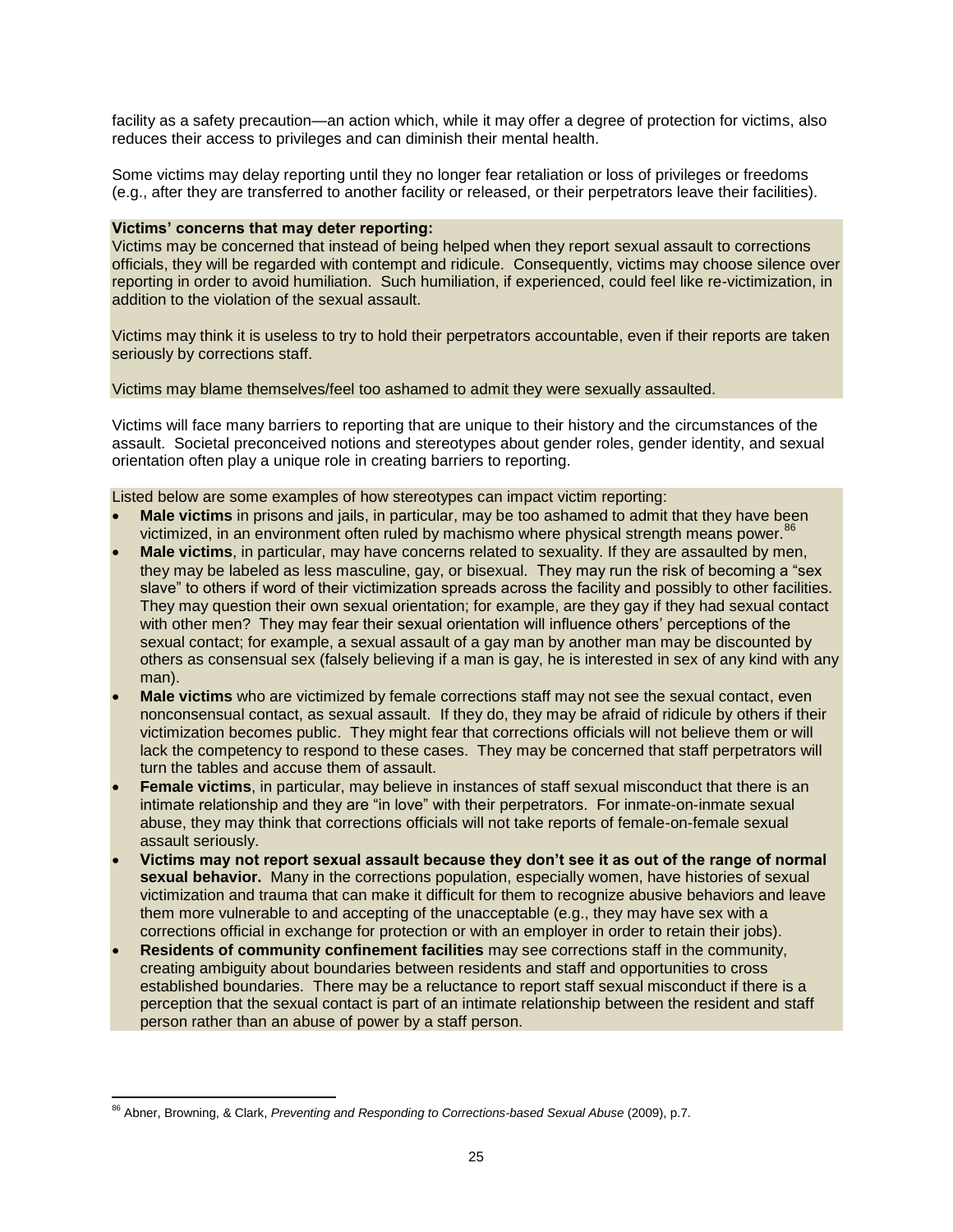facility as a safety precaution—an action which, while it may offer a degree of protection for victims, also reduces their access to privileges and can diminish their mental health.

Some victims may delay reporting until they no longer fear retaliation or loss of privileges or freedoms (e.g., after they are transferred to another facility or released, or their perpetrators leave their facilities).

**Victims' concerns that may deter reporting:**
Victims may be concerned that instead of being helped when they report sexual assault to corrections officials, they will be regarded with contempt and ridicule. Consequently, victims may choose silence over reporting in order to avoid humiliation. Such humiliation, if experienced, could feel like re-victimization, in addition to the violation of the sexual assault.

Victims may think it is useless to try to hold their perpetrators accountable, even if their reports are taken seriously by corrections staff.

Victims may blame themselves/feel too ashamed to admit they were sexually assaulted.

Victims will face many barriers to reporting that are unique to their history and the circumstances of the assault. Societal preconceived notions and stereotypes about gender roles, gender identity, and sexual orientation often play a unique role in creating barriers to reporting.

Listed below are some examples of how stereotypes can impact victim reporting:

- **Male victims** in prisons and jails, in particular, may be too ashamed to admit that they have been victimized, in an environment often ruled by machismo where physical strength means power.[86]
- **Male victims**, in particular, may have concerns related to sexuality. If they are assaulted by men, they may be labeled as less masculine, gay, or bisexual. They may run the risk of becoming a "sex slave" to others if word of their victimization spreads across the facility and possibly to other facilities. They may question their own sexual orientation; for example, are they gay if they had sexual contact with other men? They may fear their sexual orientation will influence others' perceptions of the sexual contact; for example, a sexual assault of a gay man by another man may be discounted by others as consensual sex (falsely believing if a man is gay, he is interested in sex of any kind with any man).
- **Male victims** who are victimized by female corrections staff may not see the sexual contact, even nonconsensual contact, as sexual assault. If they do, they may be afraid of ridicule by others if their victimization becomes public. They might fear that corrections officials will not believe them or will lack the competency to respond to these cases. They may be concerned that staff perpetrators will turn the tables and accuse them of assault.
- **Female victims**, in particular, may believe in instances of staff sexual misconduct that there is an intimate relationship and they are "in love" with their perpetrators. For inmate-on-inmate sexual abuse, they may think that corrections officials will not take reports of female-on-female sexual assault seriously.
- **Victims may not report sexual assault because they don't see it as out of the range of normal sexual behavior.** Many in the corrections population, especially women, have histories of sexual victimization and trauma that can make it difficult for them to recognize abusive behaviors and leave them more vulnerable to and accepting of the unacceptable (e.g., they may have sex with a corrections official in exchange for protection or with an employer in order to retain their jobs).
- **Residents of community confinement facilities** may see corrections staff in the community, creating ambiguity about boundaries between residents and staff and opportunities to cross established boundaries. There may be a reluctance to report staff sexual misconduct if there is a perception that the sexual contact is part of an intimate relationship between the resident and staff person rather than an abuse of power by a staff person.

---

[86] Abner, Browning, & Clark, *Preventing and Responding to Corrections-based Sexual Abuse* (2009), p.7.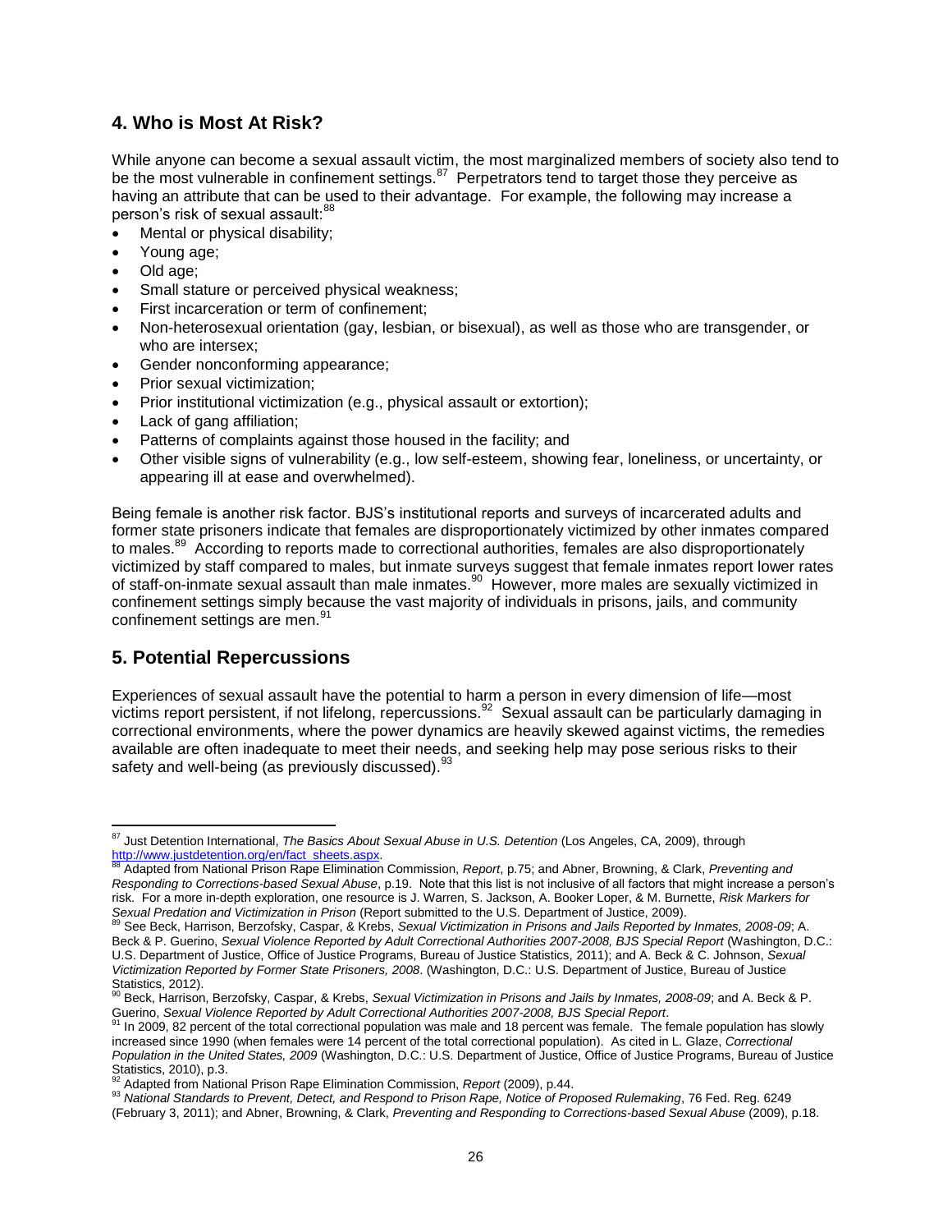## 4. Who is Most At Risk?

While anyone can become a sexual assault victim, the most marginalized members of society also tend to be the most vulnerable in confinement settings.[87] Perpetrators tend to target those they perceive as having an attribute that can be used to their advantage. For example, the following may increase a person's risk of sexual assault:[88]

- Mental or physical disability;
- Young age;
- Old age;
- Small stature or perceived physical weakness;
- First incarceration or term of confinement;
- Non-heterosexual orientation (gay, lesbian, or bisexual), as well as those who are transgender, or who are intersex;
- Gender nonconforming appearance;
- Prior sexual victimization;
- Prior institutional victimization (e.g., physical assault or extortion);
- Lack of gang affiliation;
- Patterns of complaints against those housed in the facility; and
- Other visible signs of vulnerability (e.g., low self-esteem, showing fear, loneliness, or uncertainty, or appearing ill at ease and overwhelmed).

Being female is another risk factor. BJS's institutional reports and surveys of incarcerated adults and former state prisoners indicate that females are disproportionately victimized by other inmates compared to males.[89] According to reports made to correctional authorities, females are also disproportionately victimized by staff compared to males, but inmate surveys suggest that female inmates report lower rates of staff-on-inmate sexual assault than male inmates.[90] However, more males are sexually victimized in confinement settings simply because the vast majority of individuals in prisons, jails, and community confinement settings are men.[91]

## 5. Potential Repercussions

Experiences of sexual assault have the potential to harm a person in every dimension of life—most victims report persistent, if not lifelong, repercussions.[92] Sexual assault can be particularly damaging in correctional environments, where the power dynamics are heavily skewed against victims, the remedies available are often inadequate to meet their needs, and seeking help may pose serious risks to their safety and well-being (as previously discussed).[93]

---

[87] Just Detention International, *The Basics About Sexual Abuse in U.S. Detention* (Los Angeles, CA, 2009), through http://www.justdetention.org/en/fact_sheets.aspx.

[88] Adapted from National Prison Rape Elimination Commission, *Report*, p.75; and Abner, Browning, & Clark, *Preventing and Responding to Corrections-based Sexual Abuse*, p.19. Note that this list is not inclusive of all factors that might increase a person's risk. For a more in-depth exploration, one resource is J. Warren, S. Jackson, A. Booker Loper, & M. Burnette, *Risk Markers for Sexual Predation and Victimization in Prison* (Report submitted to the U.S. Department of Justice, 2009).

[89] See Beck, Harrison, Berzofsky, Caspar, & Krebs, *Sexual Victimization in Prisons and Jails Reported by Inmates, 2008-09*; A. Beck & P. Guerino, *Sexual Violence Reported by Adult Correctional Authorities 2007-2008, BJS Special Report* (Washington, D.C.: U.S. Department of Justice, Office of Justice Programs, Bureau of Justice Statistics, 2011); and A. Beck & C. Johnson, *Sexual Victimization Reported by Former State Prisoners, 2008*. (Washington, D.C.: U.S. Department of Justice, Bureau of Justice Statistics, 2012).

[90] Beck, Harrison, Berzofsky, Caspar, & Krebs, *Sexual Victimization in Prisons and Jails by Inmates, 2008-09*; and A. Beck & P. Guerino, *Sexual Violence Reported by Adult Correctional Authorities 2007-2008, BJS Special Report*.

[91] In 2009, 82 percent of the total correctional population was male and 18 percent was female. The female population has slowly increased since 1990 (when females were 14 percent of the total correctional population). As cited in L. Glaze, *Correctional Population in the United States, 2009* (Washington, D.C.: U.S. Department of Justice, Office of Justice Programs, Bureau of Justice Statistics, 2010), p.3.

[92] Adapted from National Prison Rape Elimination Commission, *Report* (2009), p.44.

[93] *National Standards to Prevent, Detect, and Respond to Prison Rape, Notice of Proposed Rulemaking*, 76 Fed. Reg. 6249 (February 3, 2011); and Abner, Browning, & Clark, *Preventing and Responding to Corrections-based Sexual Abuse* (2009), p.18.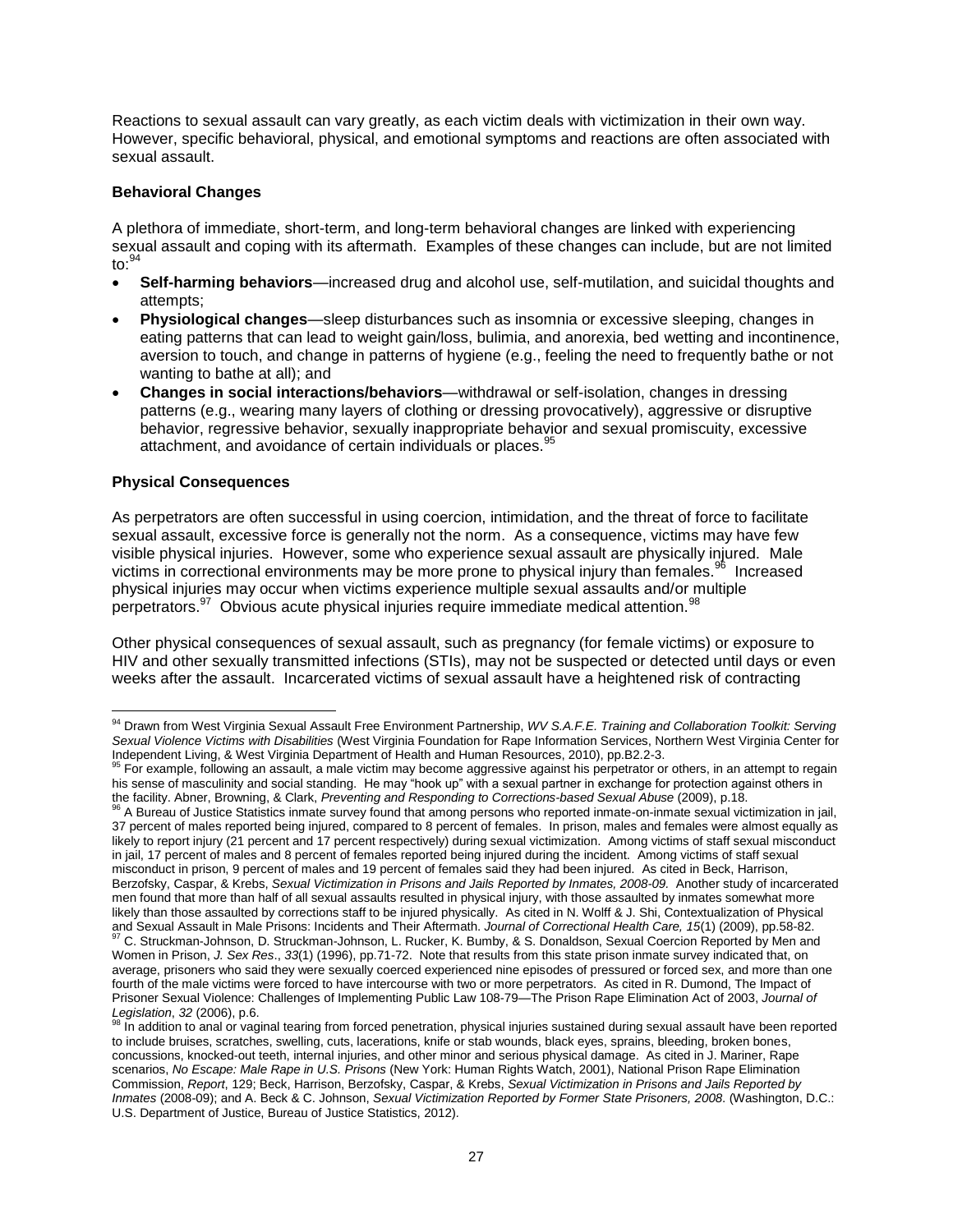Reactions to sexual assault can vary greatly, as each victim deals with victimization in their own way. However, specific behavioral, physical, and emotional symptoms and reactions are often associated with sexual assault.

### Behavioral Changes

A plethora of immediate, short-term, and long-term behavioral changes are linked with experiencing sexual assault and coping with its aftermath. Examples of these changes can include, but are not limited to:[94]

- **Self-harming behaviors**—increased drug and alcohol use, self-mutilation, and suicidal thoughts and attempts;
- **Physiological changes**—sleep disturbances such as insomnia or excessive sleeping, changes in eating patterns that can lead to weight gain/loss, bulimia, and anorexia, bed wetting and incontinence, aversion to touch, and change in patterns of hygiene (e.g., feeling the need to frequently bathe or not wanting to bathe at all); and
- **Changes in social interactions/behaviors**—withdrawal or self-isolation, changes in dressing patterns (e.g., wearing many layers of clothing or dressing provocatively), aggressive or disruptive behavior, regressive behavior, sexually inappropriate behavior and sexual promiscuity, excessive attachment, and avoidance of certain individuals or places.[95]

### Physical Consequences

As perpetrators are often successful in using coercion, intimidation, and the threat of force to facilitate sexual assault, excessive force is generally not the norm. As a consequence, victims may have few visible physical injuries. However, some who experience sexual assault are physically injured. Male victims in correctional environments may be more prone to physical injury than females.[96] Increased physical injuries may occur when victims experience multiple sexual assaults and/or multiple perpetrators.[97] Obvious acute physical injuries require immediate medical attention.[98]

Other physical consequences of sexual assault, such as pregnancy (for female victims) or exposure to HIV and other sexually transmitted infections (STIs), may not be suspected or detected until days or even weeks after the assault. Incarcerated victims of sexual assault have a heightened risk of contracting

---

[94] Drawn from West Virginia Sexual Assault Free Environment Partnership, *WV S.A.F.E. Training and Collaboration Toolkit: Serving Sexual Violence Victims with Disabilities* (West Virginia Foundation for Rape Information Services, Northern West Virginia Center for Independent Living, & West Virginia Department of Health and Human Resources, 2010), pp.B2.2-3.

[95] For example, following an assault, a male victim may become aggressive against his perpetrator or others, in an attempt to regain his sense of masculinity and social standing. He may "hook up" with a sexual partner in exchange for protection against others in the facility. Abner, Browning, & Clark, *Preventing and Responding to Corrections-based Sexual Abuse* (2009), p.18.

[96] A Bureau of Justice Statistics inmate survey found that among persons who reported inmate-on-inmate sexual victimization in jail, 37 percent of males reported being injured, compared to 8 percent of females. In prison, males and females were almost equally as likely to report injury (21 percent and 17 percent respectively) during sexual victimization. Among victims of staff sexual misconduct in jail, 17 percent of males and 8 percent of females reported being injured during the incident. Among victims of staff sexual misconduct in prison, 9 percent of males and 19 percent of females said they had been injured. As cited in Beck, Harrison, Berzofsky, Caspar, & Krebs, *Sexual Victimization in Prisons and Jails Reported by Inmates, 2008-09*. Another study of incarcerated men found that more than half of all sexual assaults resulted in physical injury, with those assaulted by inmates somewhat more likely than those assaulted by corrections staff to be injured physically. As cited in N. Wolff & J. Shi, Contextualization of Physical and Sexual Assault in Male Prisons: Incidents and Their Aftermath. *Journal of Correctional Health Care, 15*(1) (2009), pp.58-82.

[97] C. Struckman-Johnson, D. Struckman-Johnson, L. Rucker, K. Bumby, & S. Donaldson, Sexual Coercion Reported by Men and Women in Prison, *J. Sex Res*., *33*(1) (1996), pp.71-72. Note that results from this state prison inmate survey indicated that, on average, prisoners who said they were sexually coerced experienced nine episodes of pressured or forced sex, and more than one fourth of the male victims were forced to have intercourse with two or more perpetrators. As cited in R. Dumond, The Impact of Prisoner Sexual Violence: Challenges of Implementing Public Law 108-79—The Prison Rape Elimination Act of 2003, *Journal of Legislation*, *32* (2006), p.6.

[98] In addition to anal or vaginal tearing from forced penetration, physical injuries sustained during sexual assault have been reported to include bruises, scratches, swelling, cuts, lacerations, knife or stab wounds, black eyes, sprains, bleeding, broken bones, concussions, knocked-out teeth, internal injuries, and other minor and serious physical damage. As cited in J. Mariner, Rape scenarios, *No Escape: Male Rape in U.S. Prisons* (New York: Human Rights Watch, 2001), National Prison Rape Elimination Commission, *Report*, 129; Beck, Harrison, Berzofsky, Caspar, & Krebs, *Sexual Victimization in Prisons and Jails Reported by Inmates* (2008-09); and A. Beck & C. Johnson, *Sexual Victimization Reported by Former State Prisoners, 2008*. (Washington, D.C.: U.S. Department of Justice, Bureau of Justice Statistics, 2012).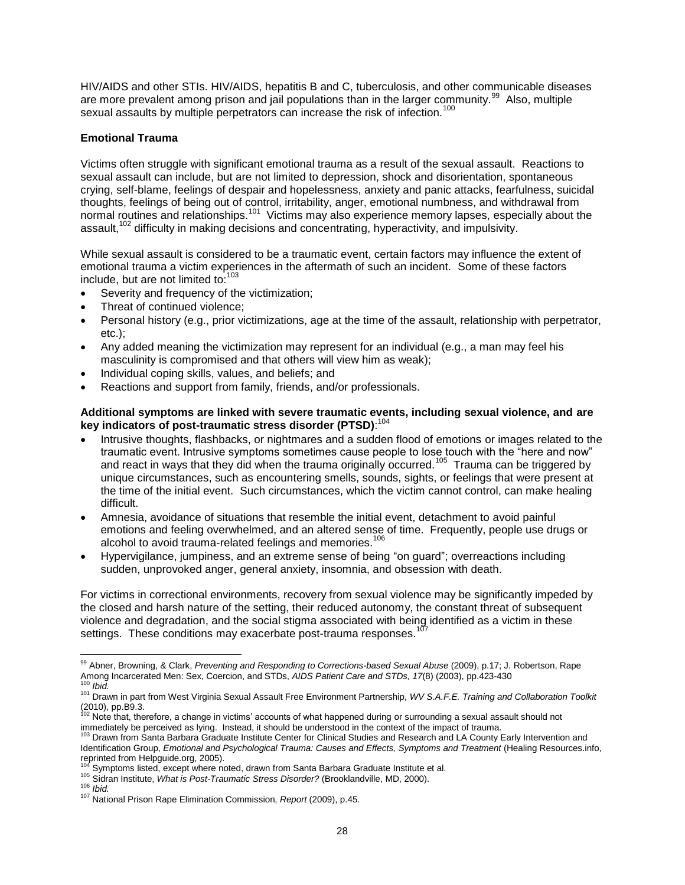HIV/AIDS and other STIs. HIV/AIDS, hepatitis B and C, tuberculosis, and other communicable diseases are more prevalent among prison and jail populations than in the larger community.[99] Also, multiple sexual assaults by multiple perpetrators can increase the risk of infection.[100]

**Emotional Trauma**

Victims often struggle with significant emotional trauma as a result of the sexual assault. Reactions to sexual assault can include, but are not limited to depression, shock and disorientation, spontaneous crying, self-blame, feelings of despair and hopelessness, anxiety and panic attacks, fearfulness, suicidal thoughts, feelings of being out of control, irritability, anger, emotional numbness, and withdrawal from normal routines and relationships.[101] Victims may also experience memory lapses, especially about the assault,[102] difficulty in making decisions and concentrating, hyperactivity, and impulsivity.

While sexual assault is considered to be a traumatic event, certain factors may influence the extent of emotional trauma a victim experiences in the aftermath of such an incident. Some of these factors include, but are not limited to:[103]

- Severity and frequency of the victimization;
- Threat of continued violence;
- Personal history (e.g., prior victimizations, age at the time of the assault, relationship with perpetrator, etc.);
- Any added meaning the victimization may represent for an individual (e.g., a man may feel his masculinity is compromised and that others will view him as weak);
- Individual coping skills, values, and beliefs; and
- Reactions and support from family, friends, and/or professionals.

**Additional symptoms are linked with severe traumatic events, including sexual violence, and are key indicators of post-traumatic stress disorder (PTSD)**:[104]

- Intrusive thoughts, flashbacks, or nightmares and a sudden flood of emotions or images related to the traumatic event. Intrusive symptoms sometimes cause people to lose touch with the "here and now" and react in ways that they did when the trauma originally occurred.[105] Trauma can be triggered by unique circumstances, such as encountering smells, sounds, sights, or feelings that were present at the time of the initial event. Such circumstances, which the victim cannot control, can make healing difficult.
- Amnesia, avoidance of situations that resemble the initial event, detachment to avoid painful emotions and feeling overwhelmed, and an altered sense of time. Frequently, people use drugs or alcohol to avoid trauma-related feelings and memories.[106]
- Hypervigilance, jumpiness, and an extreme sense of being "on guard"; overreactions including sudden, unprovoked anger, general anxiety, insomnia, and obsession with death.

For victims in correctional environments, recovery from sexual violence may be significantly impeded by the closed and harsh nature of the setting, their reduced autonomy, the constant threat of subsequent violence and degradation, and the social stigma associated with being identified as a victim in these settings. These conditions may exacerbate post-trauma responses.[107]

---

[99] Abner, Browning, & Clark, *Preventing and Responding to Corrections-based Sexual Abuse* (2009), p.17; J. Robertson, Rape Among Incarcerated Men: Sex, Coercion, and STDs, *AIDS Patient Care and STDs, 17*(8) (2003), pp.423-430

[100] *Ibid.*

[101] Drawn in part from West Virginia Sexual Assault Free Environment Partnership, *WV S.A.F.E. Training and Collaboration Toolkit* (2010), pp.B9.3.

[102] Note that, therefore, a change in victims' accounts of what happened during or surrounding a sexual assault should not immediately be perceived as lying. Instead, it should be understood in the context of the impact of trauma.

[103] Drawn from Santa Barbara Graduate Institute Center for Clinical Studies and Research and LA County Early Intervention and Identification Group, *Emotional and Psychological Trauma: Causes and Effects, Symptoms and Treatment* (Healing Resources.info, reprinted from Helpguide.org, 2005).

[104] Symptoms listed, except where noted, drawn from Santa Barbara Graduate Institute et al.

[105] Sidran Institute, *What is Post-Traumatic Stress Disorder?* (Brooklandville, MD, 2000).

[106] *Ibid.*

[107] National Prison Rape Elimination Commission, *Report* (2009), p.45.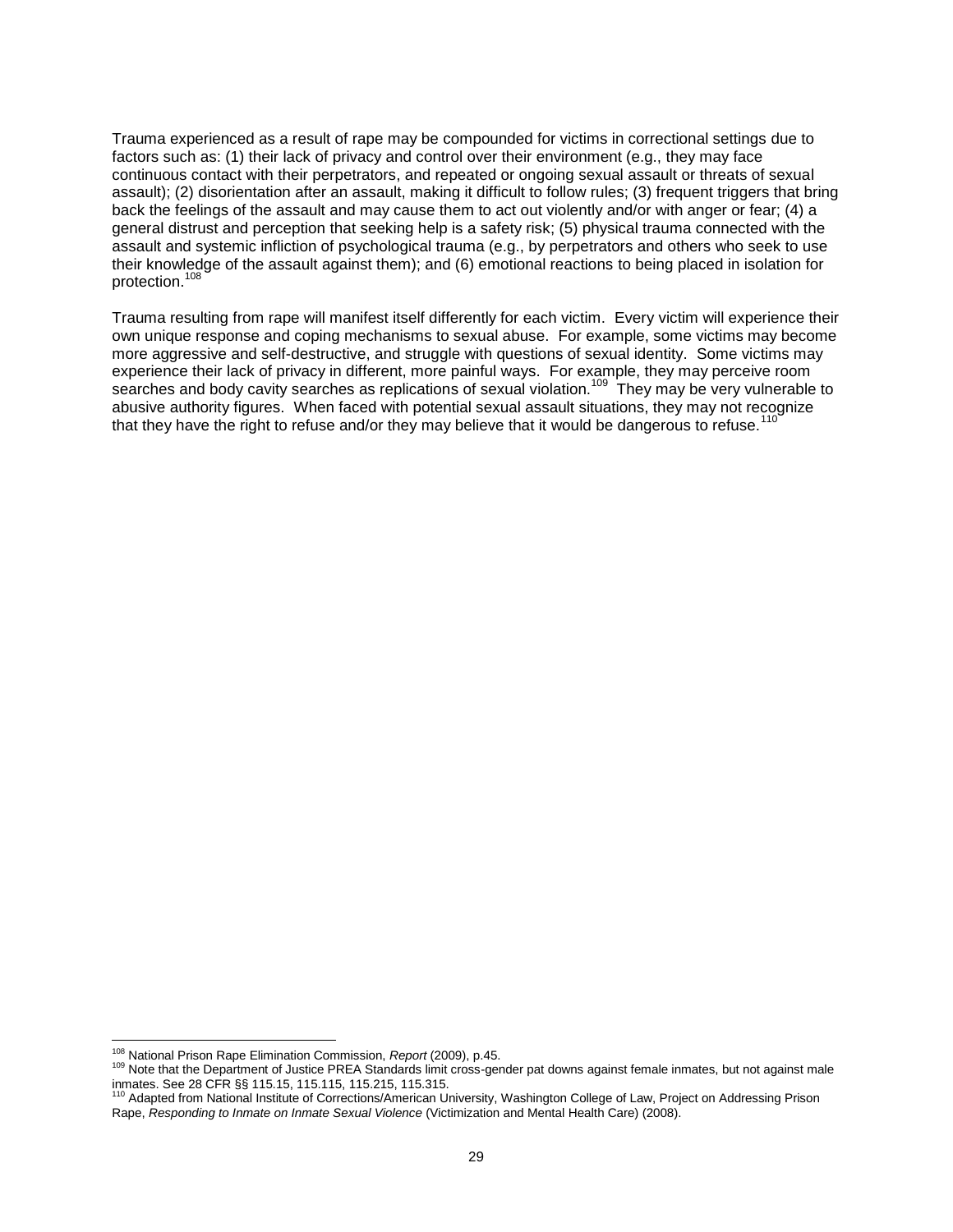Trauma experienced as a result of rape may be compounded for victims in correctional settings due to factors such as: (1) their lack of privacy and control over their environment (e.g., they may face continuous contact with their perpetrators, and repeated or ongoing sexual assault or threats of sexual assault); (2) disorientation after an assault, making it difficult to follow rules; (3) frequent triggers that bring back the feelings of the assault and may cause them to act out violently and/or with anger or fear; (4) a general distrust and perception that seeking help is a safety risk; (5) physical trauma connected with the assault and systemic infliction of psychological trauma (e.g., by perpetrators and others who seek to use their knowledge of the assault against them); and (6) emotional reactions to being placed in isolation for protection.[108]

Trauma resulting from rape will manifest itself differently for each victim. Every victim will experience their own unique response and coping mechanisms to sexual abuse. For example, some victims may become more aggressive and self-destructive, and struggle with questions of sexual identity. Some victims may experience their lack of privacy in different, more painful ways. For example, they may perceive room searches and body cavity searches as replications of sexual violation.[109] They may be very vulnerable to abusive authority figures. When faced with potential sexual assault situations, they may not recognize that they have the right to refuse and/or they may believe that it would be dangerous to refuse.[110]

---

[108] National Prison Rape Elimination Commission, *Report* (2009), p.45.

[109] Note that the Department of Justice PREA Standards limit cross-gender pat downs against female inmates, but not against male inmates. See 28 CFR §§ 115.15, 115.115, 115.215, 115.315.

[110] Adapted from National Institute of Corrections/American University, Washington College of Law, Project on Addressing Prison Rape, *Responding to Inmate on Inmate Sexual Violence* (Victimization and Mental Health Care) (2008).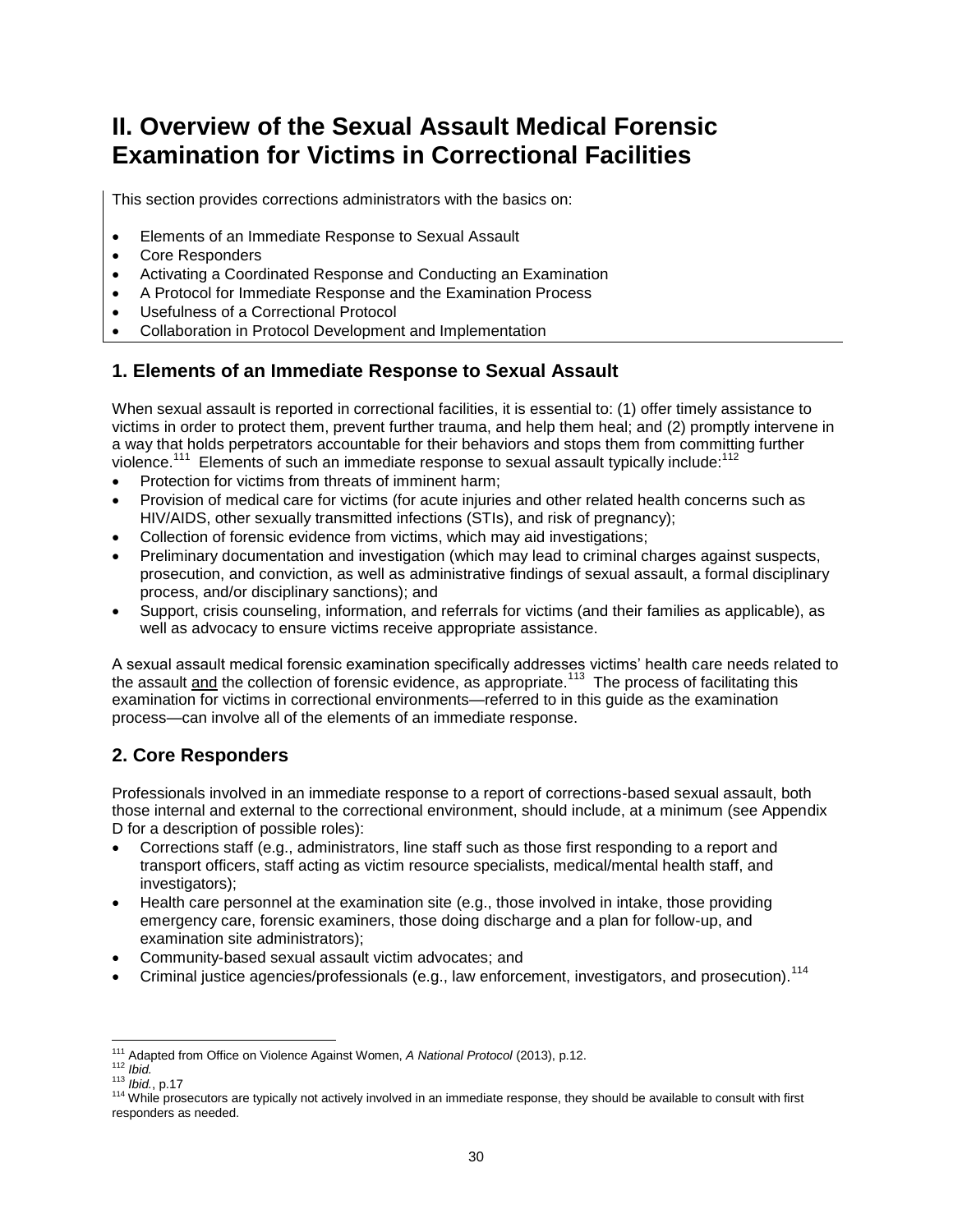# II. Overview of the Sexual Assault Medical Forensic Examination for Victims in Correctional Facilities

This section provides corrections administrators with the basics on:

- Elements of an Immediate Response to Sexual Assault
- Core Responders
- Activating a Coordinated Response and Conducting an Examination
- A Protocol for Immediate Response and the Examination Process
- Usefulness of a Correctional Protocol
- Collaboration in Protocol Development and Implementation

## 1. Elements of an Immediate Response to Sexual Assault

When sexual assault is reported in correctional facilities, it is essential to: (1) offer timely assistance to victims in order to protect them, prevent further trauma, and help them heal; and (2) promptly intervene in a way that holds perpetrators accountable for their behaviors and stops them from committing further violence.[111] Elements of such an immediate response to sexual assault typically include:[112]

- Protection for victims from threats of imminent harm;
- Provision of medical care for victims (for acute injuries and other related health concerns such as HIV/AIDS, other sexually transmitted infections (STIs), and risk of pregnancy);
- Collection of forensic evidence from victims, which may aid investigations;
- Preliminary documentation and investigation (which may lead to criminal charges against suspects, prosecution, and conviction, as well as administrative findings of sexual assault, a formal disciplinary process, and/or disciplinary sanctions); and
- Support, crisis counseling, information, and referrals for victims (and their families as applicable), as well as advocacy to ensure victims receive appropriate assistance.

A sexual assault medical forensic examination specifically addresses victims' health care needs related to the assault <u>and</u> the collection of forensic evidence, as appropriate.[113] The process of facilitating this examination for victims in correctional environments—referred to in this guide as the examination process—can involve all of the elements of an immediate response.

## 2. Core Responders

Professionals involved in an immediate response to a report of corrections-based sexual assault, both those internal and external to the correctional environment, should include, at a minimum (see Appendix D for a description of possible roles):

- Corrections staff (e.g., administrators, line staff such as those first responding to a report and transport officers, staff acting as victim resource specialists, medical/mental health staff, and investigators);
- Health care personnel at the examination site (e.g., those involved in intake, those providing emergency care, forensic examiners, those doing discharge and a plan for follow-up, and examination site administrators);
- Community-based sexual assault victim advocates; and
- Criminal justice agencies/professionals (e.g., law enforcement, investigators, and prosecution).[114]

---

[111] Adapted from Office on Violence Against Women, *A National Protocol* (2013), p.12.

[112] *Ibid.*

[113] *Ibid.*, p.17

[114] While prosecutors are typically not actively involved in an immediate response, they should be available to consult with first responders as needed.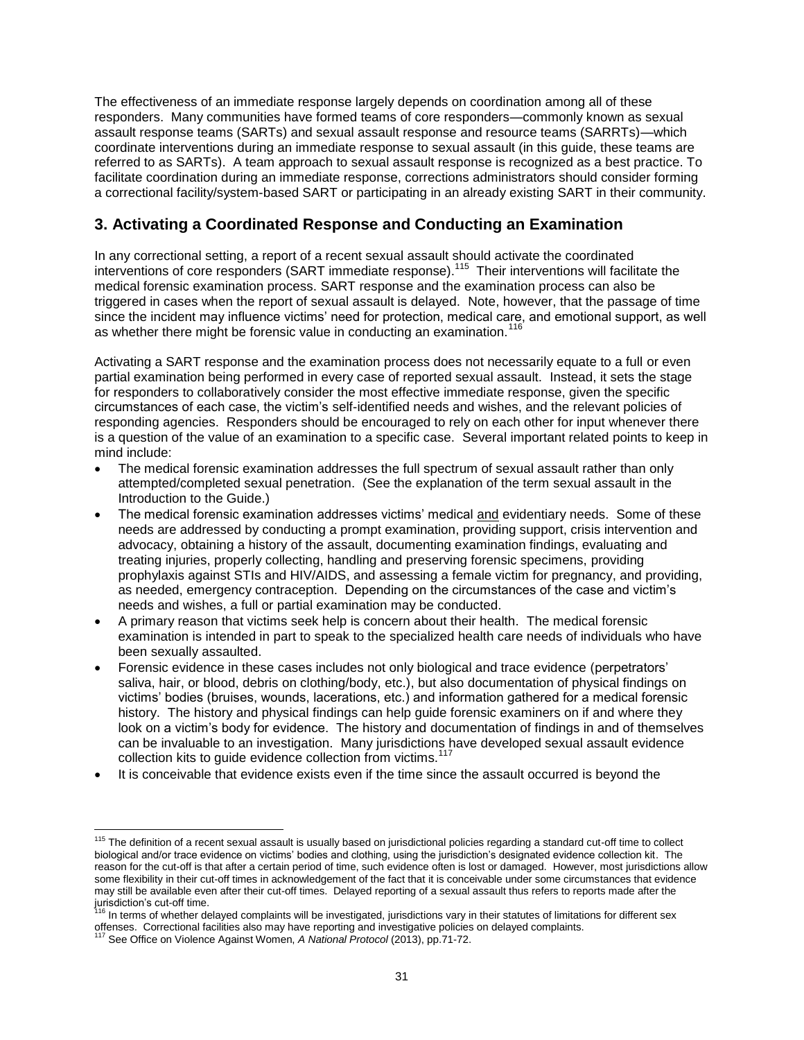The effectiveness of an immediate response largely depends on coordination among all of these responders. Many communities have formed teams of core responders—commonly known as sexual assault response teams (SARTs) and sexual assault response and resource teams (SARRTs)—which coordinate interventions during an immediate response to sexual assault (in this guide, these teams are referred to as SARTs). A team approach to sexual assault response is recognized as a best practice. To facilitate coordination during an immediate response, corrections administrators should consider forming a correctional facility/system-based SART or participating in an already existing SART in their community.

## 3. Activating a Coordinated Response and Conducting an Examination

In any correctional setting, a report of a recent sexual assault should activate the coordinated interventions of core responders (SART immediate response).[115] Their interventions will facilitate the medical forensic examination process. SART response and the examination process can also be triggered in cases when the report of sexual assault is delayed. Note, however, that the passage of time since the incident may influence victims' need for protection, medical care, and emotional support, as well as whether there might be forensic value in conducting an examination.[116]

Activating a SART response and the examination process does not necessarily equate to a full or even partial examination being performed in every case of reported sexual assault. Instead, it sets the stage for responders to collaboratively consider the most effective immediate response, given the specific circumstances of each case, the victim's self-identified needs and wishes, and the relevant policies of responding agencies. Responders should be encouraged to rely on each other for input whenever there is a question of the value of an examination to a specific case. Several important related points to keep in mind include:

- The medical forensic examination addresses the full spectrum of sexual assault rather than only attempted/completed sexual penetration. (See the explanation of the term sexual assault in the Introduction to the Guide.)
- The medical forensic examination addresses victims' medical and evidentiary needs. Some of these needs are addressed by conducting a prompt examination, providing support, crisis intervention and advocacy, obtaining a history of the assault, documenting examination findings, evaluating and treating injuries, properly collecting, handling and preserving forensic specimens, providing prophylaxis against STIs and HIV/AIDS, and assessing a female victim for pregnancy, and providing, as needed, emergency contraception. Depending on the circumstances of the case and victim's needs and wishes, a full or partial examination may be conducted.
- A primary reason that victims seek help is concern about their health. The medical forensic examination is intended in part to speak to the specialized health care needs of individuals who have been sexually assaulted.
- Forensic evidence in these cases includes not only biological and trace evidence (perpetrators' saliva, hair, or blood, debris on clothing/body, etc.), but also documentation of physical findings on victims' bodies (bruises, wounds, lacerations, etc.) and information gathered for a medical forensic history. The history and physical findings can help guide forensic examiners on if and where they look on a victim's body for evidence. The history and documentation of findings in and of themselves can be invaluable to an investigation. Many jurisdictions have developed sexual assault evidence collection kits to guide evidence collection from victims.[117]
- It is conceivable that evidence exists even if the time since the assault occurred is beyond the

---

[115] The definition of a recent sexual assault is usually based on jurisdictional policies regarding a standard cut-off time to collect biological and/or trace evidence on victims' bodies and clothing, using the jurisdiction's designated evidence collection kit. The reason for the cut-off is that after a certain period of time, such evidence often is lost or damaged. However, most jurisdictions allow some flexibility in their cut-off times in acknowledgement of the fact that it is conceivable under some circumstances that evidence may still be available even after their cut-off times. Delayed reporting of a sexual assault thus refers to reports made after the jurisdiction's cut-off time.

[116] In terms of whether delayed complaints will be investigated, jurisdictions vary in their statutes of limitations for different sex offenses. Correctional facilities also may have reporting and investigative policies on delayed complaints.

[117] See Office on Violence Against Women, *A National Protocol* (2013), pp.71-72.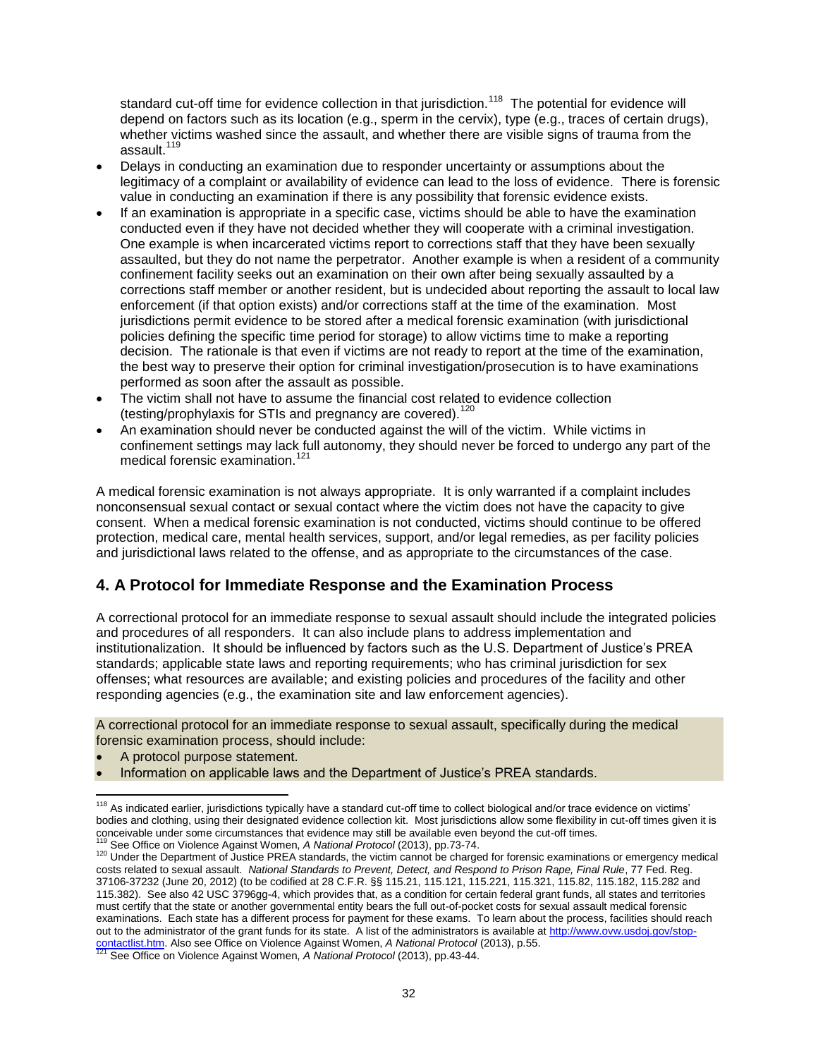standard cut-off time for evidence collection in that jurisdiction.[118] The potential for evidence will depend on factors such as its location (e.g., sperm in the cervix), type (e.g., traces of certain drugs), whether victims washed since the assault, and whether there are visible signs of trauma from the assault.[119]

- Delays in conducting an examination due to responder uncertainty or assumptions about the legitimacy of a complaint or availability of evidence can lead to the loss of evidence. There is forensic value in conducting an examination if there is any possibility that forensic evidence exists.
- If an examination is appropriate in a specific case, victims should be able to have the examination conducted even if they have not decided whether they will cooperate with a criminal investigation. One example is when incarcerated victims report to corrections staff that they have been sexually assaulted, but they do not name the perpetrator. Another example is when a resident of a community confinement facility seeks out an examination on their own after being sexually assaulted by a corrections staff member or another resident, but is undecided about reporting the assault to local law enforcement (if that option exists) and/or corrections staff at the time of the examination. Most jurisdictions permit evidence to be stored after a medical forensic examination (with jurisdictional policies defining the specific time period for storage) to allow victims time to make a reporting decision. The rationale is that even if victims are not ready to report at the time of the examination, the best way to preserve their option for criminal investigation/prosecution is to have examinations performed as soon after the assault as possible.
- The victim shall not have to assume the financial cost related to evidence collection (testing/prophylaxis for STIs and pregnancy are covered).[120]
- An examination should never be conducted against the will of the victim. While victims in confinement settings may lack full autonomy, they should never be forced to undergo any part of the medical forensic examination.[121]

A medical forensic examination is not always appropriate. It is only warranted if a complaint includes nonconsensual sexual contact or sexual contact where the victim does not have the capacity to give consent. When a medical forensic examination is not conducted, victims should continue to be offered protection, medical care, mental health services, support, and/or legal remedies, as per facility policies and jurisdictional laws related to the offense, and as appropriate to the circumstances of the case.

## 4. A Protocol for Immediate Response and the Examination Process

A correctional protocol for an immediate response to sexual assault should include the integrated policies and procedures of all responders. It can also include plans to address implementation and institutionalization. It should be influenced by factors such as the U.S. Department of Justice's PREA standards; applicable state laws and reporting requirements; who has criminal jurisdiction for sex offenses; what resources are available; and existing policies and procedures of the facility and other responding agencies (e.g., the examination site and law enforcement agencies).

A correctional protocol for an immediate response to sexual assault, specifically during the medical forensic examination process, should include:

- A protocol purpose statement.
- Information on applicable laws and the Department of Justice's PREA standards.

---

[118] As indicated earlier, jurisdictions typically have a standard cut-off time to collect biological and/or trace evidence on victims' bodies and clothing, using their designated evidence collection kit. Most jurisdictions allow some flexibility in cut-off times given it is conceivable under some circumstances that evidence may still be available even beyond the cut-off times.

[119] See Office on Violence Against Women, *A National Protocol* (2013), pp.73-74.

[120] Under the Department of Justice PREA standards, the victim cannot be charged for forensic examinations or emergency medical costs related to sexual assault. *National Standards to Prevent, Detect, and Respond to Prison Rape, Final Rule*, 77 Fed. Reg. 37106-37232 (June 20, 2012) (to be codified at 28 C.F.R. §§ 115.21, 115.121, 115.221, 115.321, 115.82, 115.182, 115.282 and 115.382). See also 42 USC 3796gg-4, which provides that, as a condition for certain federal grant funds, all states and territories must certify that the state or another governmental entity bears the full out-of-pocket costs for sexual assault medical forensic examinations. Each state has a different process for payment for these exams. To learn about the process, facilities should reach out to the administrator of the grant funds for its state. A list of the administrators is available at http://www.ovw.usdoj.gov/stop-contactlist.htm. Also see Office on Violence Against Women, *A National Protocol* (2013), p.55.

[121] See Office on Violence Against Women, *A National Protocol* (2013), pp.43-44.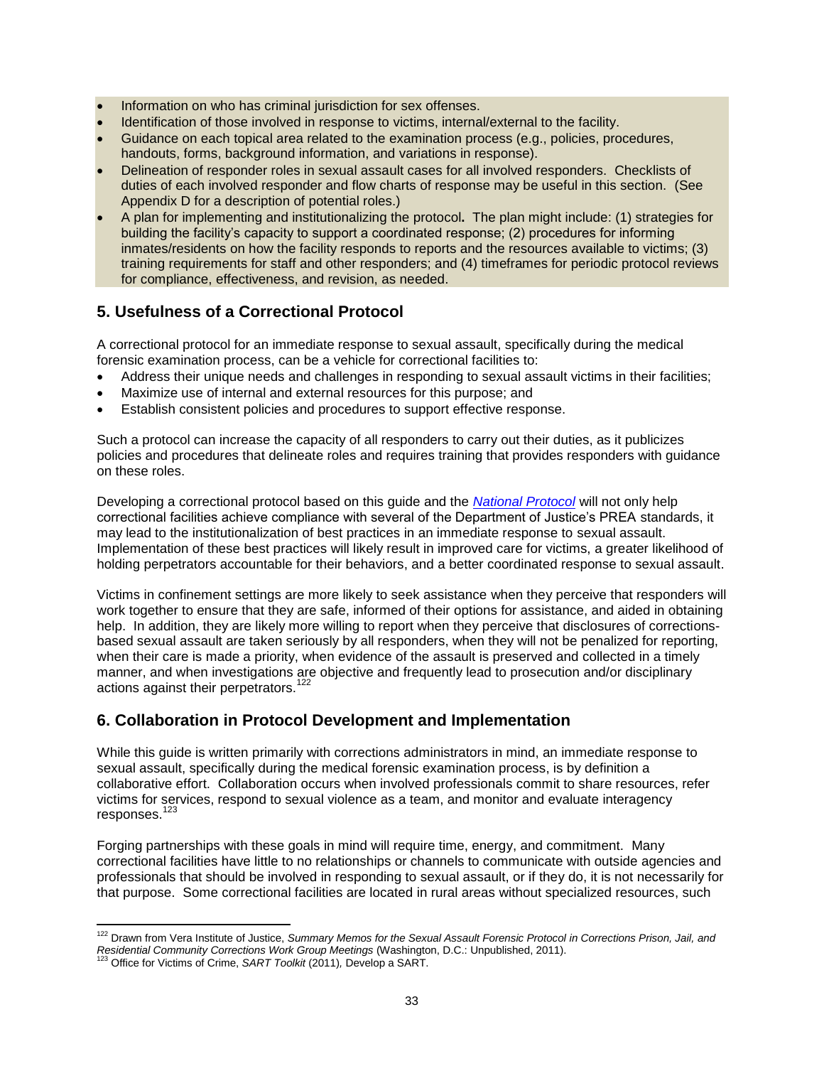- Information on who has criminal jurisdiction for sex offenses.
- Identification of those involved in response to victims, internal/external to the facility.
- Guidance on each topical area related to the examination process (e.g., policies, procedures, handouts, forms, background information, and variations in response).
- Delineation of responder roles in sexual assault cases for all involved responders. Checklists of duties of each involved responder and flow charts of response may be useful in this section. (See Appendix D for a description of potential roles.)
- A plan for implementing and institutionalizing the protocol**.** The plan might include: (1) strategies for building the facility's capacity to support a coordinated response; (2) procedures for informing inmates/residents on how the facility responds to reports and the resources available to victims; (3) training requirements for staff and other responders; and (4) timeframes for periodic protocol reviews for compliance, effectiveness, and revision, as needed.

## 5. Usefulness of a Correctional Protocol

A correctional protocol for an immediate response to sexual assault, specifically during the medical forensic examination process, can be a vehicle for correctional facilities to:

- Address their unique needs and challenges in responding to sexual assault victims in their facilities;
- Maximize use of internal and external resources for this purpose; and
- Establish consistent policies and procedures to support effective response.

Such a protocol can increase the capacity of all responders to carry out their duties, as it publicizes policies and procedures that delineate roles and requires training that provides responders with guidance on these roles.

Developing a correctional protocol based on this guide and the *National Protocol* will not only help correctional facilities achieve compliance with several of the Department of Justice's PREA standards, it may lead to the institutionalization of best practices in an immediate response to sexual assault. Implementation of these best practices will likely result in improved care for victims, a greater likelihood of holding perpetrators accountable for their behaviors, and a better coordinated response to sexual assault.

Victims in confinement settings are more likely to seek assistance when they perceive that responders will work together to ensure that they are safe, informed of their options for assistance, and aided in obtaining help. In addition, they are likely more willing to report when they perceive that disclosures of corrections-based sexual assault are taken seriously by all responders, when they will not be penalized for reporting, when their care is made a priority, when evidence of the assault is preserved and collected in a timely manner, and when investigations are objective and frequently lead to prosecution and/or disciplinary actions against their perpetrators.[122]

## 6. Collaboration in Protocol Development and Implementation

While this guide is written primarily with corrections administrators in mind, an immediate response to sexual assault, specifically during the medical forensic examination process, is by definition a collaborative effort. Collaboration occurs when involved professionals commit to share resources, refer victims for services, respond to sexual violence as a team, and monitor and evaluate interagency responses.[123]

Forging partnerships with these goals in mind will require time, energy, and commitment. Many correctional facilities have little to no relationships or channels to communicate with outside agencies and professionals that should be involved in responding to sexual assault, or if they do, it is not necessarily for that purpose. Some correctional facilities are located in rural areas without specialized resources, such

---

[122] Drawn from Vera Institute of Justice, *Summary Memos for the Sexual Assault Forensic Protocol in Corrections Prison, Jail, and Residential Community Corrections Work Group Meetings* (Washington, D.C.: Unpublished, 2011).

[123] Office for Victims of Crime, *SART Toolkit* (2011)*,* Develop a SART.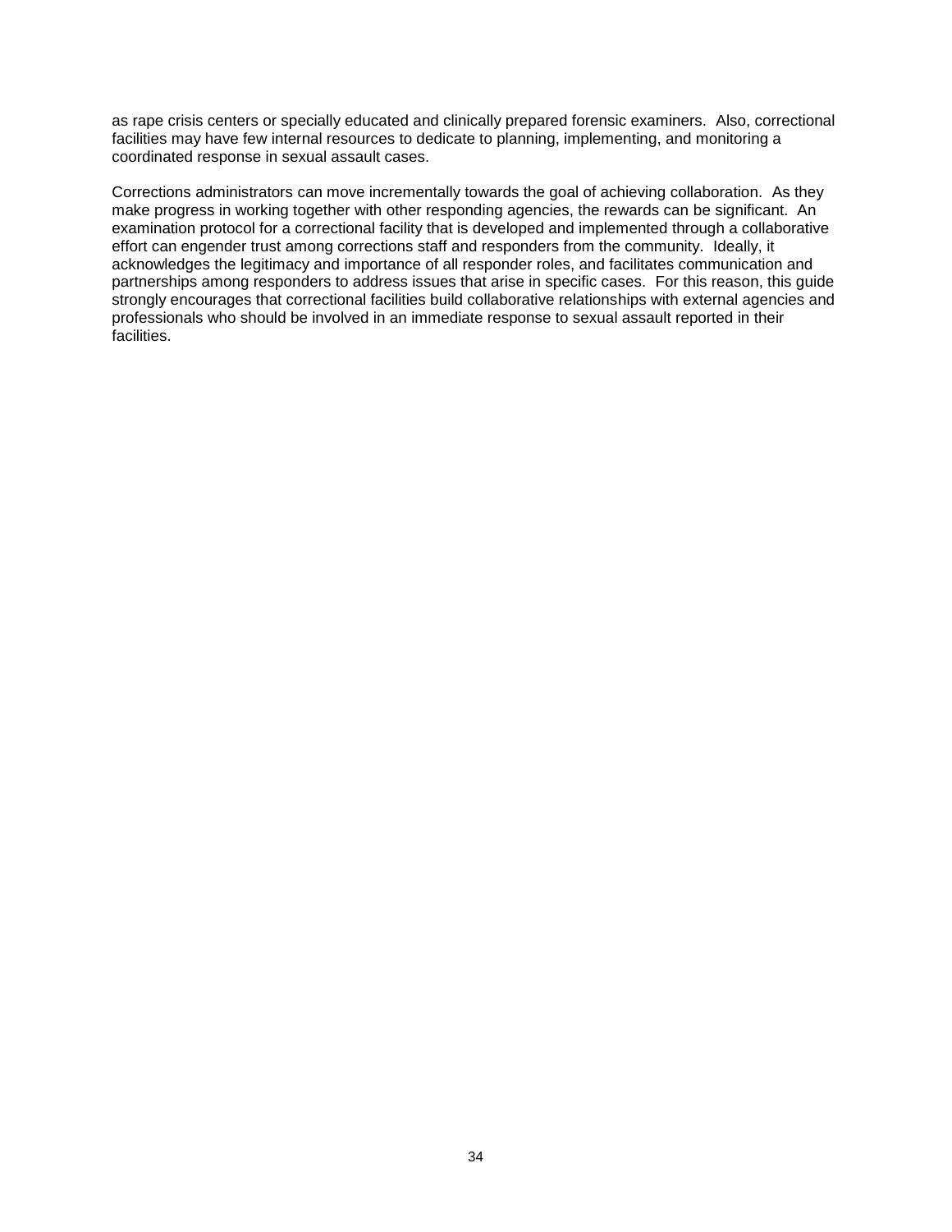as rape crisis centers or specially educated and clinically prepared forensic examiners. Also, correctional facilities may have few internal resources to dedicate to planning, implementing, and monitoring a coordinated response in sexual assault cases.

Corrections administrators can move incrementally towards the goal of achieving collaboration. As they make progress in working together with other responding agencies, the rewards can be significant. An examination protocol for a correctional facility that is developed and implemented through a collaborative effort can engender trust among corrections staff and responders from the community. Ideally, it acknowledges the legitimacy and importance of all responder roles, and facilitates communication and partnerships among responders to address issues that arise in specific cases. For this reason, this guide strongly encourages that correctional facilities build collaborative relationships with external agencies and professionals who should be involved in an immediate response to sexual assault reported in their facilities.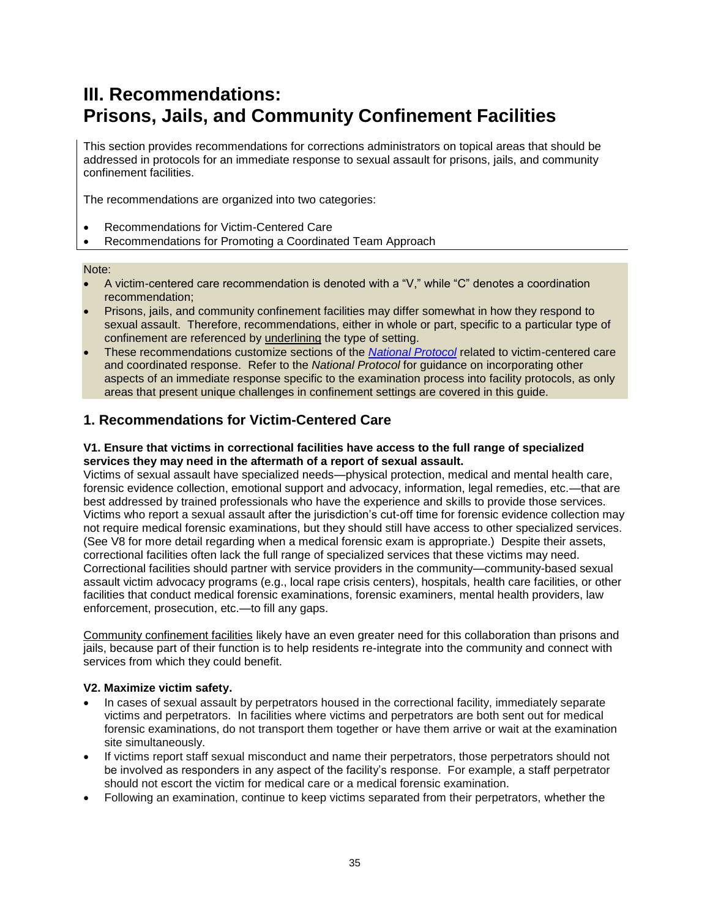# III. Recommendations: Prisons, Jails, and Community Confinement Facilities

This section provides recommendations for corrections administrators on topical areas that should be addressed in protocols for an immediate response to sexual assault for prisons, jails, and community confinement facilities.

The recommendations are organized into two categories:

- Recommendations for Victim-Centered Care
- Recommendations for Promoting a Coordinated Team Approach

Note:

- A victim-centered care recommendation is denoted with a "V," while "C" denotes a coordination recommendation;
- Prisons, jails, and community confinement facilities may differ somewhat in how they respond to sexual assault. Therefore, recommendations, either in whole or part, specific to a particular type of confinement are referenced by underlining the type of setting.
- These recommendations customize sections of the *National Protocol* related to victim-centered care and coordinated response. Refer to the *National Protocol* for guidance on incorporating other aspects of an immediate response specific to the examination process into facility protocols, as only areas that present unique challenges in confinement settings are covered in this guide.

## 1. Recommendations for Victim-Centered Care

**V1. Ensure that victims in correctional facilities have access to the full range of specialized services they may need in the aftermath of a report of sexual assault.**
Victims of sexual assault have specialized needs—physical protection, medical and mental health care, forensic evidence collection, emotional support and advocacy, information, legal remedies, etc.—that are best addressed by trained professionals who have the experience and skills to provide those services. Victims who report a sexual assault after the jurisdiction's cut-off time for forensic evidence collection may not require medical forensic examinations, but they should still have access to other specialized services. (See V8 for more detail regarding when a medical forensic exam is appropriate.) Despite their assets, correctional facilities often lack the full range of specialized services that these victims may need. Correctional facilities should partner with service providers in the community—community-based sexual assault victim advocacy programs (e.g., local rape crisis centers), hospitals, health care facilities, or other facilities that conduct medical forensic examinations, forensic examiners, mental health providers, law enforcement, prosecution, etc.—to fill any gaps.

<u>Community confinement facilities</u> likely have an even greater need for this collaboration than prisons and jails, because part of their function is to help residents re-integrate into the community and connect with services from which they could benefit.

**V2. Maximize victim safety.**

- In cases of sexual assault by perpetrators housed in the correctional facility, immediately separate victims and perpetrators. In facilities where victims and perpetrators are both sent out for medical forensic examinations, do not transport them together or have them arrive or wait at the examination site simultaneously.
- If victims report staff sexual misconduct and name their perpetrators, those perpetrators should not be involved as responders in any aspect of the facility's response. For example, a staff perpetrator should not escort the victim for medical care or a medical forensic examination.
- Following an examination, continue to keep victims separated from their perpetrators, whether the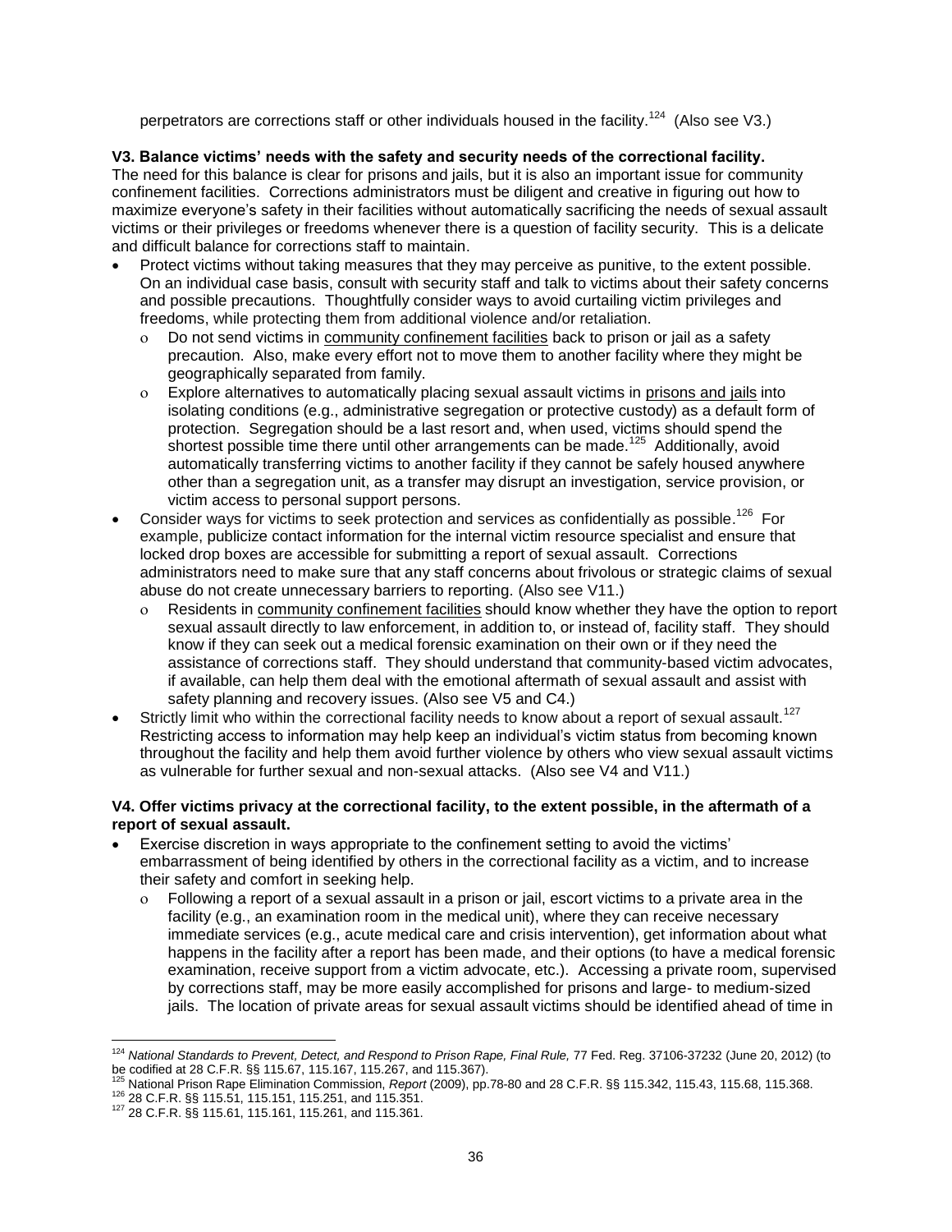perpetrators are corrections staff or other individuals housed in the facility.[124] (Also see V3.)

**V3. Balance victims' needs with the safety and security needs of the correctional facility.**
The need for this balance is clear for prisons and jails, but it is also an important issue for community confinement facilities. Corrections administrators must be diligent and creative in figuring out how to maximize everyone's safety in their facilities without automatically sacrificing the needs of sexual assault victims or their privileges or freedoms whenever there is a question of facility security. This is a delicate and difficult balance for corrections staff to maintain.

- Protect victims without taking measures that they may perceive as punitive, to the extent possible. On an individual case basis, consult with security staff and talk to victims about their safety concerns and possible precautions. Thoughtfully consider ways to avoid curtailing victim privileges and freedoms, while protecting them from additional violence and/or retaliation.
  - Do not send victims in <u>community confinement facilities</u> back to prison or jail as a safety precaution. Also, make every effort not to move them to another facility where they might be geographically separated from family.
  - Explore alternatives to automatically placing sexual assault victims in <u>prisons and jails</u> into isolating conditions (e.g., administrative segregation or protective custody) as a default form of protection. Segregation should be a last resort and, when used, victims should spend the shortest possible time there until other arrangements can be made.[125] Additionally, avoid automatically transferring victims to another facility if they cannot be safely housed anywhere other than a segregation unit, as a transfer may disrupt an investigation, service provision, or victim access to personal support persons.
- Consider ways for victims to seek protection and services as confidentially as possible.[126] For example, publicize contact information for the internal victim resource specialist and ensure that locked drop boxes are accessible for submitting a report of sexual assault. Corrections administrators need to make sure that any staff concerns about frivolous or strategic claims of sexual abuse do not create unnecessary barriers to reporting. (Also see V11.)
  - Residents in <u>community confinement facilities</u> should know whether they have the option to report sexual assault directly to law enforcement, in addition to, or instead of, facility staff. They should know if they can seek out a medical forensic examination on their own or if they need the assistance of corrections staff. They should understand that community-based victim advocates, if available, can help them deal with the emotional aftermath of sexual assault and assist with safety planning and recovery issues. (Also see V5 and C4.)
- Strictly limit who within the correctional facility needs to know about a report of sexual assault.[127] Restricting access to information may help keep an individual's victim status from becoming known throughout the facility and help them avoid further violence by others who view sexual assault victims as vulnerable for further sexual and non-sexual attacks. (Also see V4 and V11.)

**V4. Offer victims privacy at the correctional facility, to the extent possible, in the aftermath of a report of sexual assault.**

- Exercise discretion in ways appropriate to the confinement setting to avoid the victims' embarrassment of being identified by others in the correctional facility as a victim, and to increase their safety and comfort in seeking help.
  - Following a report of a sexual assault in a prison or jail, escort victims to a private area in the facility (e.g., an examination room in the medical unit), where they can receive necessary immediate services (e.g., acute medical care and crisis intervention), get information about what happens in the facility after a report has been made, and their options (to have a medical forensic examination, receive support from a victim advocate, etc.). Accessing a private room, supervised by corrections staff, may be more easily accomplished for prisons and large- to medium-sized jails. The location of private areas for sexual assault victims should be identified ahead of time in

---

[124] *National Standards to Prevent, Detect, and Respond to Prison Rape, Final Rule,* 77 Fed. Reg. 37106-37232 (June 20, 2012) (to be codified at 28 C.F.R. §§ 115.67, 115.167, 115.267, and 115.367).
[125] National Prison Rape Elimination Commission, *Report* (2009), pp.78-80 and 28 C.F.R. §§ 115.342, 115.43, 115.68, 115.368.
[126] 28 C.F.R. §§ 115.51, 115.151, 115.251, and 115.351.
[127] 28 C.F.R. §§ 115.61, 115.161, 115.261, and 115.361.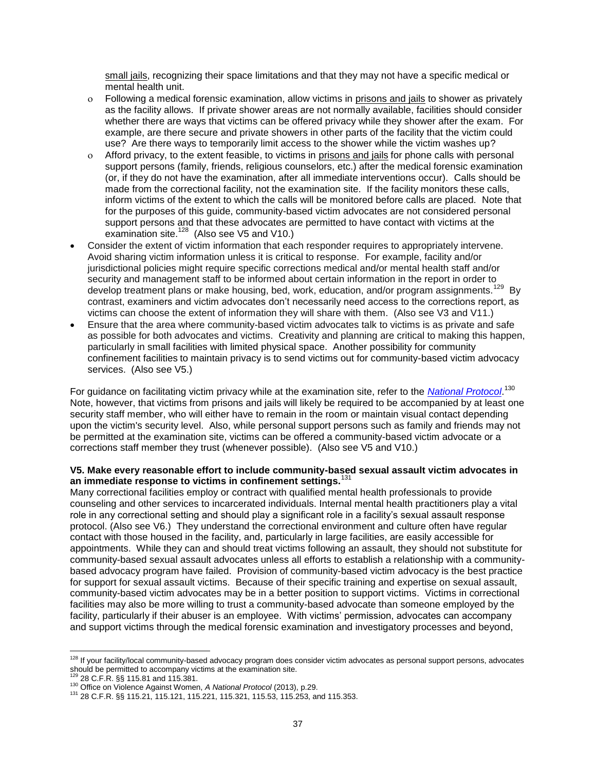small jails, recognizing their space limitations and that they may not have a specific medical or mental health unit.

  - Following a medical forensic examination, allow victims in prisons and jails to shower as privately as the facility allows. If private shower areas are not normally available, facilities should consider whether there are ways that victims can be offered privacy while they shower after the exam. For example, are there secure and private showers in other parts of the facility that the victim could use? Are there ways to temporarily limit access to the shower while the victim washes up?
  - Afford privacy, to the extent feasible, to victims in prisons and jails for phone calls with personal support persons (family, friends, religious counselors, etc.) after the medical forensic examination (or, if they do not have the examination, after all immediate interventions occur). Calls should be made from the correctional facility, not the examination site. If the facility monitors these calls, inform victims of the extent to which the calls will be monitored before calls are placed. Note that for the purposes of this guide, community-based victim advocates are not considered personal support persons and that these advocates are permitted to have contact with victims at the examination site.[128] (Also see V5 and V10.)

- Consider the extent of victim information that each responder requires to appropriately intervene. Avoid sharing victim information unless it is critical to response. For example, facility and/or jurisdictional policies might require specific corrections medical and/or mental health staff and/or security and management staff to be informed about certain information in the report in order to develop treatment plans or make housing, bed, work, education, and/or program assignments.[129] By contrast, examiners and victim advocates don't necessarily need access to the corrections report, as victims can choose the extent of information they will share with them. (Also see V3 and V11.)
- Ensure that the area where community-based victim advocates talk to victims is as private and safe as possible for both advocates and victims. Creativity and planning are critical to making this happen, particularly in small facilities with limited physical space. Another possibility for community confinement facilities to maintain privacy is to send victims out for community-based victim advocacy services. (Also see V5.)

For guidance on facilitating victim privacy while at the examination site, refer to the *National Protocol*.[130] Note, however, that victims from prisons and jails will likely be required to be accompanied by at least one security staff member, who will either have to remain in the room or maintain visual contact depending upon the victim's security level. Also, while personal support persons such as family and friends may not be permitted at the examination site, victims can be offered a community-based victim advocate or a corrections staff member they trust (whenever possible). (Also see V5 and V10.)

**V5. Make every reasonable effort to include community-based sexual assault victim advocates in an immediate response to victims in confinement settings.**[131]

Many correctional facilities employ or contract with qualified mental health professionals to provide counseling and other services to incarcerated individuals. Internal mental health practitioners play a vital role in any correctional setting and should play a significant role in a facility's sexual assault response protocol. (Also see V6.) They understand the correctional environment and culture often have regular contact with those housed in the facility, and, particularly in large facilities, are easily accessible for appointments. While they can and should treat victims following an assault, they should not substitute for community-based sexual assault advocates unless all efforts to establish a relationship with a community-based advocacy program have failed. Provision of community-based victim advocacy is the best practice for support for sexual assault victims. Because of their specific training and expertise on sexual assault, community-based victim advocates may be in a better position to support victims. Victims in correctional facilities may also be more willing to trust a community-based advocate than someone employed by the facility, particularly if their abuser is an employee. With victims' permission, advocates can accompany and support victims through the medical forensic examination and investigatory processes and beyond,

---

[128] If your facility/local community-based advocacy program does consider victim advocates as personal support persons, advocates should be permitted to accompany victims at the examination site.

[129] 28 C.F.R. §§ 115.81 and 115.381.

[130] Office on Violence Against Women, *A National Protocol* (2013), p.29.

[131] 28 C.F.R. §§ 115.21, 115.121, 115.221, 115.321, 115.53, 115.253, and 115.353.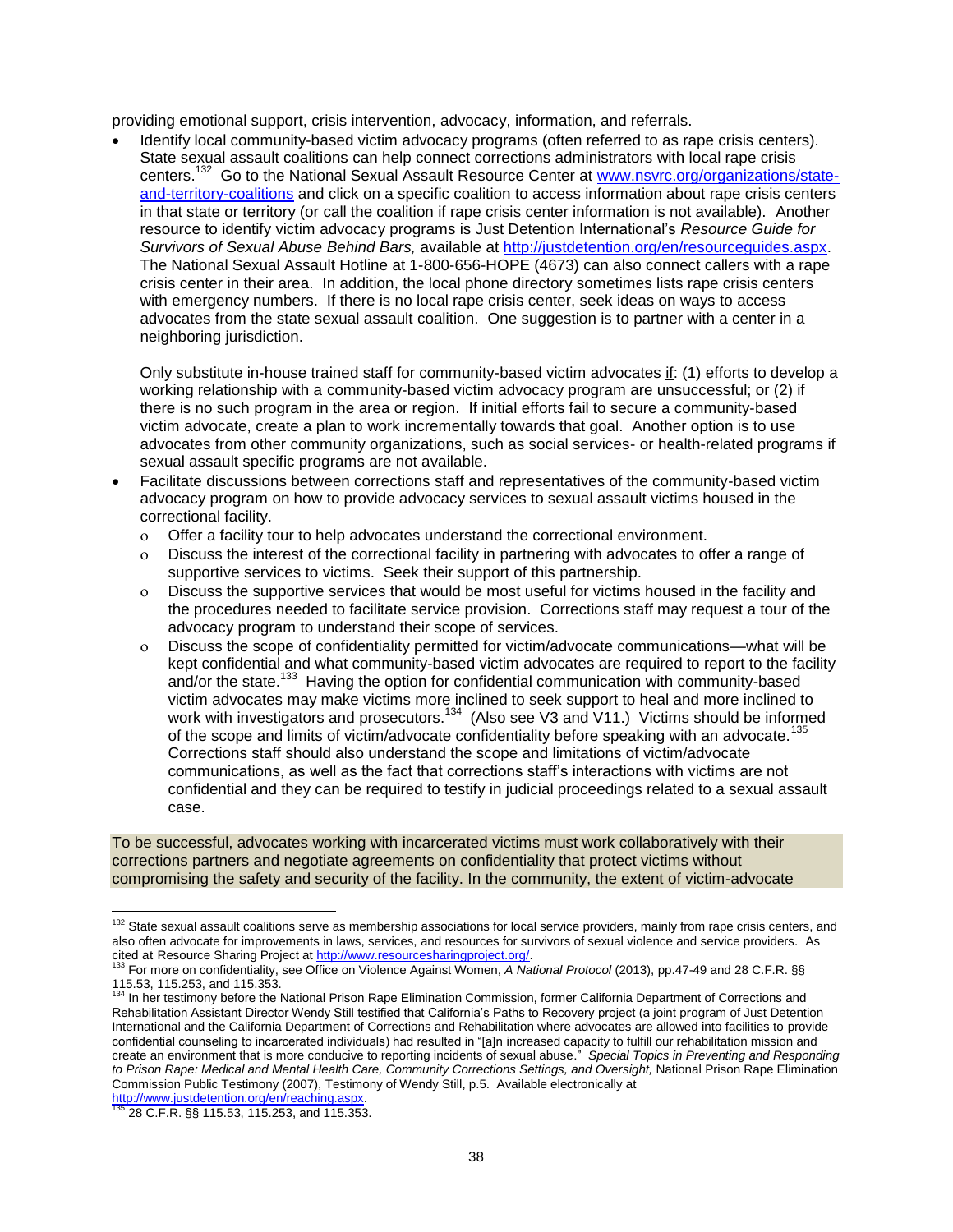providing emotional support, crisis intervention, advocacy, information, and referrals.

- Identify local community-based victim advocacy programs (often referred to as rape crisis centers). State sexual assault coalitions can help connect corrections administrators with local rape crisis centers.[132] Go to the National Sexual Assault Resource Center at www.nsvrc.org/organizations/state-and-territory-coalitions and click on a specific coalition to access information about rape crisis centers in that state or territory (or call the coalition if rape crisis center information is not available). Another resource to identify victim advocacy programs is Just Detention International's *Resource Guide for Survivors of Sexual Abuse Behind Bars,* available at http://justdetention.org/en/resourceguides.aspx. The National Sexual Assault Hotline at 1-800-656-HOPE (4673) can also connect callers with a rape crisis center in their area. In addition, the local phone directory sometimes lists rape crisis centers with emergency numbers. If there is no local rape crisis center, seek ideas on ways to access advocates from the state sexual assault coalition. One suggestion is to partner with a center in a neighboring jurisdiction.

  Only substitute in-house trained staff for community-based victim advocates if: (1) efforts to develop a working relationship with a community-based victim advocacy program are unsuccessful; or (2) if there is no such program in the area or region. If initial efforts fail to secure a community-based victim advocate, create a plan to work incrementally towards that goal. Another option is to use advocates from other community organizations, such as social services- or health-related programs if sexual assault specific programs are not available.

- Facilitate discussions between corrections staff and representatives of the community-based victim advocacy program on how to provide advocacy services to sexual assault victims housed in the correctional facility.
  - Offer a facility tour to help advocates understand the correctional environment.
  - Discuss the interest of the correctional facility in partnering with advocates to offer a range of supportive services to victims. Seek their support of this partnership.
  - Discuss the supportive services that would be most useful for victims housed in the facility and the procedures needed to facilitate service provision. Corrections staff may request a tour of the advocacy program to understand their scope of services.
  - Discuss the scope of confidentiality permitted for victim/advocate communications—what will be kept confidential and what community-based victim advocates are required to report to the facility and/or the state.[133] Having the option for confidential communication with community-based victim advocates may make victims more inclined to seek support to heal and more inclined to work with investigators and prosecutors.[134] (Also see V3 and V11.) Victims should be informed of the scope and limits of victim/advocate confidentiality before speaking with an advocate.[135] Corrections staff should also understand the scope and limitations of victim/advocate communications, as well as the fact that corrections staff's interactions with victims are not confidential and they can be required to testify in judicial proceedings related to a sexual assault case.

To be successful, advocates working with incarcerated victims must work collaboratively with their corrections partners and negotiate agreements on confidentiality that protect victims without compromising the safety and security of the facility. In the community, the extent of victim-advocate

---

[132] State sexual assault coalitions serve as membership associations for local service providers, mainly from rape crisis centers, and also often advocate for improvements in laws, services, and resources for survivors of sexual violence and service providers. As cited at Resource Sharing Project at http://www.resourcesharingproject.org/.

[133] For more on confidentiality, see Office on Violence Against Women, *A National Protocol* (2013), pp.47-49 and 28 C.F.R. §§ 115.53, 115.253, and 115.353.

[134] In her testimony before the National Prison Rape Elimination Commission, former California Department of Corrections and Rehabilitation Assistant Director Wendy Still testified that California's Paths to Recovery project (a joint program of Just Detention International and the California Department of Corrections and Rehabilitation where advocates are allowed into facilities to provide confidential counseling to incarcerated individuals) had resulted in "[a]n increased capacity to fulfill our rehabilitation mission and create an environment that is more conducive to reporting incidents of sexual abuse." *Special Topics in Preventing and Responding to Prison Rape: Medical and Mental Health Care, Community Corrections Settings, and Oversight,* National Prison Rape Elimination Commission Public Testimony (2007), Testimony of Wendy Still, p.5. Available electronically at http://www.justdetention.org/en/reaching.aspx.

[135] 28 C.F.R. §§ 115.53, 115.253, and 115.353.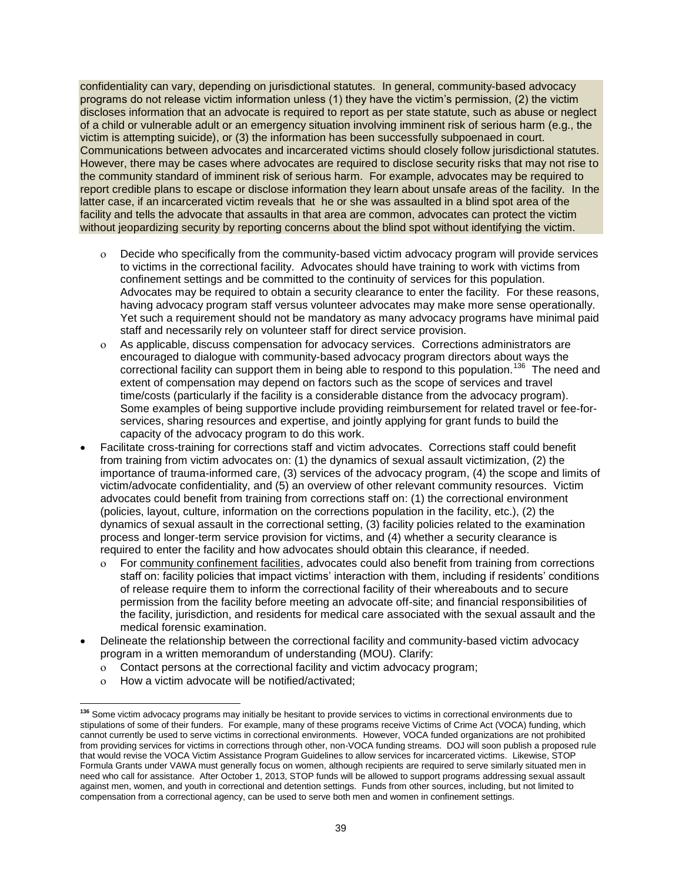confidentiality can vary, depending on jurisdictional statutes. In general, community-based advocacy programs do not release victim information unless (1) they have the victim's permission, (2) the victim discloses information that an advocate is required to report as per state statute, such as abuse or neglect of a child or vulnerable adult or an emergency situation involving imminent risk of serious harm (e.g., the victim is attempting suicide), or (3) the information has been successfully subpoenaed in court. Communications between advocates and incarcerated victims should closely follow jurisdictional statutes. However, there may be cases where advocates are required to disclose security risks that may not rise to the community standard of imminent risk of serious harm. For example, advocates may be required to report credible plans to escape or disclose information they learn about unsafe areas of the facility. In the latter case, if an incarcerated victim reveals that he or she was assaulted in a blind spot area of the facility and tells the advocate that assaults in that area are common, advocates can protect the victim without jeopardizing security by reporting concerns about the blind spot without identifying the victim.

  - Decide who specifically from the community-based victim advocacy program will provide services to victims in the correctional facility. Advocates should have training to work with victims from confinement settings and be committed to the continuity of services for this population. Advocates may be required to obtain a security clearance to enter the facility. For these reasons, having advocacy program staff versus volunteer advocates may make more sense operationally. Yet such a requirement should not be mandatory as many advocacy programs have minimal paid staff and necessarily rely on volunteer staff for direct service provision.
  - As applicable, discuss compensation for advocacy services. Corrections administrators are encouraged to dialogue with community-based advocacy program directors about ways the correctional facility can support them in being able to respond to this population.[136] The need and extent of compensation may depend on factors such as the scope of services and travel time/costs (particularly if the facility is a considerable distance from the advocacy program). Some examples of being supportive include providing reimbursement for related travel or fee-for-services, sharing resources and expertise, and jointly applying for grant funds to build the capacity of the advocacy program to do this work.
- Facilitate cross-training for corrections staff and victim advocates. Corrections staff could benefit from training from victim advocates on: (1) the dynamics of sexual assault victimization, (2) the importance of trauma-informed care, (3) services of the advocacy program, (4) the scope and limits of victim/advocate confidentiality, and (5) an overview of other relevant community resources. Victim advocates could benefit from training from corrections staff on: (1) the correctional environment (policies, layout, culture, information on the corrections population in the facility, etc.), (2) the dynamics of sexual assault in the correctional setting, (3) facility policies related to the examination process and longer-term service provision for victims, and (4) whether a security clearance is required to enter the facility and how advocates should obtain this clearance, if needed.
  - For community confinement facilities, advocates could also benefit from training from corrections staff on: facility policies that impact victims' interaction with them, including if residents' conditions of release require them to inform the correctional facility of their whereabouts and to secure permission from the facility before meeting an advocate off-site; and financial responsibilities of the facility, jurisdiction, and residents for medical care associated with the sexual assault and the medical forensic examination.
- Delineate the relationship between the correctional facility and community-based victim advocacy program in a written memorandum of understanding (MOU). Clarify:
  - Contact persons at the correctional facility and victim advocacy program;
  - How a victim advocate will be notified/activated;

---

[136] Some victim advocacy programs may initially be hesitant to provide services to victims in correctional environments due to stipulations of some of their funders. For example, many of these programs receive Victims of Crime Act (VOCA) funding, which cannot currently be used to serve victims in correctional environments. However, VOCA funded organizations are not prohibited from providing services for victims in corrections through other, non-VOCA funding streams. DOJ will soon publish a proposed rule that would revise the VOCA Victim Assistance Program Guidelines to allow services for incarcerated victims. Likewise, STOP Formula Grants under VAWA must generally focus on women, although recipients are required to serve similarly situated men in need who call for assistance. After October 1, 2013, STOP funds will be allowed to support programs addressing sexual assault against men, women, and youth in correctional and detention settings. Funds from other sources, including, but not limited to compensation from a correctional agency, can be used to serve both men and women in confinement settings.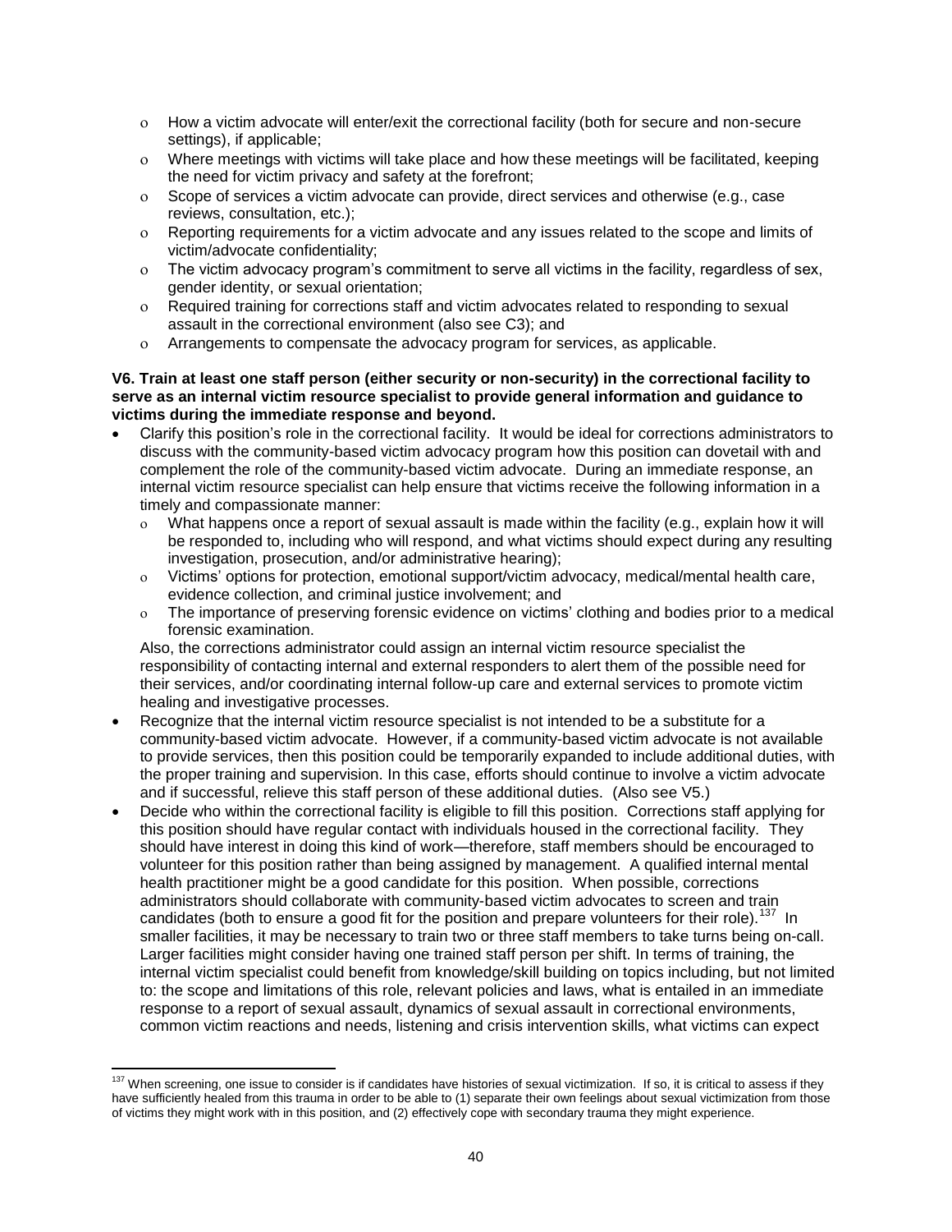- How a victim advocate will enter/exit the correctional facility (both for secure and non-secure settings), if applicable;
- Where meetings with victims will take place and how these meetings will be facilitated, keeping the need for victim privacy and safety at the forefront;
- Scope of services a victim advocate can provide, direct services and otherwise (e.g., case reviews, consultation, etc.);
- Reporting requirements for a victim advocate and any issues related to the scope and limits of victim/advocate confidentiality;
- The victim advocacy program's commitment to serve all victims in the facility, regardless of sex, gender identity, or sexual orientation;
- Required training for corrections staff and victim advocates related to responding to sexual assault in the correctional environment (also see C3); and
- Arrangements to compensate the advocacy program for services, as applicable.

**V6. Train at least one staff person (either security or non-security) in the correctional facility to serve as an internal victim resource specialist to provide general information and guidance to victims during the immediate response and beyond.**

- Clarify this position's role in the correctional facility. It would be ideal for corrections administrators to discuss with the community-based victim advocacy program how this position can dovetail with and complement the role of the community-based victim advocate. During an immediate response, an internal victim resource specialist can help ensure that victims receive the following information in a timely and compassionate manner:
  - What happens once a report of sexual assault is made within the facility (e.g., explain how it will be responded to, including who will respond, and what victims should expect during any resulting investigation, prosecution, and/or administrative hearing);
  - Victims' options for protection, emotional support/victim advocacy, medical/mental health care, evidence collection, and criminal justice involvement; and
  - The importance of preserving forensic evidence on victims' clothing and bodies prior to a medical forensic examination.

  Also, the corrections administrator could assign an internal victim resource specialist the responsibility of contacting internal and external responders to alert them of the possible need for their services, and/or coordinating internal follow-up care and external services to promote victim healing and investigative processes.
- Recognize that the internal victim resource specialist is not intended to be a substitute for a community-based victim advocate. However, if a community-based victim advocate is not available to provide services, then this position could be temporarily expanded to include additional duties, with the proper training and supervision. In this case, efforts should continue to involve a victim advocate and if successful, relieve this staff person of these additional duties. (Also see V5.)
- Decide who within the correctional facility is eligible to fill this position. Corrections staff applying for this position should have regular contact with individuals housed in the correctional facility. They should have interest in doing this kind of work—therefore, staff members should be encouraged to volunteer for this position rather than being assigned by management. A qualified internal mental health practitioner might be a good candidate for this position. When possible, corrections administrators should collaborate with community-based victim advocates to screen and train candidates (both to ensure a good fit for the position and prepare volunteers for their role).[137] In smaller facilities, it may be necessary to train two or three staff members to take turns being on-call. Larger facilities might consider having one trained staff person per shift. In terms of training, the internal victim specialist could benefit from knowledge/skill building on topics including, but not limited to: the scope and limitations of this role, relevant policies and laws, what is entailed in an immediate response to a report of sexual assault, dynamics of sexual assault in correctional environments, common victim reactions and needs, listening and crisis intervention skills, what victims can expect

[137] When screening, one issue to consider is if candidates have histories of sexual victimization. If so, it is critical to assess if they have sufficiently healed from this trauma in order to be able to (1) separate their own feelings about sexual victimization from those of victims they might work with in this position, and (2) effectively cope with secondary trauma they might experience.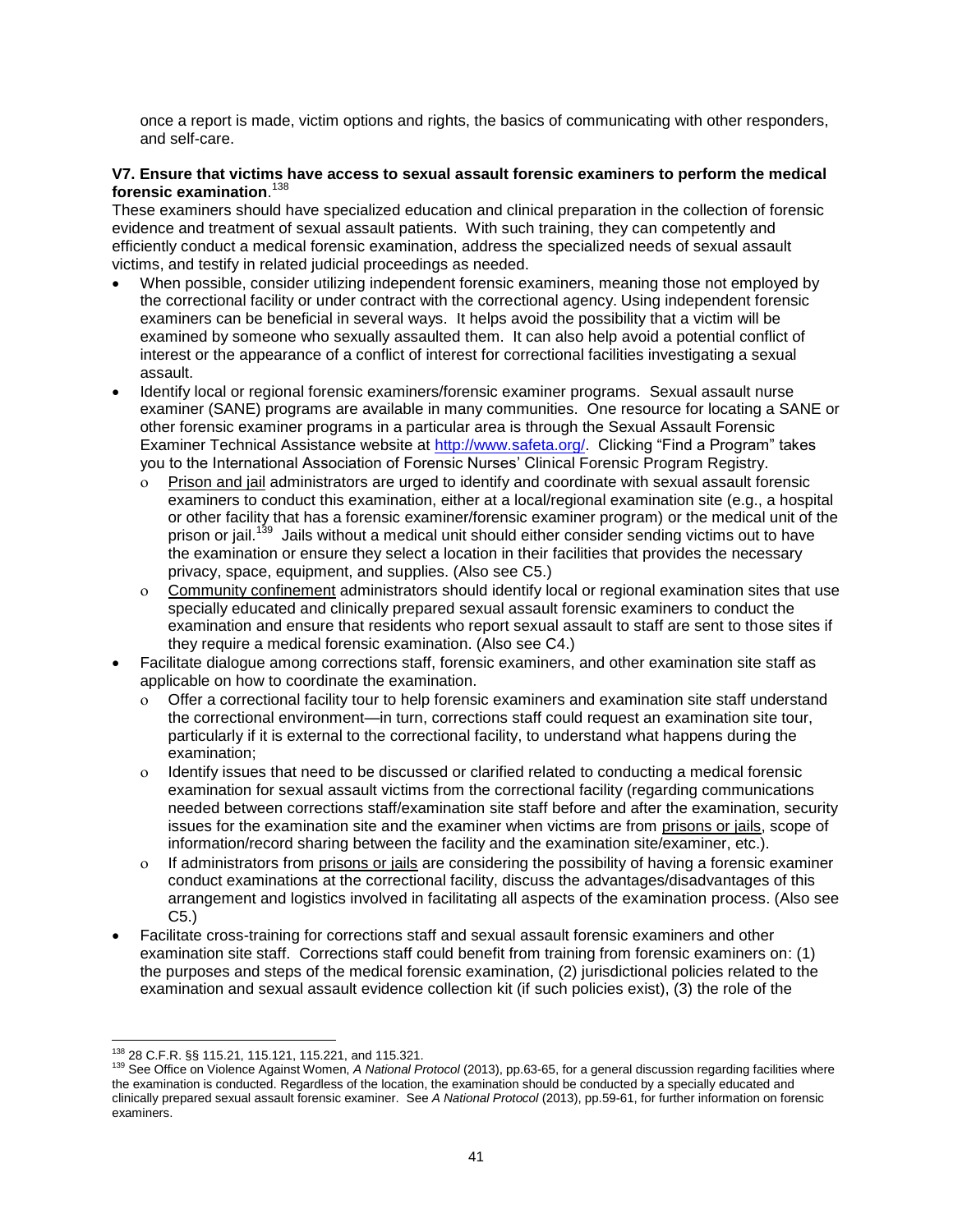once a report is made, victim options and rights, the basics of communicating with other responders, and self-care.

**V7. Ensure that victims have access to sexual assault forensic examiners to perform the medical forensic examination**.[138]

These examiners should have specialized education and clinical preparation in the collection of forensic evidence and treatment of sexual assault patients. With such training, they can competently and efficiently conduct a medical forensic examination, address the specialized needs of sexual assault victims, and testify in related judicial proceedings as needed.

- When possible, consider utilizing independent forensic examiners, meaning those not employed by the correctional facility or under contract with the correctional agency. Using independent forensic examiners can be beneficial in several ways. It helps avoid the possibility that a victim will be examined by someone who sexually assaulted them. It can also help avoid a potential conflict of interest or the appearance of a conflict of interest for correctional facilities investigating a sexual assault.
- Identify local or regional forensic examiners/forensic examiner programs. Sexual assault nurse examiner (SANE) programs are available in many communities. One resource for locating a SANE or other forensic examiner programs in a particular area is through the Sexual Assault Forensic Examiner Technical Assistance website at [http://www.safeta.org/](http://www.safeta.org/). Clicking "Find a Program" takes you to the International Association of Forensic Nurses' Clinical Forensic Program Registry.
  - Prison and jail administrators are urged to identify and coordinate with sexual assault forensic examiners to conduct this examination, either at a local/regional examination site (e.g., a hospital or other facility that has a forensic examiner/forensic examiner program) or the medical unit of the prison or jail.[139] Jails without a medical unit should either consider sending victims out to have the examination or ensure they select a location in their facilities that provides the necessary privacy, space, equipment, and supplies. (Also see C5.)
  - Community confinement administrators should identify local or regional examination sites that use specially educated and clinically prepared sexual assault forensic examiners to conduct the examination and ensure that residents who report sexual assault to staff are sent to those sites if they require a medical forensic examination. (Also see C4.)
- Facilitate dialogue among corrections staff, forensic examiners, and other examination site staff as applicable on how to coordinate the examination.
  - Offer a correctional facility tour to help forensic examiners and examination site staff understand the correctional environment—in turn, corrections staff could request an examination site tour, particularly if it is external to the correctional facility, to understand what happens during the examination;
  - Identify issues that need to be discussed or clarified related to conducting a medical forensic examination for sexual assault victims from the correctional facility (regarding communications needed between corrections staff/examination site staff before and after the examination, security issues for the examination site and the examiner when victims are from prisons or jails, scope of information/record sharing between the facility and the examination site/examiner, etc.).
  - If administrators from prisons or jails are considering the possibility of having a forensic examiner conduct examinations at the correctional facility, discuss the advantages/disadvantages of this arrangement and logistics involved in facilitating all aspects of the examination process. (Also see C5.)
- Facilitate cross-training for corrections staff and sexual assault forensic examiners and other examination site staff. Corrections staff could benefit from training from forensic examiners on: (1) the purposes and steps of the medical forensic examination, (2) jurisdictional policies related to the examination and sexual assault evidence collection kit (if such policies exist), (3) the role of the

---

[138] 28 C.F.R. §§ 115.21, 115.121, 115.221, and 115.321.

[139] See Office on Violence Against Women, *A National Protocol* (2013), pp.63-65, for a general discussion regarding facilities where the examination is conducted. Regardless of the location, the examination should be conducted by a specially educated and clinically prepared sexual assault forensic examiner. See *A National Protocol* (2013), pp.59-61, for further information on forensic examiners.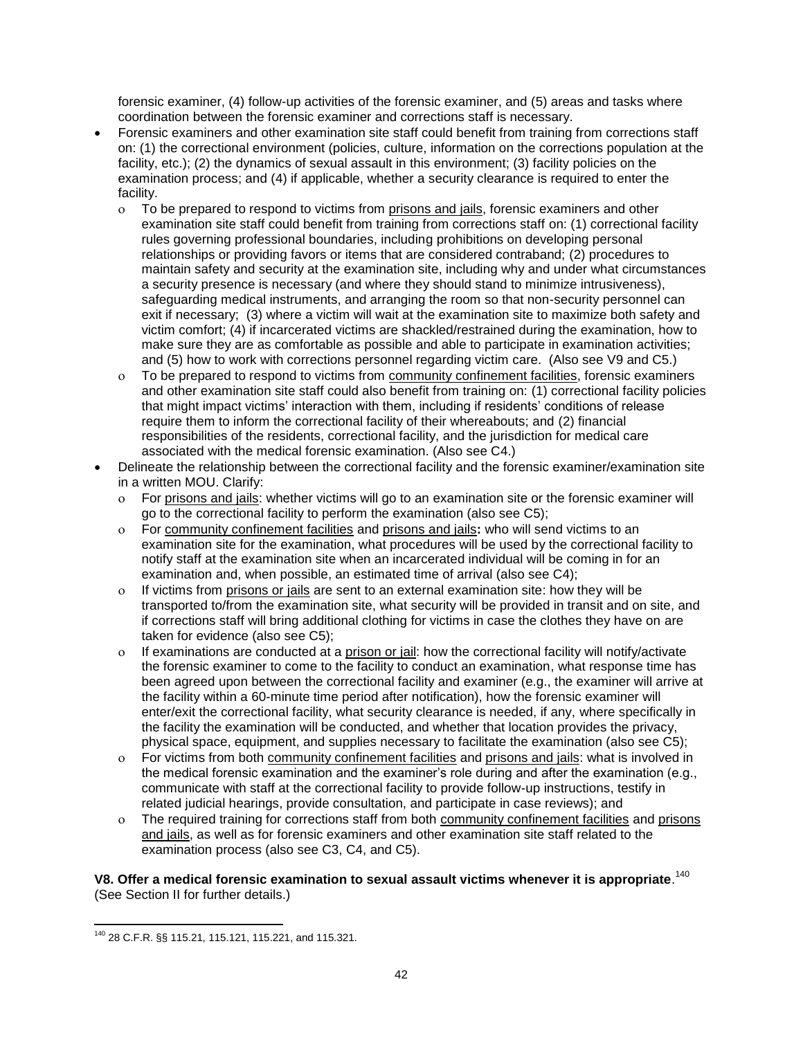forensic examiner, (4) follow-up activities of the forensic examiner, and (5) areas and tasks where coordination between the forensic examiner and corrections staff is necessary.

- Forensic examiners and other examination site staff could benefit from training from corrections staff on: (1) the correctional environment (policies, culture, information on the corrections population at the facility, etc.); (2) the dynamics of sexual assault in this environment; (3) facility policies on the examination process; and (4) if applicable, whether a security clearance is required to enter the facility.
  - To be prepared to respond to victims from prisons and jails, forensic examiners and other examination site staff could benefit from training from corrections staff on: (1) correctional facility rules governing professional boundaries, including prohibitions on developing personal relationships or providing favors or items that are considered contraband; (2) procedures to maintain safety and security at the examination site, including why and under what circumstances a security presence is necessary (and where they should stand to minimize intrusiveness), safeguarding medical instruments, and arranging the room so that non-security personnel can exit if necessary; (3) where a victim will wait at the examination site to maximize both safety and victim comfort; (4) if incarcerated victims are shackled/restrained during the examination, how to make sure they are as comfortable as possible and able to participate in examination activities; and (5) how to work with corrections personnel regarding victim care. (Also see V9 and C5.)
  - To be prepared to respond to victims from community confinement facilities, forensic examiners and other examination site staff could also benefit from training on: (1) correctional facility policies that might impact victims' interaction with them, including if residents' conditions of release require them to inform the correctional facility of their whereabouts; and (2) financial responsibilities of the residents, correctional facility, and the jurisdiction for medical care associated with the medical forensic examination. (Also see C4.)
- Delineate the relationship between the correctional facility and the forensic examiner/examination site in a written MOU. Clarify:
  - For prisons and jails: whether victims will go to an examination site or the forensic examiner will go to the correctional facility to perform the examination (also see C5);
  - For community confinement facilities and prisons and jails**:** who will send victims to an examination site for the examination, what procedures will be used by the correctional facility to notify staff at the examination site when an incarcerated individual will be coming in for an examination and, when possible, an estimated time of arrival (also see C4);
  - If victims from prisons or jails are sent to an external examination site: how they will be transported to/from the examination site, what security will be provided in transit and on site, and if corrections staff will bring additional clothing for victims in case the clothes they have on are taken for evidence (also see C5);
  - If examinations are conducted at a prison or jail: how the correctional facility will notify/activate the forensic examiner to come to the facility to conduct an examination, what response time has been agreed upon between the correctional facility and examiner (e.g., the examiner will arrive at the facility within a 60-minute time period after notification), how the forensic examiner will enter/exit the correctional facility, what security clearance is needed, if any, where specifically in the facility the examination will be conducted, and whether that location provides the privacy, physical space, equipment, and supplies necessary to facilitate the examination (also see C5);
  - For victims from both community confinement facilities and prisons and jails: what is involved in the medical forensic examination and the examiner's role during and after the examination (e.g., communicate with staff at the correctional facility to provide follow-up instructions, testify in related judicial hearings, provide consultation, and participate in case reviews); and
  - The required training for corrections staff from both community confinement facilities and prisons and jails, as well as for forensic examiners and other examination site staff related to the examination process (also see C3, C4, and C5).

**V8. Offer a medical forensic examination to sexual assault victims whenever it is appropriate**.[140] (See Section II for further details.)

[140] 28 C.F.R. §§ 115.21, 115.121, 115.221, and 115.321.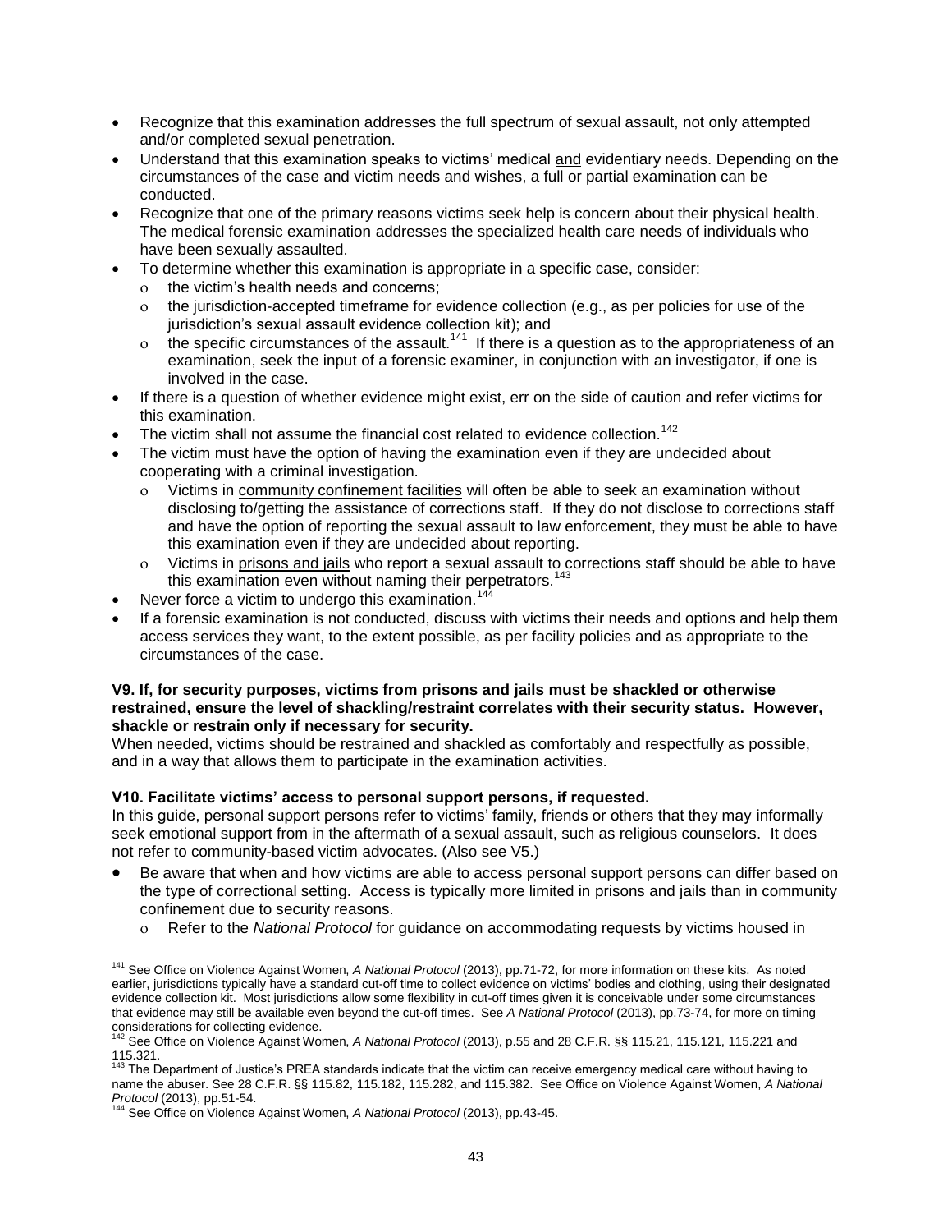- Recognize that this examination addresses the full spectrum of sexual assault, not only attempted and/or completed sexual penetration.
- Understand that this examination speaks to victims' medical and evidentiary needs. Depending on the circumstances of the case and victim needs and wishes, a full or partial examination can be conducted.
- Recognize that one of the primary reasons victims seek help is concern about their physical health. The medical forensic examination addresses the specialized health care needs of individuals who have been sexually assaulted.
- To determine whether this examination is appropriate in a specific case, consider:
  - the victim's health needs and concerns;
  - the jurisdiction-accepted timeframe for evidence collection (e.g., as per policies for use of the jurisdiction's sexual assault evidence collection kit); and
  - the specific circumstances of the assault.[141] If there is a question as to the appropriateness of an examination, seek the input of a forensic examiner, in conjunction with an investigator, if one is involved in the case.
- If there is a question of whether evidence might exist, err on the side of caution and refer victims for this examination.
- The victim shall not assume the financial cost related to evidence collection.[142]
- The victim must have the option of having the examination even if they are undecided about cooperating with a criminal investigation.
  - Victims in community confinement facilities will often be able to seek an examination without disclosing to/getting the assistance of corrections staff. If they do not disclose to corrections staff and have the option of reporting the sexual assault to law enforcement, they must be able to have this examination even if they are undecided about reporting.
  - Victims in prisons and jails who report a sexual assault to corrections staff should be able to have this examination even without naming their perpetrators.[143]
- Never force a victim to undergo this examination.[144]
- If a forensic examination is not conducted, discuss with victims their needs and options and help them access services they want, to the extent possible, as per facility policies and as appropriate to the circumstances of the case.

**V9. If, for security purposes, victims from prisons and jails must be shackled or otherwise restrained, ensure the level of shackling/restraint correlates with their security status. However, shackle or restrain only if necessary for security.**

When needed, victims should be restrained and shackled as comfortably and respectfully as possible, and in a way that allows them to participate in the examination activities.

**V10. Facilitate victims' access to personal support persons, if requested.**

In this guide, personal support persons refer to victims' family, friends or others that they may informally seek emotional support from in the aftermath of a sexual assault, such as religious counselors. It does not refer to community-based victim advocates. (Also see V5.)

- Be aware that when and how victims are able to access personal support persons can differ based on the type of correctional setting. Access is typically more limited in prisons and jails than in community confinement due to security reasons.
  - Refer to the *National Protocol* for guidance on accommodating requests by victims housed in

---

[141] See Office on Violence Against Women, *A National Protocol* (2013), pp.71-72, for more information on these kits. As noted earlier, jurisdictions typically have a standard cut-off time to collect evidence on victims' bodies and clothing, using their designated evidence collection kit. Most jurisdictions allow some flexibility in cut-off times given it is conceivable under some circumstances that evidence may still be available even beyond the cut-off times. See *A National Protocol* (2013), pp.73-74, for more on timing considerations for collecting evidence.

[142] See Office on Violence Against Women, *A National Protocol* (2013), p.55 and 28 C.F.R. §§ 115.21, 115.121, 115.221 and 115.321.

[143] The Department of Justice's PREA standards indicate that the victim can receive emergency medical care without having to name the abuser. See 28 C.F.R. §§ 115.82, 115.182, 115.282, and 115.382. See Office on Violence Against Women, *A National Protocol* (2013), pp.51-54.

[144] See Office on Violence Against Women, *A National Protocol* (2013), pp.43-45.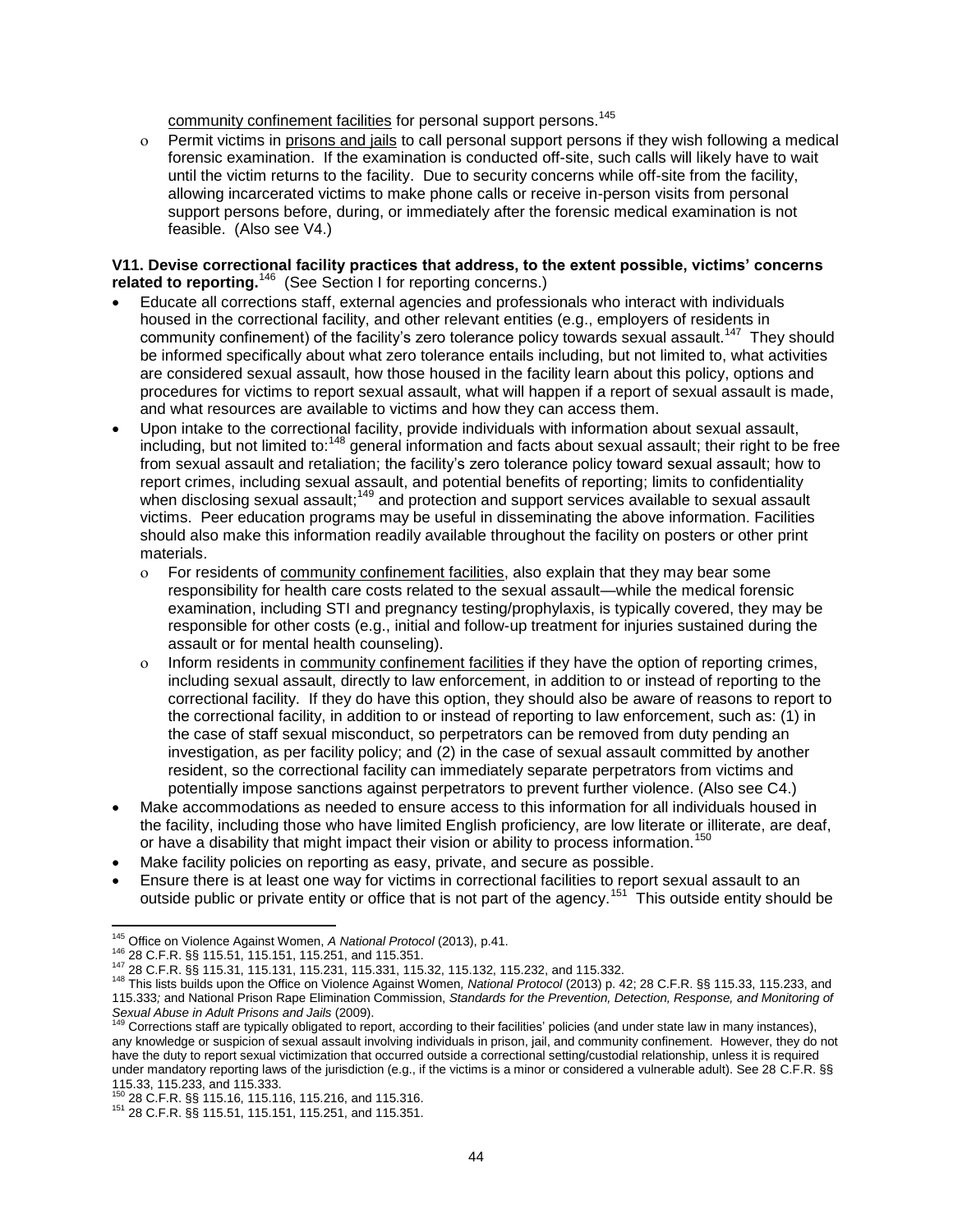community confinement facilities for personal support persons.[145]

- Permit victims in prisons and jails to call personal support persons if they wish following a medical forensic examination. If the examination is conducted off-site, such calls will likely have to wait until the victim returns to the facility. Due to security concerns while off-site from the facility, allowing incarcerated victims to make phone calls or receive in-person visits from personal support persons before, during, or immediately after the forensic medical examination is not feasible. (Also see V4.)

**V11. Devise correctional facility practices that address, to the extent possible, victims' concerns related to reporting.**[146] (See Section I for reporting concerns.)

- Educate all corrections staff, external agencies and professionals who interact with individuals housed in the correctional facility, and other relevant entities (e.g., employers of residents in community confinement) of the facility's zero tolerance policy towards sexual assault.[147] They should be informed specifically about what zero tolerance entails including, but not limited to, what activities are considered sexual assault, how those housed in the facility learn about this policy, options and procedures for victims to report sexual assault, what will happen if a report of sexual assault is made, and what resources are available to victims and how they can access them.
- Upon intake to the correctional facility, provide individuals with information about sexual assault, including, but not limited to:[148] general information and facts about sexual assault; their right to be free from sexual assault and retaliation; the facility's zero tolerance policy toward sexual assault; how to report crimes, including sexual assault, and potential benefits of reporting; limits to confidentiality when disclosing sexual assault;[149] and protection and support services available to sexual assault victims. Peer education programs may be useful in disseminating the above information. Facilities should also make this information readily available throughout the facility on posters or other print materials.
  - For residents of community confinement facilities, also explain that they may bear some responsibility for health care costs related to the sexual assault—while the medical forensic examination, including STI and pregnancy testing/prophylaxis, is typically covered, they may be responsible for other costs (e.g., initial and follow-up treatment for injuries sustained during the assault or for mental health counseling).
  - Inform residents in community confinement facilities if they have the option of reporting crimes, including sexual assault, directly to law enforcement, in addition to or instead of reporting to the correctional facility. If they do have this option, they should also be aware of reasons to report to the correctional facility, in addition to or instead of reporting to law enforcement, such as: (1) in the case of staff sexual misconduct, so perpetrators can be removed from duty pending an investigation, as per facility policy; and (2) in the case of sexual assault committed by another resident, so the correctional facility can immediately separate perpetrators from victims and potentially impose sanctions against perpetrators to prevent further violence. (Also see C4.)
- Make accommodations as needed to ensure access to this information for all individuals housed in the facility, including those who have limited English proficiency, are low literate or illiterate, are deaf, or have a disability that might impact their vision or ability to process information.[150]
- Make facility policies on reporting as easy, private, and secure as possible.
- Ensure there is at least one way for victims in correctional facilities to report sexual assault to an outside public or private entity or office that is not part of the agency.[151] This outside entity should be

---

[145] Office on Violence Against Women, *A National Protocol* (2013), p.41.

[146] 28 C.F.R. §§ 115.51, 115.151, 115.251, and 115.351.

[147] 28 C.F.R. §§ 115.31, 115.131, 115.231, 115.331, 115.32, 115.132, 115.232, and 115.332.

[148] This lists builds upon the Office on Violence Against Women, *National Protocol* (2013) p. 42; 28 C.F.R. §§ 115.33, 115.233, and 115.333; and National Prison Rape Elimination Commission, *Standards for the Prevention, Detection, Response, and Monitoring of Sexual Abuse in Adult Prisons and Jails* (2009).

[149] Corrections staff are typically obligated to report, according to their facilities' policies (and under state law in many instances), any knowledge or suspicion of sexual assault involving individuals in prison, jail, and community confinement. However, they do not have the duty to report sexual victimization that occurred outside a correctional setting/custodial relationship, unless it is required under mandatory reporting laws of the jurisdiction (e.g., if the victims is a minor or considered a vulnerable adult). See 28 C.F.R. §§ 115.33, 115.233, and 115.333.

[150] 28 C.F.R. §§ 115.16, 115.116, 115.216, and 115.316.

[151] 28 C.F.R. §§ 115.51, 115.151, 115.251, and 115.351.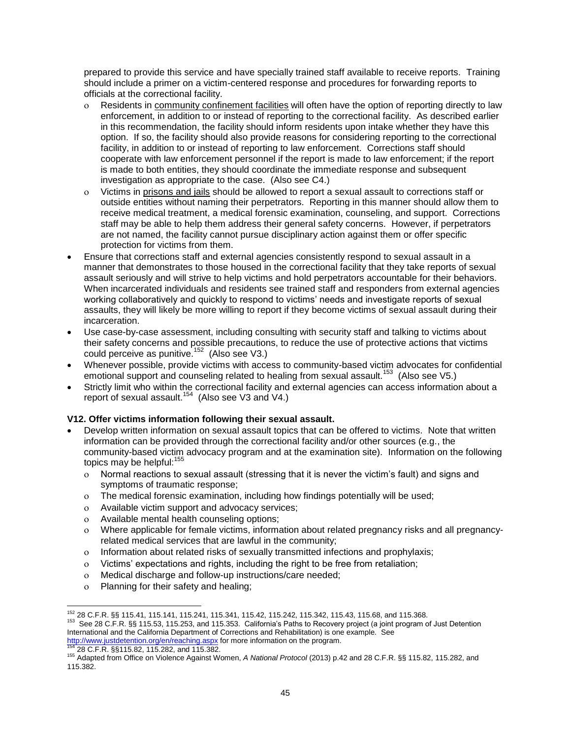prepared to provide this service and have specially trained staff available to receive reports. Training should include a primer on a victim-centered response and procedures for forwarding reports to officials at the correctional facility.

  - Residents in community confinement facilities will often have the option of reporting directly to law enforcement, in addition to or instead of reporting to the correctional facility. As described earlier in this recommendation, the facility should inform residents upon intake whether they have this option. If so, the facility should also provide reasons for considering reporting to the correctional facility, in addition to or instead of reporting to law enforcement. Corrections staff should cooperate with law enforcement personnel if the report is made to law enforcement; if the report is made to both entities, they should coordinate the immediate response and subsequent investigation as appropriate to the case. (Also see C4.)
  - Victims in prisons and jails should be allowed to report a sexual assault to corrections staff or outside entities without naming their perpetrators. Reporting in this manner should allow them to receive medical treatment, a medical forensic examination, counseling, and support. Corrections staff may be able to help them address their general safety concerns. However, if perpetrators are not named, the facility cannot pursue disciplinary action against them or offer specific protection for victims from them.

- Ensure that corrections staff and external agencies consistently respond to sexual assault in a manner that demonstrates to those housed in the correctional facility that they take reports of sexual assault seriously and will strive to help victims and hold perpetrators accountable for their behaviors. When incarcerated individuals and residents see trained staff and responders from external agencies working collaboratively and quickly to respond to victims' needs and investigate reports of sexual assaults, they will likely be more willing to report if they become victims of sexual assault during their incarceration.
- Use case-by-case assessment, including consulting with security staff and talking to victims about their safety concerns and possible precautions, to reduce the use of protective actions that victims could perceive as punitive.[152] (Also see V3.)
- Whenever possible, provide victims with access to community-based victim advocates for confidential emotional support and counseling related to healing from sexual assault.[153] (Also see V5.)
- Strictly limit who within the correctional facility and external agencies can access information about a report of sexual assault.[154] (Also see V3 and V4.)

**V12. Offer victims information following their sexual assault.**

- Develop written information on sexual assault topics that can be offered to victims. Note that written information can be provided through the correctional facility and/or other sources (e.g., the community-based victim advocacy program and at the examination site). Information on the following topics may be helpful:[155]
  - Normal reactions to sexual assault (stressing that it is never the victim's fault) and signs and symptoms of traumatic response;
  - The medical forensic examination, including how findings potentially will be used;
  - Available victim support and advocacy services;
  - Available mental health counseling options;
  - Where applicable for female victims, information about related pregnancy risks and all pregnancy-related medical services that are lawful in the community;
  - Information about related risks of sexually transmitted infections and prophylaxis;
  - Victims' expectations and rights, including the right to be free from retaliation;
  - Medical discharge and follow-up instructions/care needed;
  - Planning for their safety and healing;

---

[152] 28 C.F.R. §§ 115.41, 115.141, 115.241, 115.341, 115.42, 115.242, 115.342, 115.43, 115.68, and 115.368.

[153] See 28 C.F.R. §§ 115.53, 115.253, and 115.353. California's Paths to Recovery project (a joint program of Just Detention International and the California Department of Corrections and Rehabilitation) is one example. See http://www.justdetention.org/en/reaching.aspx for more information on the program.

[154] 28 C.F.R. §§115.82, 115.282, and 115.382.

[155] Adapted from Office on Violence Against Women, *A National Protocol* (2013) p.42 and 28 C.F.R. §§ 115.82, 115.282, and 115.382.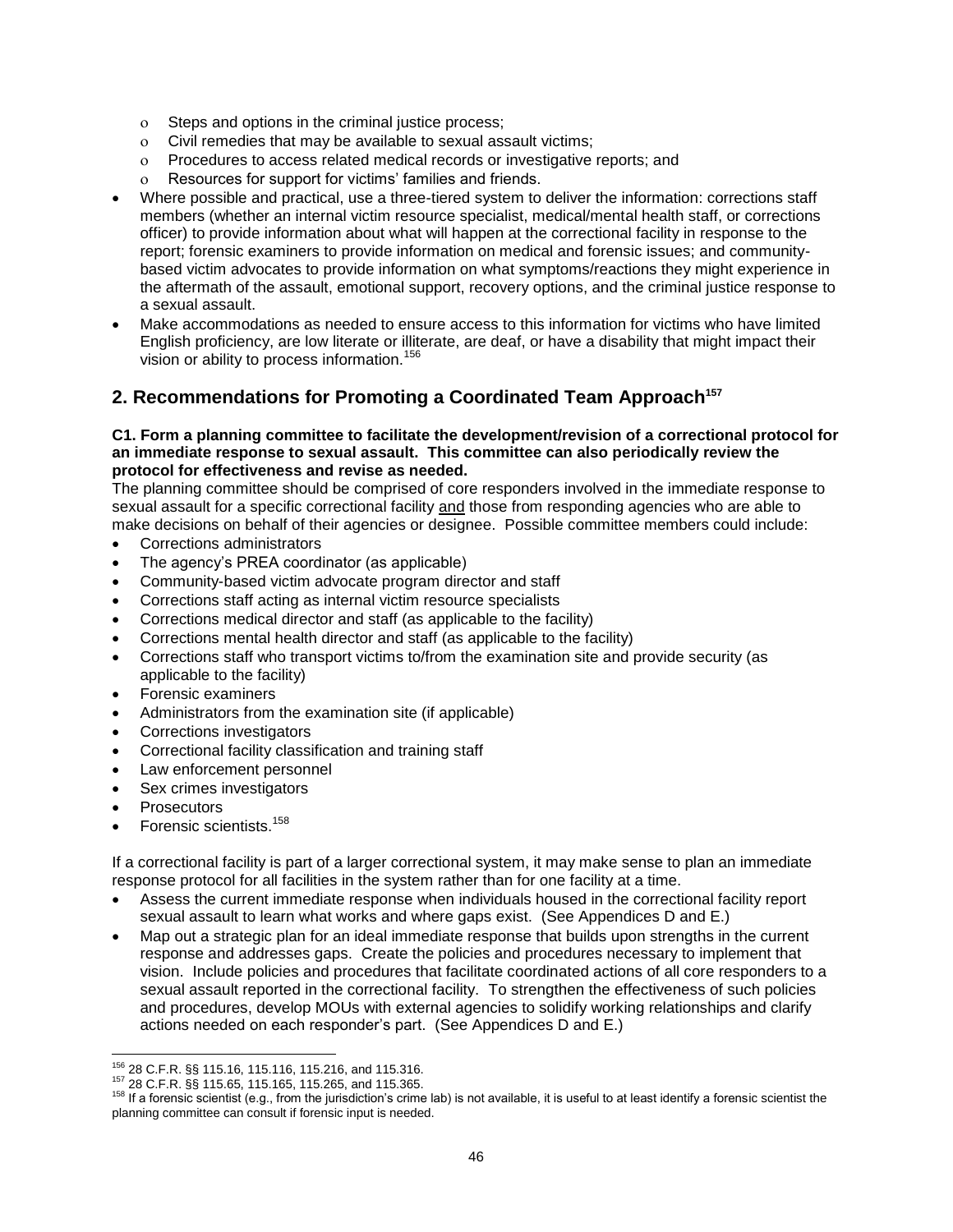- Steps and options in the criminal justice process;
  - Civil remedies that may be available to sexual assault victims;
  - Procedures to access related medical records or investigative reports; and
  - Resources for support for victims' families and friends.
- Where possible and practical, use a three-tiered system to deliver the information: corrections staff members (whether an internal victim resource specialist, medical/mental health staff, or corrections officer) to provide information about what will happen at the correctional facility in response to the report; forensic examiners to provide information on medical and forensic issues; and community-based victim advocates to provide information on what symptoms/reactions they might experience in the aftermath of the assault, emotional support, recovery options, and the criminal justice response to a sexual assault.
- Make accommodations as needed to ensure access to this information for victims who have limited English proficiency, are low literate or illiterate, are deaf, or have a disability that might impact their vision or ability to process information.[156]

## 2. Recommendations for Promoting a Coordinated Team Approach[157]

**C1. Form a planning committee to facilitate the development/revision of a correctional protocol for an immediate response to sexual assault. This committee can also periodically review the protocol for effectiveness and revise as needed.**

The planning committee should be comprised of core responders involved in the immediate response to sexual assault for a specific correctional facility and those from responding agencies who are able to make decisions on behalf of their agencies or designee. Possible committee members could include:

- Corrections administrators
- The agency's PREA coordinator (as applicable)
- Community-based victim advocate program director and staff
- Corrections staff acting as internal victim resource specialists
- Corrections medical director and staff (as applicable to the facility)
- Corrections mental health director and staff (as applicable to the facility)
- Corrections staff who transport victims to/from the examination site and provide security (as applicable to the facility)
- Forensic examiners
- Administrators from the examination site (if applicable)
- Corrections investigators
- Correctional facility classification and training staff
- Law enforcement personnel
- Sex crimes investigators
- Prosecutors
- Forensic scientists.[158]

If a correctional facility is part of a larger correctional system, it may make sense to plan an immediate response protocol for all facilities in the system rather than for one facility at a time.

- Assess the current immediate response when individuals housed in the correctional facility report sexual assault to learn what works and where gaps exist. (See Appendices D and E.)
- Map out a strategic plan for an ideal immediate response that builds upon strengths in the current response and addresses gaps. Create the policies and procedures necessary to implement that vision. Include policies and procedures that facilitate coordinated actions of all core responders to a sexual assault reported in the correctional facility. To strengthen the effectiveness of such policies and procedures, develop MOUs with external agencies to solidify working relationships and clarify actions needed on each responder's part. (See Appendices D and E.)

---

[156] 28 C.F.R. §§ 115.16, 115.116, 115.216, and 115.316.

[157] 28 C.F.R. §§ 115.65, 115.165, 115.265, and 115.365.

[158] If a forensic scientist (e.g., from the jurisdiction's crime lab) is not available, it is useful to at least identify a forensic scientist the planning committee can consult if forensic input is needed.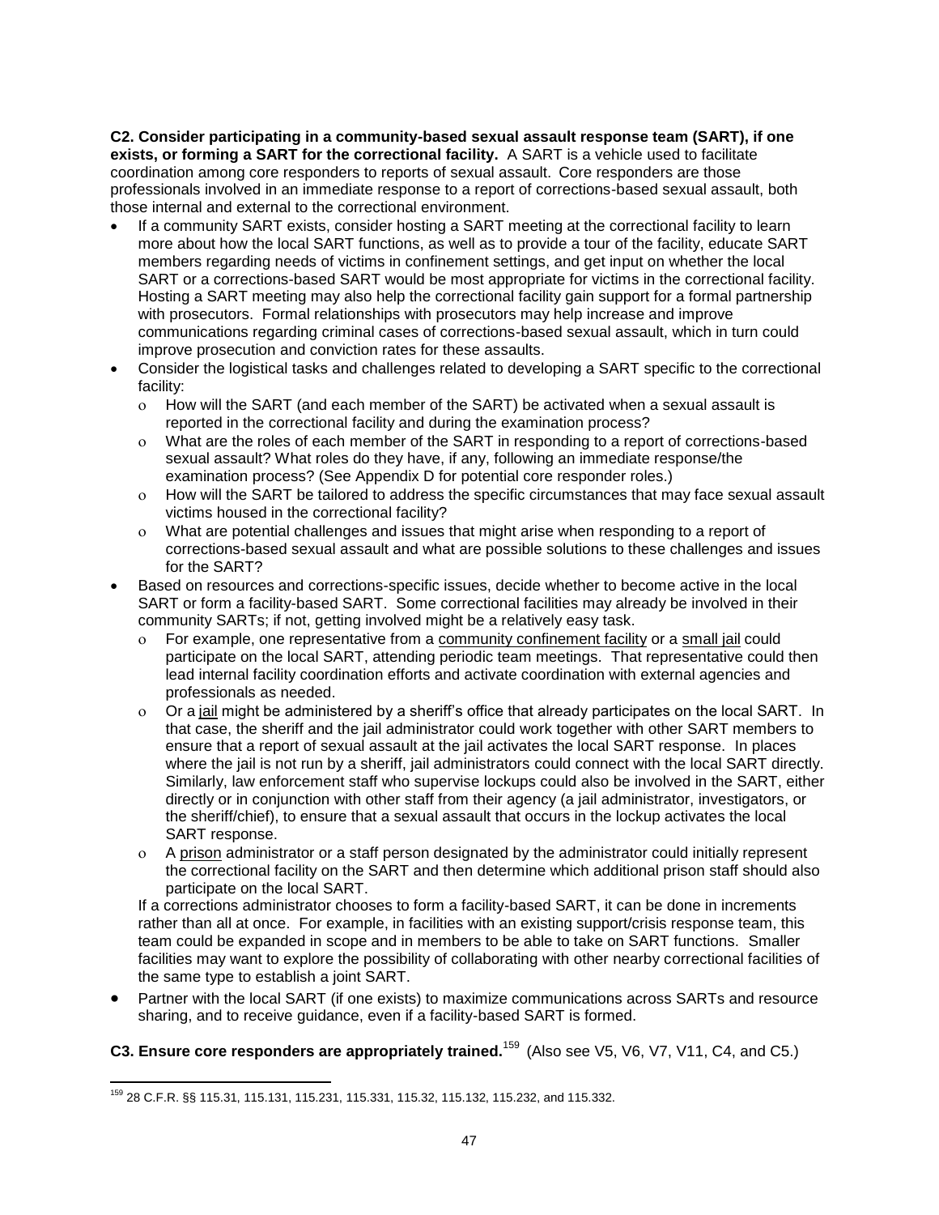**C2. Consider participating in a community-based sexual assault response team (SART), if one exists, or forming a SART for the correctional facility.** A SART is a vehicle used to facilitate coordination among core responders to reports of sexual assault. Core responders are those professionals involved in an immediate response to a report of corrections-based sexual assault, both those internal and external to the correctional environment.

- If a community SART exists, consider hosting a SART meeting at the correctional facility to learn more about how the local SART functions, as well as to provide a tour of the facility, educate SART members regarding needs of victims in confinement settings, and get input on whether the local SART or a corrections-based SART would be most appropriate for victims in the correctional facility. Hosting a SART meeting may also help the correctional facility gain support for a formal partnership with prosecutors. Formal relationships with prosecutors may help increase and improve communications regarding criminal cases of corrections-based sexual assault, which in turn could improve prosecution and conviction rates for these assaults.
- Consider the logistical tasks and challenges related to developing a SART specific to the correctional facility:
  - How will the SART (and each member of the SART) be activated when a sexual assault is reported in the correctional facility and during the examination process?
  - What are the roles of each member of the SART in responding to a report of corrections-based sexual assault? What roles do they have, if any, following an immediate response/the examination process? (See Appendix D for potential core responder roles.)
  - How will the SART be tailored to address the specific circumstances that may face sexual assault victims housed in the correctional facility?
  - What are potential challenges and issues that might arise when responding to a report of corrections-based sexual assault and what are possible solutions to these challenges and issues for the SART?
- Based on resources and corrections-specific issues, decide whether to become active in the local SART or form a facility-based SART. Some correctional facilities may already be involved in their community SARTs; if not, getting involved might be a relatively easy task.
  - For example, one representative from a community confinement facility or a small jail could participate on the local SART, attending periodic team meetings. That representative could then lead internal facility coordination efforts and activate coordination with external agencies and professionals as needed.
  - Or a jail might be administered by a sheriff's office that already participates on the local SART. In that case, the sheriff and the jail administrator could work together with other SART members to ensure that a report of sexual assault at the jail activates the local SART response. In places where the jail is not run by a sheriff, jail administrators could connect with the local SART directly. Similarly, law enforcement staff who supervise lockups could also be involved in the SART, either directly or in conjunction with other staff from their agency (a jail administrator, investigators, or the sheriff/chief), to ensure that a sexual assault that occurs in the lockup activates the local SART response.
  - A prison administrator or a staff person designated by the administrator could initially represent the correctional facility on the SART and then determine which additional prison staff should also participate on the local SART.

  If a corrections administrator chooses to form a facility-based SART, it can be done in increments rather than all at once. For example, in facilities with an existing support/crisis response team, this team could be expanded in scope and in members to be able to take on SART functions. Smaller facilities may want to explore the possibility of collaborating with other nearby correctional facilities of the same type to establish a joint SART.
- Partner with the local SART (if one exists) to maximize communications across SARTs and resource sharing, and to receive guidance, even if a facility-based SART is formed.

**C3. Ensure core responders are appropriately trained.**[159] (Also see V5, V6, V7, V11, C4, and C5.)

---

[159] 28 C.F.R. §§ 115.31, 115.131, 115.231, 115.331, 115.32, 115.132, 115.232, and 115.332.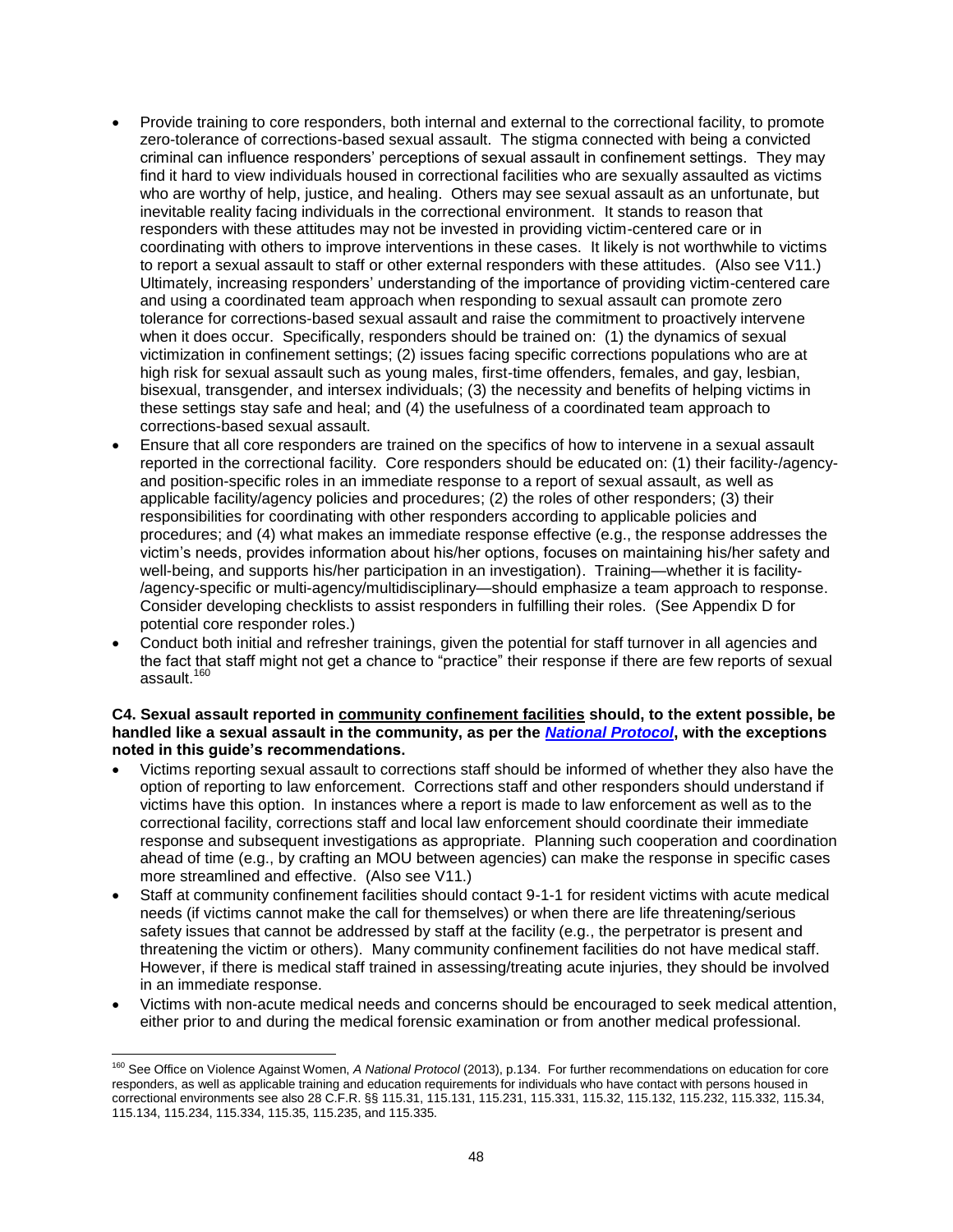- Provide training to core responders, both internal and external to the correctional facility, to promote zero-tolerance of corrections-based sexual assault. The stigma connected with being a convicted criminal can influence responders' perceptions of sexual assault in confinement settings. They may find it hard to view individuals housed in correctional facilities who are sexually assaulted as victims who are worthy of help, justice, and healing. Others may see sexual assault as an unfortunate, but inevitable reality facing individuals in the correctional environment. It stands to reason that responders with these attitudes may not be invested in providing victim-centered care or in coordinating with others to improve interventions in these cases. It likely is not worthwhile to victims to report a sexual assault to staff or other external responders with these attitudes. (Also see V11.) Ultimately, increasing responders' understanding of the importance of providing victim-centered care and using a coordinated team approach when responding to sexual assault can promote zero tolerance for corrections-based sexual assault and raise the commitment to proactively intervene when it does occur. Specifically, responders should be trained on: (1) the dynamics of sexual victimization in confinement settings; (2) issues facing specific corrections populations who are at high risk for sexual assault such as young males, first-time offenders, females, and gay, lesbian, bisexual, transgender, and intersex individuals; (3) the necessity and benefits of helping victims in these settings stay safe and heal; and (4) the usefulness of a coordinated team approach to corrections-based sexual assault.
- Ensure that all core responders are trained on the specifics of how to intervene in a sexual assault reported in the correctional facility. Core responders should be educated on: (1) their facility-/agency- and position-specific roles in an immediate response to a report of sexual assault, as well as applicable facility/agency policies and procedures; (2) the roles of other responders; (3) their responsibilities for coordinating with other responders according to applicable policies and procedures; and (4) what makes an immediate response effective (e.g., the response addresses the victim's needs, provides information about his/her options, focuses on maintaining his/her safety and well-being, and supports his/her participation in an investigation). Training—whether it is facility-/agency-specific or multi-agency/multidisciplinary—should emphasize a team approach to response. Consider developing checklists to assist responders in fulfilling their roles. (See Appendix D for potential core responder roles.)
- Conduct both initial and refresher trainings, given the potential for staff turnover in all agencies and the fact that staff might not get a chance to "practice" their response if there are few reports of sexual assault.[160]

**C4. Sexual assault reported in community confinement facilities should, to the extent possible, be handled like a sexual assault in the community, as per the *National Protocol*, with the exceptions noted in this guide's recommendations.**

- Victims reporting sexual assault to corrections staff should be informed of whether they also have the option of reporting to law enforcement. Corrections staff and other responders should understand if victims have this option. In instances where a report is made to law enforcement as well as to the correctional facility, corrections staff and local law enforcement should coordinate their immediate response and subsequent investigations as appropriate. Planning such cooperation and coordination ahead of time (e.g., by crafting an MOU between agencies) can make the response in specific cases more streamlined and effective. (Also see V11.)
- Staff at community confinement facilities should contact 9-1-1 for resident victims with acute medical needs (if victims cannot make the call for themselves) or when there are life threatening/serious safety issues that cannot be addressed by staff at the facility (e.g., the perpetrator is present and threatening the victim or others). Many community confinement facilities do not have medical staff. However, if there is medical staff trained in assessing/treating acute injuries, they should be involved in an immediate response.
- Victims with non-acute medical needs and concerns should be encouraged to seek medical attention, either prior to and during the medical forensic examination or from another medical professional.

[160] See Office on Violence Against Women, *A National Protocol* (2013), p.134. For further recommendations on education for core responders, as well as applicable training and education requirements for individuals who have contact with persons housed in correctional environments see also 28 C.F.R. §§ 115.31, 115.131, 115.231, 115.331, 115.32, 115.132, 115.232, 115.332, 115.34, 115.134, 115.234, 115.334, 115.35, 115.235, and 115.335.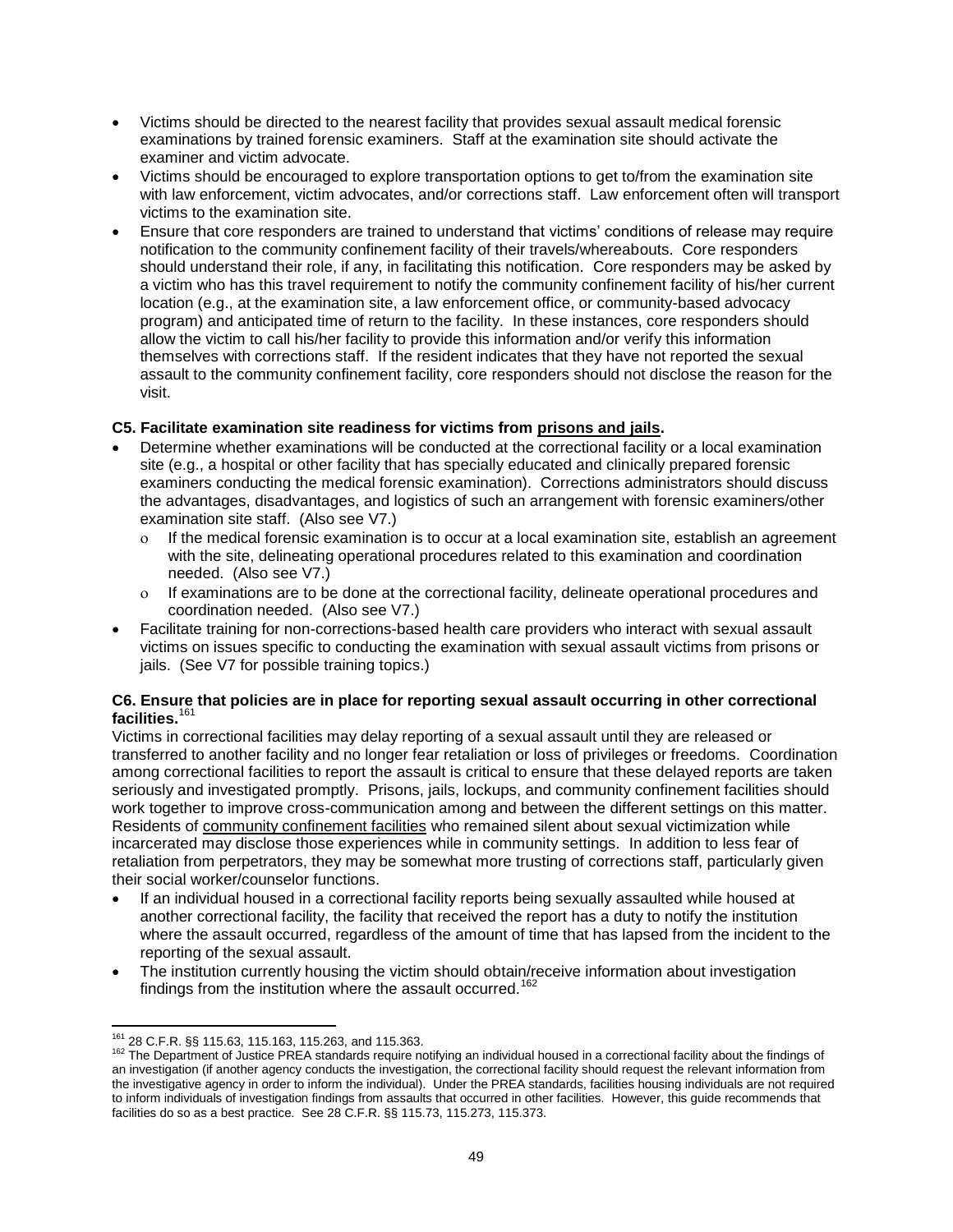- Victims should be directed to the nearest facility that provides sexual assault medical forensic examinations by trained forensic examiners. Staff at the examination site should activate the examiner and victim advocate.
- Victims should be encouraged to explore transportation options to get to/from the examination site with law enforcement, victim advocates, and/or corrections staff. Law enforcement often will transport victims to the examination site.
- Ensure that core responders are trained to understand that victims' conditions of release may require notification to the community confinement facility of their travels/whereabouts. Core responders should understand their role, if any, in facilitating this notification. Core responders may be asked by a victim who has this travel requirement to notify the community confinement facility of his/her current location (e.g., at the examination site, a law enforcement office, or community-based advocacy program) and anticipated time of return to the facility. In these instances, core responders should allow the victim to call his/her facility to provide this information and/or verify this information themselves with corrections staff. If the resident indicates that they have not reported the sexual assault to the community confinement facility, core responders should not disclose the reason for the visit.

**C5. Facilitate examination site readiness for victims from prisons and jails.**

- Determine whether examinations will be conducted at the correctional facility or a local examination site (e.g., a hospital or other facility that has specially educated and clinically prepared forensic examiners conducting the medical forensic examination). Corrections administrators should discuss the advantages, disadvantages, and logistics of such an arrangement with forensic examiners/other examination site staff. (Also see V7.)
  - If the medical forensic examination is to occur at a local examination site, establish an agreement with the site, delineating operational procedures related to this examination and coordination needed. (Also see V7.)
  - If examinations are to be done at the correctional facility, delineate operational procedures and coordination needed. (Also see V7.)
- Facilitate training for non-corrections-based health care providers who interact with sexual assault victims on issues specific to conducting the examination with sexual assault victims from prisons or jails. (See V7 for possible training topics.)

**C6. Ensure that policies are in place for reporting sexual assault occurring in other correctional facilities.**[161]

Victims in correctional facilities may delay reporting of a sexual assault until they are released or transferred to another facility and no longer fear retaliation or loss of privileges or freedoms. Coordination among correctional facilities to report the assault is critical to ensure that these delayed reports are taken seriously and investigated promptly. Prisons, jails, lockups, and community confinement facilities should work together to improve cross-communication among and between the different settings on this matter. Residents of community confinement facilities who remained silent about sexual victimization while incarcerated may disclose those experiences while in community settings. In addition to less fear of retaliation from perpetrators, they may be somewhat more trusting of corrections staff, particularly given their social worker/counselor functions.

- If an individual housed in a correctional facility reports being sexually assaulted while housed at another correctional facility, the facility that received the report has a duty to notify the institution where the assault occurred, regardless of the amount of time that has lapsed from the incident to the reporting of the sexual assault.
- The institution currently housing the victim should obtain/receive information about investigation findings from the institution where the assault occurred.[162]

---

[161] 28 C.F.R. §§ 115.63, 115.163, 115.263, and 115.363.

[162] The Department of Justice PREA standards require notifying an individual housed in a correctional facility about the findings of an investigation (if another agency conducts the investigation, the correctional facility should request the relevant information from the investigative agency in order to inform the individual). Under the PREA standards, facilities housing individuals are not required to inform individuals of investigation findings from assaults that occurred in other facilities. However, this guide recommends that facilities do so as a best practice. See 28 C.F.R. §§ 115.73, 115.273, 115.373.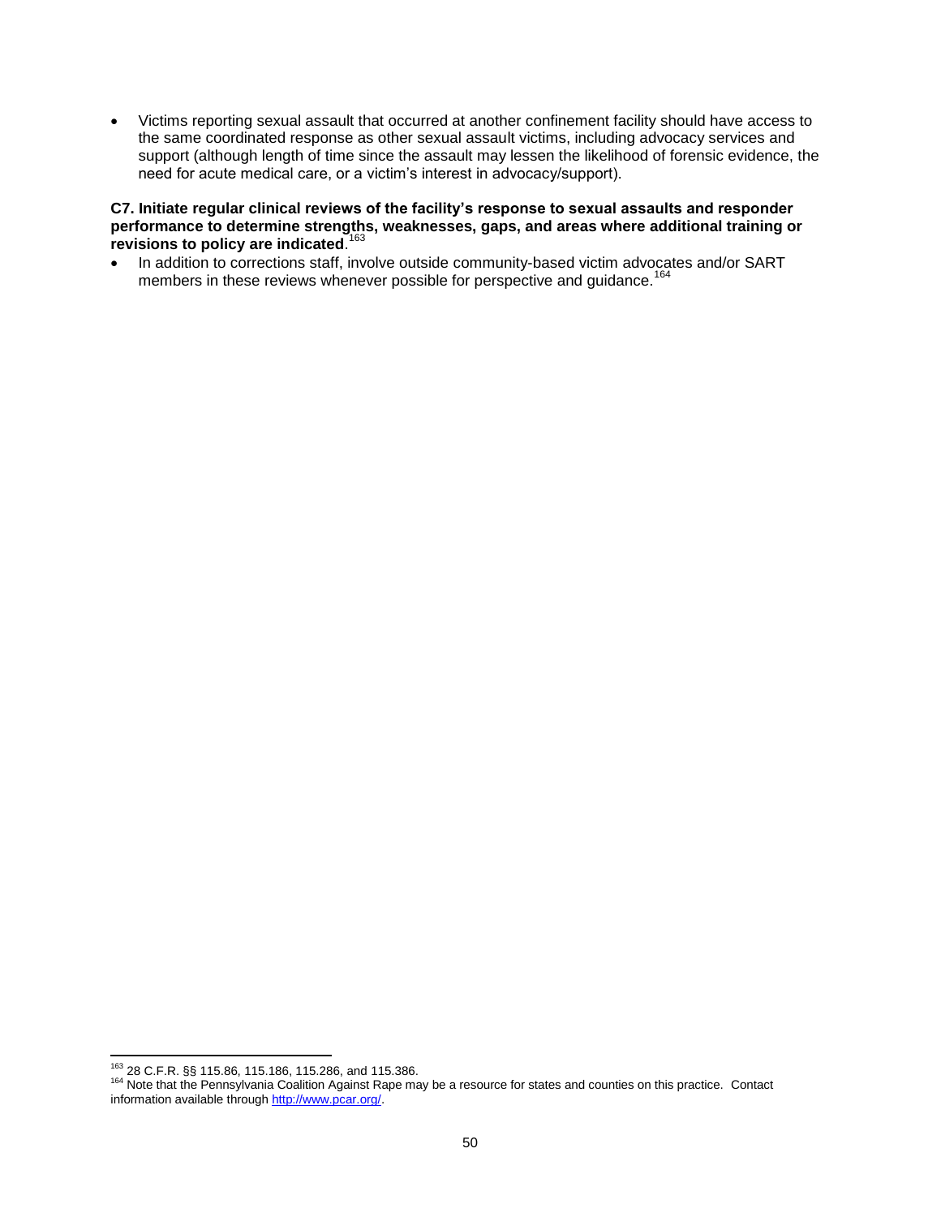- Victims reporting sexual assault that occurred at another confinement facility should have access to the same coordinated response as other sexual assault victims, including advocacy services and support (although length of time since the assault may lessen the likelihood of forensic evidence, the need for acute medical care, or a victim's interest in advocacy/support).

**C7. Initiate regular clinical reviews of the facility's response to sexual assaults and responder performance to determine strengths, weaknesses, gaps, and areas where additional training or revisions to policy are indicated**.[163]

- In addition to corrections staff, involve outside community-based victim advocates and/or SART members in these reviews whenever possible for perspective and guidance.[164]

---

[163] 28 C.F.R. §§ 115.86, 115.186, 115.286, and 115.386.

[164] Note that the Pennsylvania Coalition Against Rape may be a resource for states and counties on this practice. Contact information available through http://www.pcar.org/.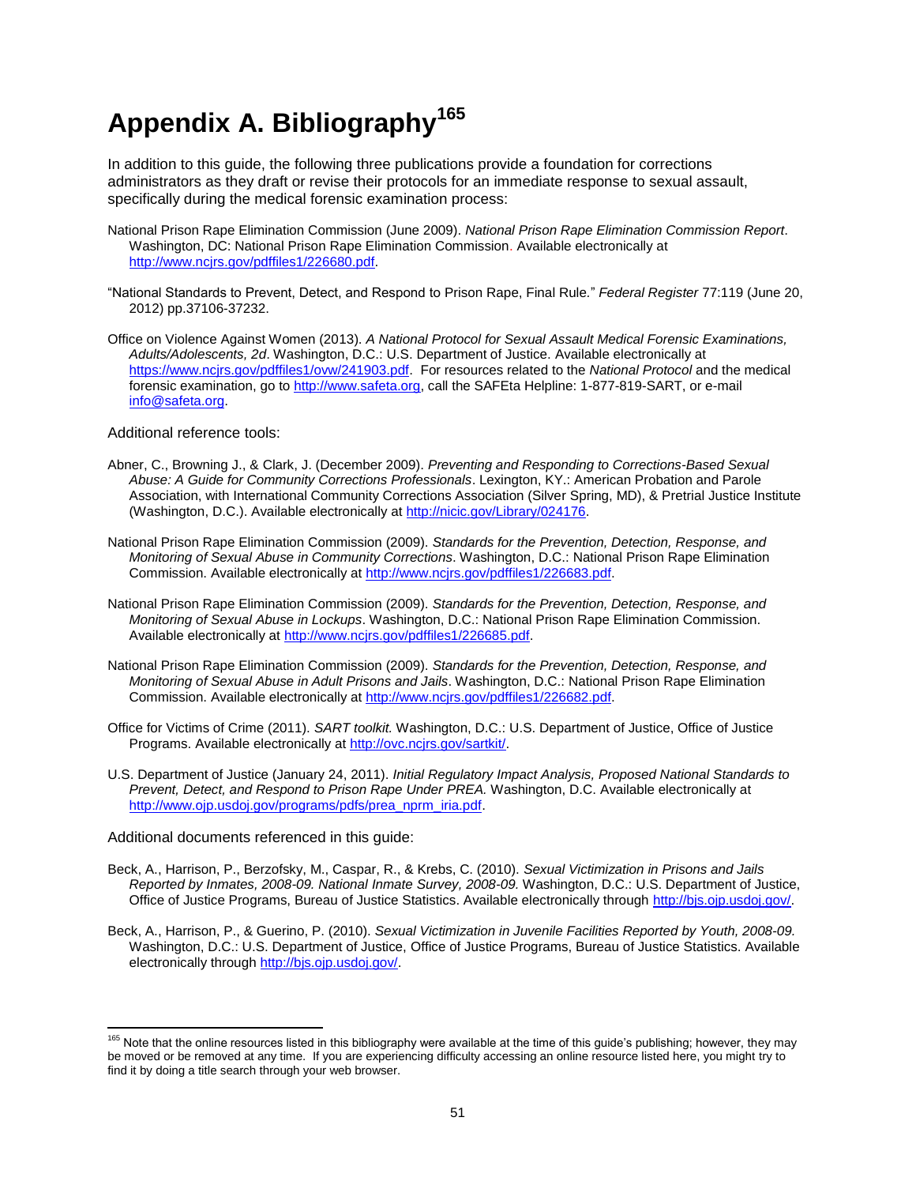# Appendix A. Bibliography[165]

In addition to this guide, the following three publications provide a foundation for corrections administrators as they draft or revise their protocols for an immediate response to sexual assault, specifically during the medical forensic examination process:

National Prison Rape Elimination Commission (June 2009). *National Prison Rape Elimination Commission Report*. Washington, DC: National Prison Rape Elimination Commission. Available electronically at http://www.ncjrs.gov/pdffiles1/226680.pdf.

"National Standards to Prevent, Detect, and Respond to Prison Rape, Final Rule." *Federal Register* 77:119 (June 20, 2012) pp.37106-37232.

Office on Violence Against Women (2013). *A National Protocol for Sexual Assault Medical Forensic Examinations, Adults/Adolescents, 2d*. Washington, D.C.: U.S. Department of Justice. Available electronically at https://www.ncjrs.gov/pdffiles1/ovw/241903.pdf. For resources related to the *National Protocol* and the medical forensic examination, go to http://www.safeta.org, call the SAFEta Helpline: 1-877-819-SART, or e-mail info@safeta.org.

Additional reference tools:

Abner, C., Browning J., & Clark, J. (December 2009). *Preventing and Responding to Corrections-Based Sexual Abuse: A Guide for Community Corrections Professionals*. Lexington, KY.: American Probation and Parole Association, with International Community Corrections Association (Silver Spring, MD), & Pretrial Justice Institute (Washington, D.C.). Available electronically at http://nicic.gov/Library/024176.

National Prison Rape Elimination Commission (2009). *Standards for the Prevention, Detection, Response, and Monitoring of Sexual Abuse in Community Corrections*. Washington, D.C.: National Prison Rape Elimination Commission. Available electronically at http://www.ncjrs.gov/pdffiles1/226683.pdf.

National Prison Rape Elimination Commission (2009). *Standards for the Prevention, Detection, Response, and Monitoring of Sexual Abuse in Lockups*. Washington, D.C.: National Prison Rape Elimination Commission. Available electronically at http://www.ncjrs.gov/pdffiles1/226685.pdf.

National Prison Rape Elimination Commission (2009). *Standards for the Prevention, Detection, Response, and Monitoring of Sexual Abuse in Adult Prisons and Jails*. Washington, D.C.: National Prison Rape Elimination Commission. Available electronically at http://www.ncjrs.gov/pdffiles1/226682.pdf.

Office for Victims of Crime (2011). *SART toolkit.* Washington, D.C.: U.S. Department of Justice, Office of Justice Programs. Available electronically at http://ovc.ncjrs.gov/sartkit/.

U.S. Department of Justice (January 24, 2011). *Initial Regulatory Impact Analysis, Proposed National Standards to Prevent, Detect, and Respond to Prison Rape Under PREA.* Washington, D.C. Available electronically at http://www.ojp.usdoj.gov/programs/pdfs/prea_nprm_iria.pdf.

Additional documents referenced in this guide:

Beck, A., Harrison, P., Berzofsky, M., Caspar, R., & Krebs, C. (2010). *Sexual Victimization in Prisons and Jails Reported by Inmates, 2008-09. National Inmate Survey, 2008-09.* Washington, D.C.: U.S. Department of Justice, Office of Justice Programs, Bureau of Justice Statistics. Available electronically through http://bjs.ojp.usdoj.gov/.

Beck, A., Harrison, P., & Guerino, P. (2010). *Sexual Victimization in Juvenile Facilities Reported by Youth, 2008-09.* Washington, D.C.: U.S. Department of Justice, Office of Justice Programs, Bureau of Justice Statistics. Available electronically through http://bjs.ojp.usdoj.gov/.

---

[165] Note that the online resources listed in this bibliography were available at the time of this guide's publishing; however, they may be moved or be removed at any time. If you are experiencing difficulty accessing an online resource listed here, you might try to find it by doing a title search through your web browser.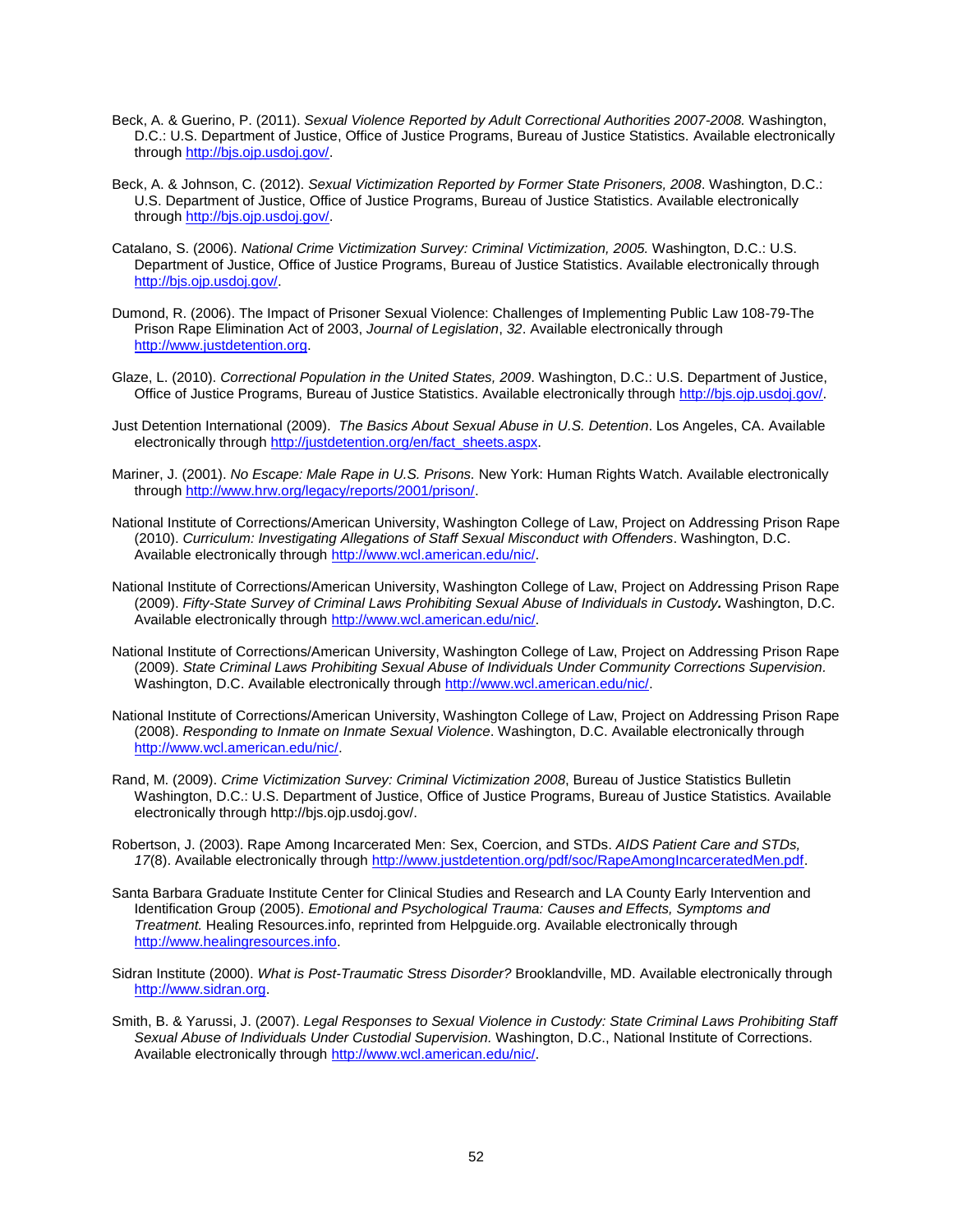Beck, A. & Guerino, P. (2011). *Sexual Violence Reported by Adult Correctional Authorities 2007-2008.* Washington, D.C.: U.S. Department of Justice, Office of Justice Programs, Bureau of Justice Statistics. Available electronically through http://bjs.ojp.usdoj.gov/.

Beck, A. & Johnson, C. (2012). *Sexual Victimization Reported by Former State Prisoners, 2008*. Washington, D.C.: U.S. Department of Justice, Office of Justice Programs, Bureau of Justice Statistics. Available electronically through http://bjs.ojp.usdoj.gov/.

Catalano, S. (2006). *National Crime Victimization Survey: Criminal Victimization, 2005.* Washington, D.C.: U.S. Department of Justice, Office of Justice Programs, Bureau of Justice Statistics. Available electronically through http://bjs.ojp.usdoj.gov/.

Dumond, R. (2006). The Impact of Prisoner Sexual Violence: Challenges of Implementing Public Law 108-79-The Prison Rape Elimination Act of 2003, *Journal of Legislation*, *32*. Available electronically through http://www.justdetention.org.

Glaze, L. (2010). *Correctional Population in the United States, 2009*. Washington, D.C.: U.S. Department of Justice, Office of Justice Programs, Bureau of Justice Statistics. Available electronically through http://bjs.ojp.usdoj.gov/.

Just Detention International (2009). *The Basics About Sexual Abuse in U.S. Detention*. Los Angeles, CA. Available electronically through http://justdetention.org/en/fact_sheets.aspx.

Mariner, J. (2001). *No Escape: Male Rape in U.S. Prisons.* New York: Human Rights Watch. Available electronically through http://www.hrw.org/legacy/reports/2001/prison/.

National Institute of Corrections/American University, Washington College of Law, Project on Addressing Prison Rape (2010). *Curriculum: Investigating Allegations of Staff Sexual Misconduct with Offenders*. Washington, D.C. Available electronically through http://www.wcl.american.edu/nic/.

National Institute of Corrections/American University, Washington College of Law, Project on Addressing Prison Rape (2009). *Fifty-State Survey of Criminal Laws Prohibiting Sexual Abuse of Individuals in Custody.* Washington, D.C. Available electronically through http://www.wcl.american.edu/nic/.

National Institute of Corrections/American University, Washington College of Law, Project on Addressing Prison Rape (2009). *State Criminal Laws Prohibiting Sexual Abuse of Individuals Under Community Corrections Supervision*. Washington, D.C. Available electronically through http://www.wcl.american.edu/nic/.

National Institute of Corrections/American University, Washington College of Law, Project on Addressing Prison Rape (2008). *Responding to Inmate on Inmate Sexual Violence*. Washington, D.C. Available electronically through http://www.wcl.american.edu/nic/.

Rand, M. (2009). *Crime Victimization Survey: Criminal Victimization 2008*, Bureau of Justice Statistics Bulletin Washington, D.C.: U.S. Department of Justice, Office of Justice Programs, Bureau of Justice Statistics. Available electronically through http://bjs.ojp.usdoj.gov/.

Robertson, J. (2003). Rape Among Incarcerated Men: Sex, Coercion, and STDs. *AIDS Patient Care and STDs, 17*(8). Available electronically through http://www.justdetention.org/pdf/soc/RapeAmongIncarceratedMen.pdf.

Santa Barbara Graduate Institute Center for Clinical Studies and Research and LA County Early Intervention and Identification Group (2005). *Emotional and Psychological Trauma: Causes and Effects, Symptoms and Treatment.* Healing Resources.info, reprinted from Helpguide.org. Available electronically through http://www.healingresources.info.

Sidran Institute (2000). *What is Post-Traumatic Stress Disorder?* Brooklandville, MD. Available electronically through http://www.sidran.org.

Smith, B. & Yarussi, J. (2007). *Legal Responses to Sexual Violence in Custody: State Criminal Laws Prohibiting Staff Sexual Abuse of Individuals Under Custodial Supervision.* Washington, D.C., National Institute of Corrections. Available electronically through http://www.wcl.american.edu/nic/.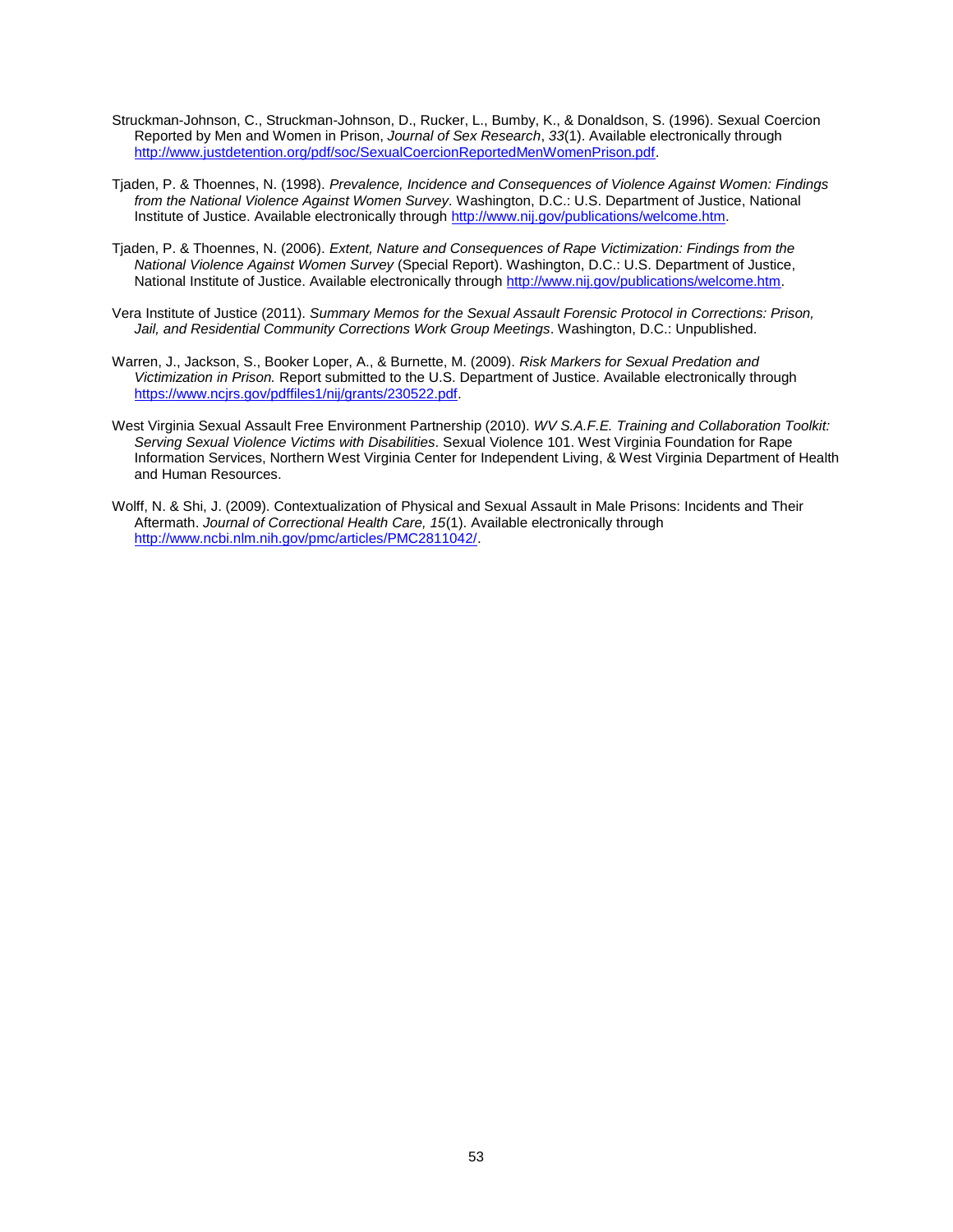Struckman-Johnson, C., Struckman-Johnson, D., Rucker, L., Bumby, K., & Donaldson, S. (1996). Sexual Coercion Reported by Men and Women in Prison, *Journal of Sex Research*, *33*(1). Available electronically through http://www.justdetention.org/pdf/soc/SexualCoercionReportedMenWomenPrison.pdf.

Tjaden, P. & Thoennes, N. (1998). *Prevalence, Incidence and Consequences of Violence Against Women: Findings from the National Violence Against Women Survey*. Washington, D.C.: U.S. Department of Justice, National Institute of Justice. Available electronically through http://www.nij.gov/publications/welcome.htm.

Tjaden, P. & Thoennes, N. (2006). *Extent, Nature and Consequences of Rape Victimization: Findings from the National Violence Against Women Survey* (Special Report). Washington, D.C.: U.S. Department of Justice, National Institute of Justice. Available electronically through http://www.nij.gov/publications/welcome.htm.

Vera Institute of Justice (2011). *Summary Memos for the Sexual Assault Forensic Protocol in Corrections: Prison, Jail, and Residential Community Corrections Work Group Meetings*. Washington, D.C.: Unpublished.

Warren, J., Jackson, S., Booker Loper, A., & Burnette, M. (2009). *Risk Markers for Sexual Predation and Victimization in Prison.* Report submitted to the U.S. Department of Justice. Available electronically through https://www.ncjrs.gov/pdffiles1/nij/grants/230522.pdf.

West Virginia Sexual Assault Free Environment Partnership (2010). *WV S.A.F.E. Training and Collaboration Toolkit: Serving Sexual Violence Victims with Disabilities*. Sexual Violence 101. West Virginia Foundation for Rape Information Services, Northern West Virginia Center for Independent Living, & West Virginia Department of Health and Human Resources.

Wolff, N. & Shi, J. (2009). Contextualization of Physical and Sexual Assault in Male Prisons: Incidents and Their Aftermath. *Journal of Correctional Health Care, 15*(1). Available electronically through http://www.ncbi.nlm.nih.gov/pmc/articles/PMC2811042/.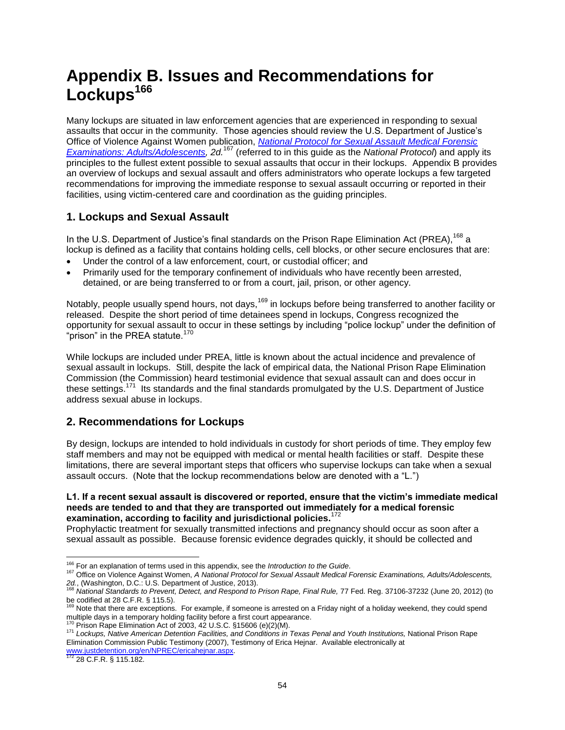# Appendix B. Issues and Recommendations for Lockups[166]

Many lockups are situated in law enforcement agencies that are experienced in responding to sexual assaults that occur in the community. Those agencies should review the U.S. Department of Justice's Office of Violence Against Women publication, *National Protocol for Sexual Assault Medical Forensic Examinations: Adults/Adolescents, 2d.*[167] (referred to in this guide as the *National Protocol*) and apply its principles to the fullest extent possible to sexual assaults that occur in their lockups. Appendix B provides an overview of lockups and sexual assault and offers administrators who operate lockups a few targeted recommendations for improving the immediate response to sexual assault occurring or reported in their facilities, using victim-centered care and coordination as the guiding principles.

## 1. Lockups and Sexual Assault

In the U.S. Department of Justice's final standards on the Prison Rape Elimination Act (PREA),[168] a lockup is defined as a facility that contains holding cells, cell blocks, or other secure enclosures that are:

- Under the control of a law enforcement, court, or custodial officer; and
- Primarily used for the temporary confinement of individuals who have recently been arrested, detained, or are being transferred to or from a court, jail, prison, or other agency.

Notably, people usually spend hours, not days,[169] in lockups before being transferred to another facility or released. Despite the short period of time detainees spend in lockups, Congress recognized the opportunity for sexual assault to occur in these settings by including "police lockup" under the definition of "prison" in the PREA statute.[170]

While lockups are included under PREA, little is known about the actual incidence and prevalence of sexual assault in lockups. Still, despite the lack of empirical data, the National Prison Rape Elimination Commission (the Commission) heard testimonial evidence that sexual assault can and does occur in these settings.[171] Its standards and the final standards promulgated by the U.S. Department of Justice address sexual abuse in lockups.

## 2. Recommendations for Lockups

By design, lockups are intended to hold individuals in custody for short periods of time. They employ few staff members and may not be equipped with medical or mental health facilities or staff. Despite these limitations, there are several important steps that officers who supervise lockups can take when a sexual assault occurs. (Note that the lockup recommendations below are denoted with a "L.")

**L1. If a recent sexual assault is discovered or reported, ensure that the victim's immediate medical needs are tended to and that they are transported out immediately for a medical forensic examination, according to facility and jurisdictional policies.**[172]

Prophylactic treatment for sexually transmitted infections and pregnancy should occur as soon after a sexual assault as possible. Because forensic evidence degrades quickly, it should be collected and

---

[166] For an explanation of terms used in this appendix, see the *Introduction to the Guide*.

[167] Office on Violence Against Women, *A National Protocol for Sexual Assault Medical Forensic Examinations, Adults/Adolescents, 2d.*, (Washington, D.C.: U.S. Department of Justice, 2013).

[168] *National Standards to Prevent, Detect, and Respond to Prison Rape, Final Rule,* 77 Fed. Reg. 37106-37232 (June 20, 2012) (to be codified at 28 C.F.R. § 115.5).

[169] Note that there are exceptions. For example, if someone is arrested on a Friday night of a holiday weekend, they could spend multiple days in a temporary holding facility before a first court appearance.

[170] Prison Rape Elimination Act of 2003, 42 U.S.C. §15606 (e)(2)(M).

[171] *Lockups, Native American Detention Facilities, and Conditions in Texas Penal and Youth Institutions,* National Prison Rape Elimination Commission Public Testimony (2007), Testimony of Erica Hejnar. Available electronically at www.justdetention.org/en/NPREC/ericahejnar.aspx.

[172] 28 C.F.R. § 115.182.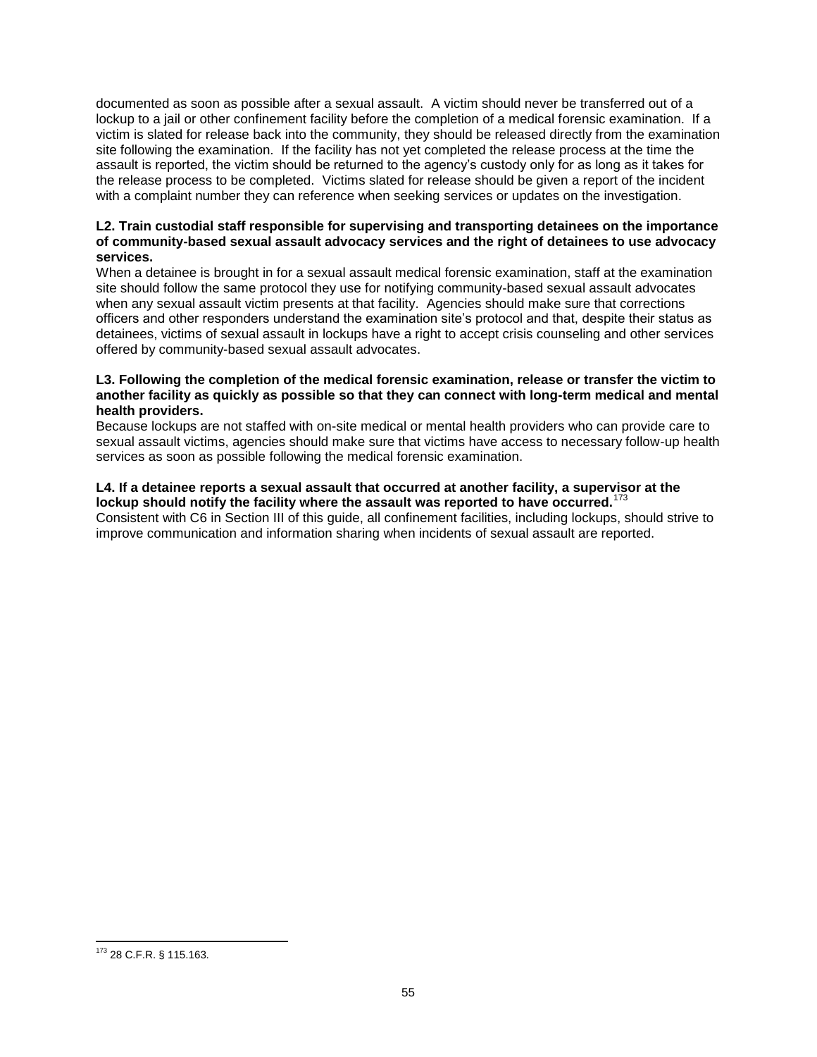documented as soon as possible after a sexual assault. A victim should never be transferred out of a lockup to a jail or other confinement facility before the completion of a medical forensic examination. If a victim is slated for release back into the community, they should be released directly from the examination site following the examination. If the facility has not yet completed the release process at the time the assault is reported, the victim should be returned to the agency's custody only for as long as it takes for the release process to be completed. Victims slated for release should be given a report of the incident with a complaint number they can reference when seeking services or updates on the investigation.

**L2. Train custodial staff responsible for supervising and transporting detainees on the importance of community-based sexual assault advocacy services and the right of detainees to use advocacy services.**

When a detainee is brought in for a sexual assault medical forensic examination, staff at the examination site should follow the same protocol they use for notifying community-based sexual assault advocates when any sexual assault victim presents at that facility. Agencies should make sure that corrections officers and other responders understand the examination site's protocol and that, despite their status as detainees, victims of sexual assault in lockups have a right to accept crisis counseling and other services offered by community-based sexual assault advocates.

**L3. Following the completion of the medical forensic examination, release or transfer the victim to another facility as quickly as possible so that they can connect with long-term medical and mental health providers.**

Because lockups are not staffed with on-site medical or mental health providers who can provide care to sexual assault victims, agencies should make sure that victims have access to necessary follow-up health services as soon as possible following the medical forensic examination.

**L4. If a detainee reports a sexual assault that occurred at another facility, a supervisor at the lockup should notify the facility where the assault was reported to have occurred.**[173]

Consistent with C6 in Section III of this guide, all confinement facilities, including lockups, should strive to improve communication and information sharing when incidents of sexual assault are reported.

[173] 28 C.F.R. § 115.163.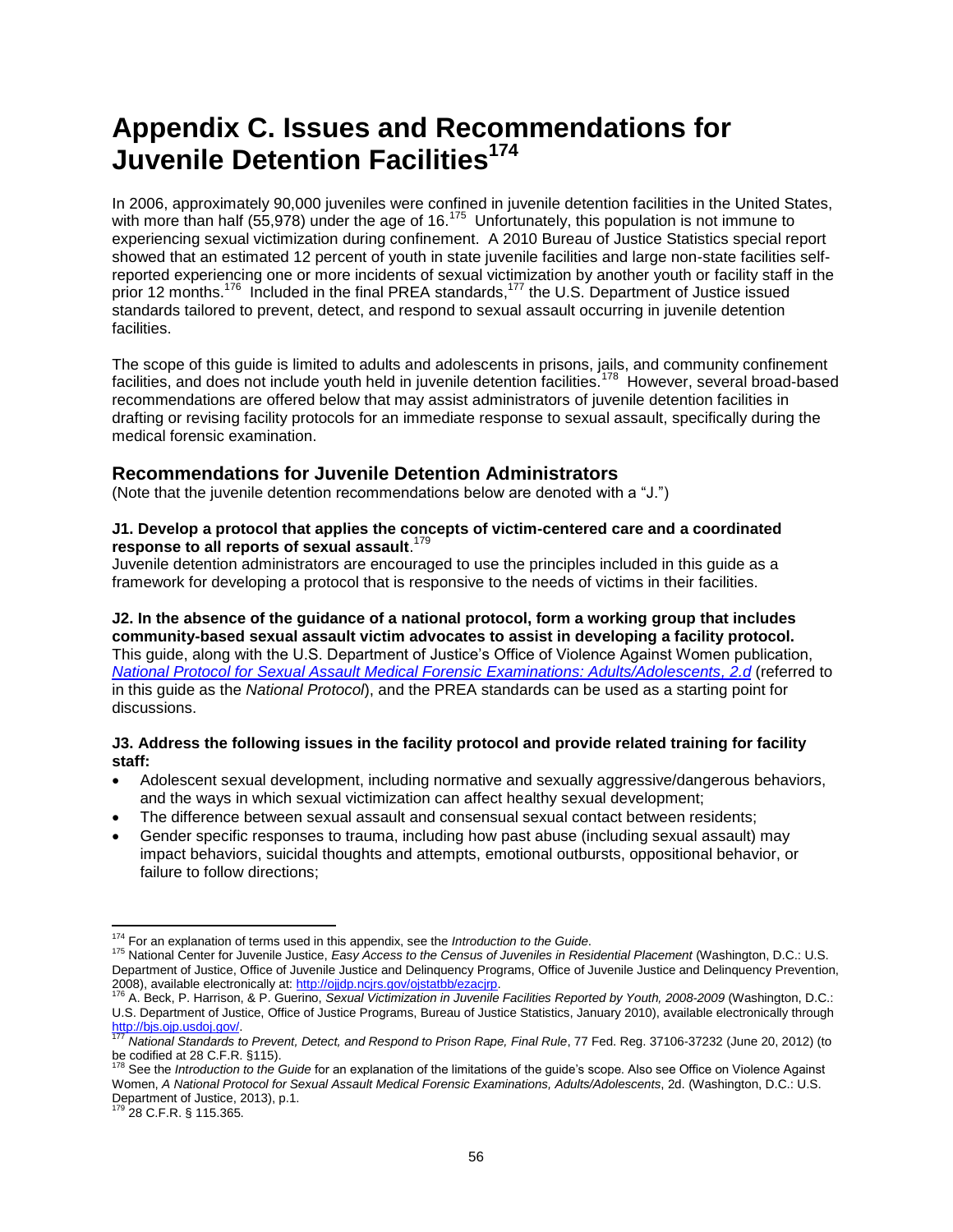# Appendix C. Issues and Recommendations for Juvenile Detention Facilities[174]

In 2006, approximately 90,000 juveniles were confined in juvenile detention facilities in the United States, with more than half (55,978) under the age of 16.[175] Unfortunately, this population is not immune to experiencing sexual victimization during confinement. A 2010 Bureau of Justice Statistics special report showed that an estimated 12 percent of youth in state juvenile facilities and large non-state facilities self-reported experiencing one or more incidents of sexual victimization by another youth or facility staff in the prior 12 months.[176] Included in the final PREA standards,[177] the U.S. Department of Justice issued standards tailored to prevent, detect, and respond to sexual assault occurring in juvenile detention facilities.

The scope of this guide is limited to adults and adolescents in prisons, jails, and community confinement facilities, and does not include youth held in juvenile detention facilities.[178] However, several broad-based recommendations are offered below that may assist administrators of juvenile detention facilities in drafting or revising facility protocols for an immediate response to sexual assault, specifically during the medical forensic examination.

## Recommendations for Juvenile Detention Administrators

(Note that the juvenile detention recommendations below are denoted with a "J.")

**J1. Develop a protocol that applies the concepts of victim-centered care and a coordinated response to all reports of sexual assault**.[179]
Juvenile detention administrators are encouraged to use the principles included in this guide as a framework for developing a protocol that is responsive to the needs of victims in their facilities.

**J2. In the absence of the guidance of a national protocol, form a working group that includes community-based sexual assault victim advocates to assist in developing a facility protocol.**
This guide, along with the U.S. Department of Justice's Office of Violence Against Women publication, *National Protocol for Sexual Assault Medical Forensic Examinations: Adults/Adolescents, 2.d* (referred to in this guide as the *National Protocol*), and the PREA standards can be used as a starting point for discussions.

**J3. Address the following issues in the facility protocol and provide related training for facility staff:**

- Adolescent sexual development, including normative and sexually aggressive/dangerous behaviors, and the ways in which sexual victimization can affect healthy sexual development;
- The difference between sexual assault and consensual sexual contact between residents;
- Gender specific responses to trauma, including how past abuse (including sexual assault) may impact behaviors, suicidal thoughts and attempts, emotional outbursts, oppositional behavior, or failure to follow directions;

---

[174] For an explanation of terms used in this appendix, see the *Introduction to the Guide*.

[175] National Center for Juvenile Justice, *Easy Access to the Census of Juveniles in Residential Placement* (Washington, D.C.: U.S. Department of Justice, Office of Justice Programs, Office of Juvenile Justice and Delinquency Prevention, 2008), available electronically at: http://ojjdp.ncjrs.gov/ojstatbb/ezacjrp.

[176] A. Beck, P. Harrison, & P. Guerino, *Sexual Victimization in Juvenile Facilities Reported by Youth, 2008-2009* (Washington, D.C.: U.S. Department of Justice, Office of Justice Programs, Bureau of Justice Statistics, January 2010), available electronically through http://bjs.ojp.usdoj.gov/.

[177] *National Standards to Prevent, Detect, and Respond to Prison Rape, Final Rule*, 77 Fed. Reg. 37106-37232 (June 20, 2012) (to be codified at 28 C.F.R. §115).

[178] See the *Introduction to the Guide* for an explanation of the limitations of the guide's scope. Also see Office on Violence Against Women, *A National Protocol for Sexual Assault Medical Forensic Examinations, Adults/Adolescents*, 2d. (Washington, D.C.: U.S. Department of Justice, 2013), p.1.

[179] 28 C.F.R. § 115.365.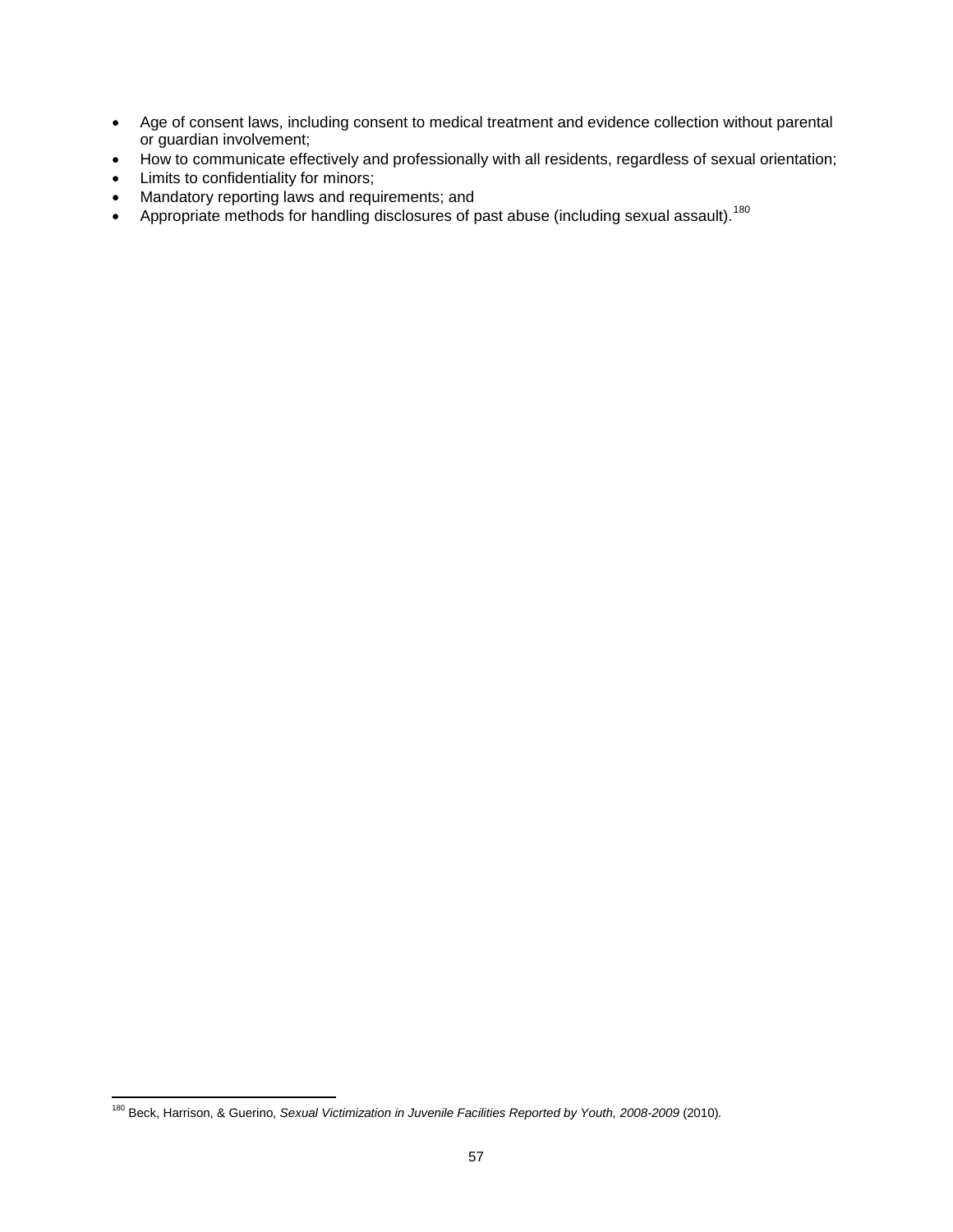- Age of consent laws, including consent to medical treatment and evidence collection without parental or guardian involvement;
- How to communicate effectively and professionally with all residents, regardless of sexual orientation;
- Limits to confidentiality for minors;
- Mandatory reporting laws and requirements; and
- Appropriate methods for handling disclosures of past abuse (including sexual assault).[180]

---

[180] Beck, Harrison, & Guerino, *Sexual Victimization in Juvenile Facilities Reported by Youth, 2008-2009* (2010).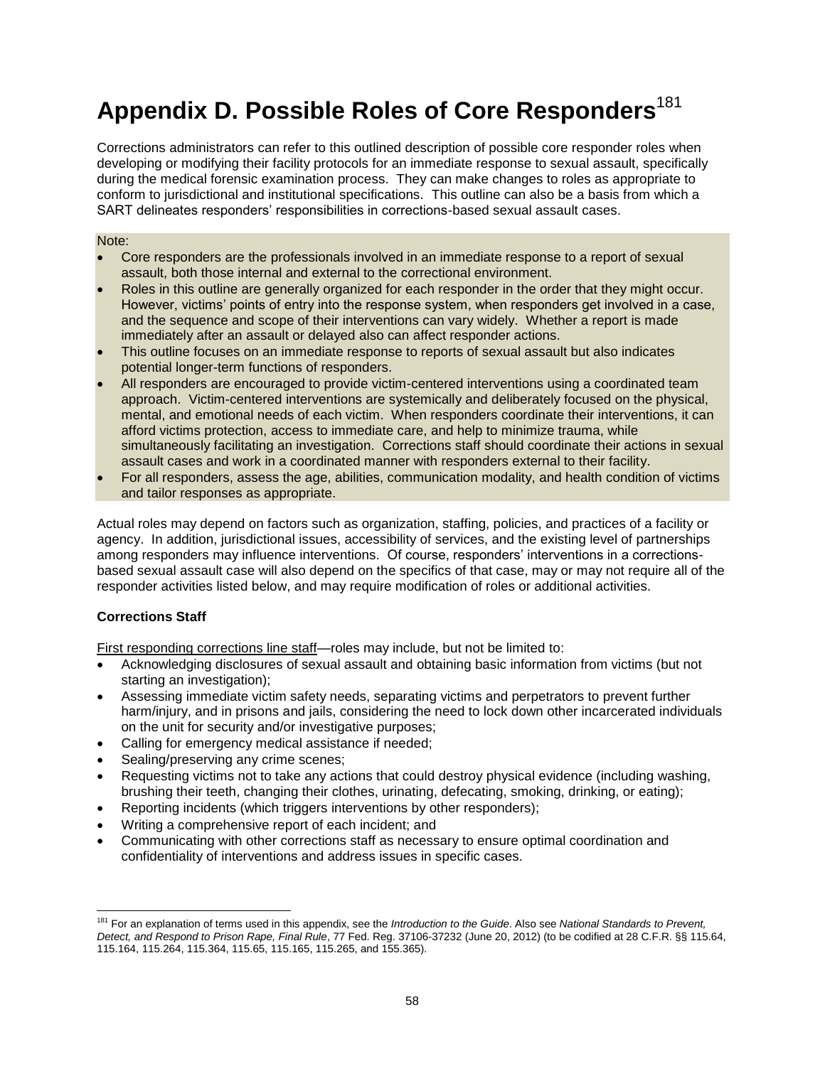# Appendix D. Possible Roles of Core Responders[181]

Corrections administrators can refer to this outlined description of possible core responder roles when developing or modifying their facility protocols for an immediate response to sexual assault, specifically during the medical forensic examination process. They can make changes to roles as appropriate to conform to jurisdictional and institutional specifications. This outline can also be a basis from which a SART delineates responders' responsibilities in corrections-based sexual assault cases.

Note:

- Core responders are the professionals involved in an immediate response to a report of sexual assault, both those internal and external to the correctional environment.
- Roles in this outline are generally organized for each responder in the order that they might occur. However, victims' points of entry into the response system, when responders get involved in a case, and the sequence and scope of their interventions can vary widely. Whether a report is made immediately after an assault or delayed also can affect responder actions.
- This outline focuses on an immediate response to reports of sexual assault but also indicates potential longer-term functions of responders.
- All responders are encouraged to provide victim-centered interventions using a coordinated team approach. Victim-centered interventions are systemically and deliberately focused on the physical, mental, and emotional needs of each victim. When responders coordinate their interventions, it can afford victims protection, access to immediate care, and help to minimize trauma, while simultaneously facilitating an investigation. Corrections staff should coordinate their actions in sexual assault cases and work in a coordinated manner with responders external to their facility.
- For all responders, assess the age, abilities, communication modality, and health condition of victims and tailor responses as appropriate.

Actual roles may depend on factors such as organization, staffing, policies, and practices of a facility or agency. In addition, jurisdictional issues, accessibility of services, and the existing level of partnerships among responders may influence interventions. Of course, responders' interventions in a corrections-based sexual assault case will also depend on the specifics of that case, may or may not require all of the responder activities listed below, and may require modification of roles or additional activities.

**Corrections Staff**

First responding corrections line staff—roles may include, but not be limited to:

- Acknowledging disclosures of sexual assault and obtaining basic information from victims (but not starting an investigation);
- Assessing immediate victim safety needs, separating victims and perpetrators to prevent further harm/injury, and in prisons and jails, considering the need to lock down other incarcerated individuals on the unit for security and/or investigative purposes;
- Calling for emergency medical assistance if needed;
- Sealing/preserving any crime scenes;
- Requesting victims not to take any actions that could destroy physical evidence (including washing, brushing their teeth, changing their clothes, urinating, defecating, smoking, drinking, or eating);
- Reporting incidents (which triggers interventions by other responders);
- Writing a comprehensive report of each incident; and
- Communicating with other corrections staff as necessary to ensure optimal coordination and confidentiality of interventions and address issues in specific cases.

---

[181] For an explanation of terms used in this appendix, see the *Introduction to the Guide*. Also see *National Standards to Prevent, Detect, and Respond to Prison Rape, Final Rule*, 77 Fed. Reg. 37106-37232 (June 20, 2012) (to be codified at 28 C.F.R. §§ 115.64, 115.164, 115.264, 115.364, 115.65, 115.165, 115.265, and 155.365).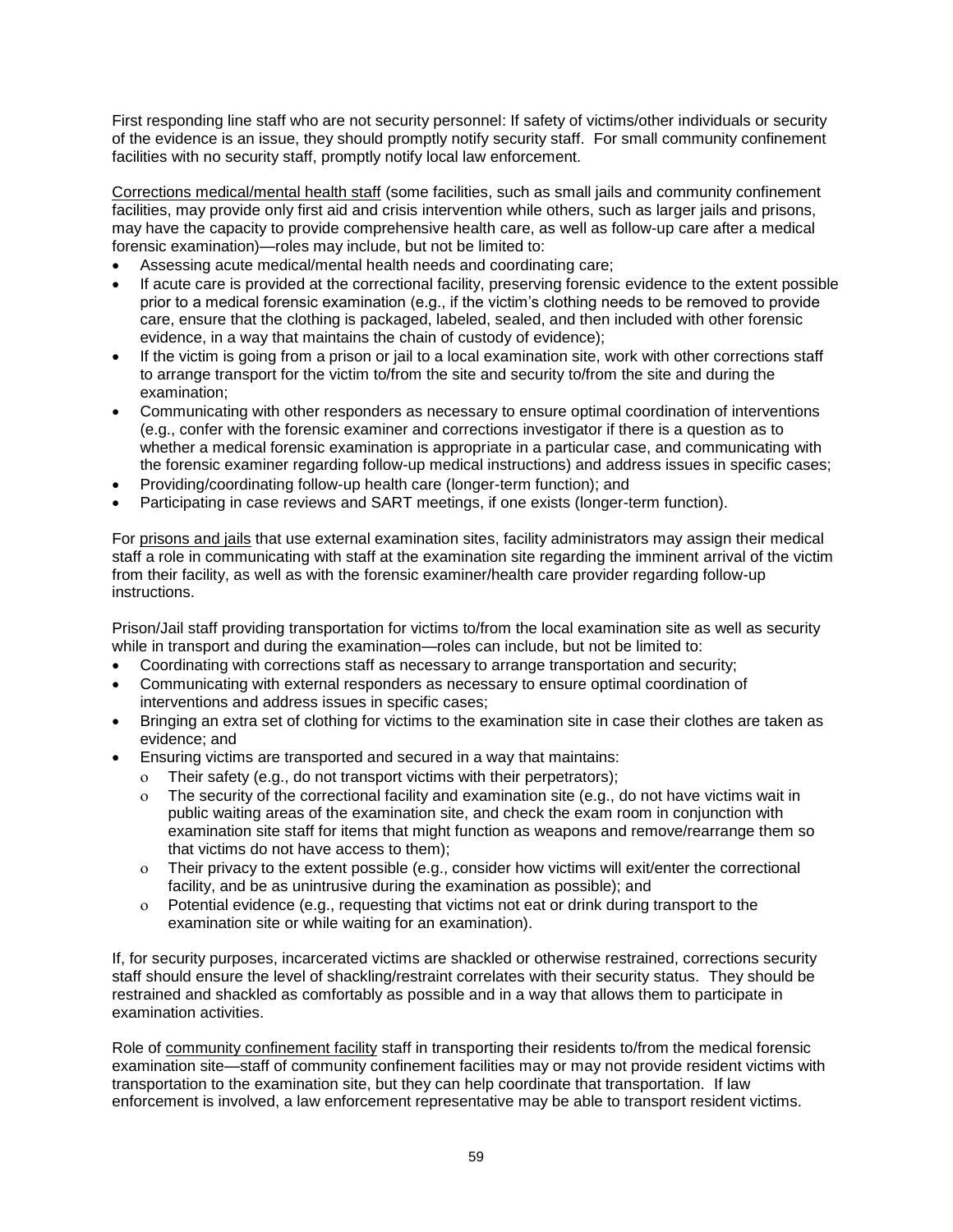First responding line staff who are not security personnel: If safety of victims/other individuals or security of the evidence is an issue, they should promptly notify security staff. For small community confinement facilities with no security staff, promptly notify local law enforcement.

Corrections medical/mental health staff (some facilities, such as small jails and community confinement facilities, may provide only first aid and crisis intervention while others, such as larger jails and prisons, may have the capacity to provide comprehensive health care, as well as follow-up care after a medical forensic examination)—roles may include, but not be limited to:

- Assessing acute medical/mental health needs and coordinating care;
- If acute care is provided at the correctional facility, preserving forensic evidence to the extent possible prior to a medical forensic examination (e.g., if the victim's clothing needs to be removed to provide care, ensure that the clothing is packaged, labeled, sealed, and then included with other forensic evidence, in a way that maintains the chain of custody of evidence);
- If the victim is going from a prison or jail to a local examination site, work with other corrections staff to arrange transport for the victim to/from the site and security to/from the site and during the examination;
- Communicating with other responders as necessary to ensure optimal coordination of interventions (e.g., confer with the forensic examiner and corrections investigator if there is a question as to whether a medical forensic examination is appropriate in a particular case, and communicating with the forensic examiner regarding follow-up medical instructions) and address issues in specific cases;
- Providing/coordinating follow-up health care (longer-term function); and
- Participating in case reviews and SART meetings, if one exists (longer-term function).

For prisons and jails that use external examination sites, facility administrators may assign their medical staff a role in communicating with staff at the examination site regarding the imminent arrival of the victim from their facility, as well as with the forensic examiner/health care provider regarding follow-up instructions.

Prison/Jail staff providing transportation for victims to/from the local examination site as well as security while in transport and during the examination—roles can include, but not be limited to:

- Coordinating with corrections staff as necessary to arrange transportation and security;
- Communicating with external responders as necessary to ensure optimal coordination of interventions and address issues in specific cases;
- Bringing an extra set of clothing for victims to the examination site in case their clothes are taken as evidence; and
- Ensuring victims are transported and secured in a way that maintains:
  - Their safety (e.g., do not transport victims with their perpetrators);
  - The security of the correctional facility and examination site (e.g., do not have victims wait in public waiting areas of the examination site, and check the exam room in conjunction with examination site staff for items that might function as weapons and remove/rearrange them so that victims do not have access to them);
  - Their privacy to the extent possible (e.g., consider how victims will exit/enter the correctional facility, and be as unintrusive during the examination as possible); and
  - Potential evidence (e.g., requesting that victims not eat or drink during transport to the examination site or while waiting for an examination).

If, for security purposes, incarcerated victims are shackled or otherwise restrained, corrections security staff should ensure the level of shackling/restraint correlates with their security status. They should be restrained and shackled as comfortably as possible and in a way that allows them to participate in examination activities.

Role of community confinement facility staff in transporting their residents to/from the medical forensic examination site—staff of community confinement facilities may or may not provide resident victims with transportation to the examination site, but they can help coordinate that transportation. If law enforcement is involved, a law enforcement representative may be able to transport resident victims.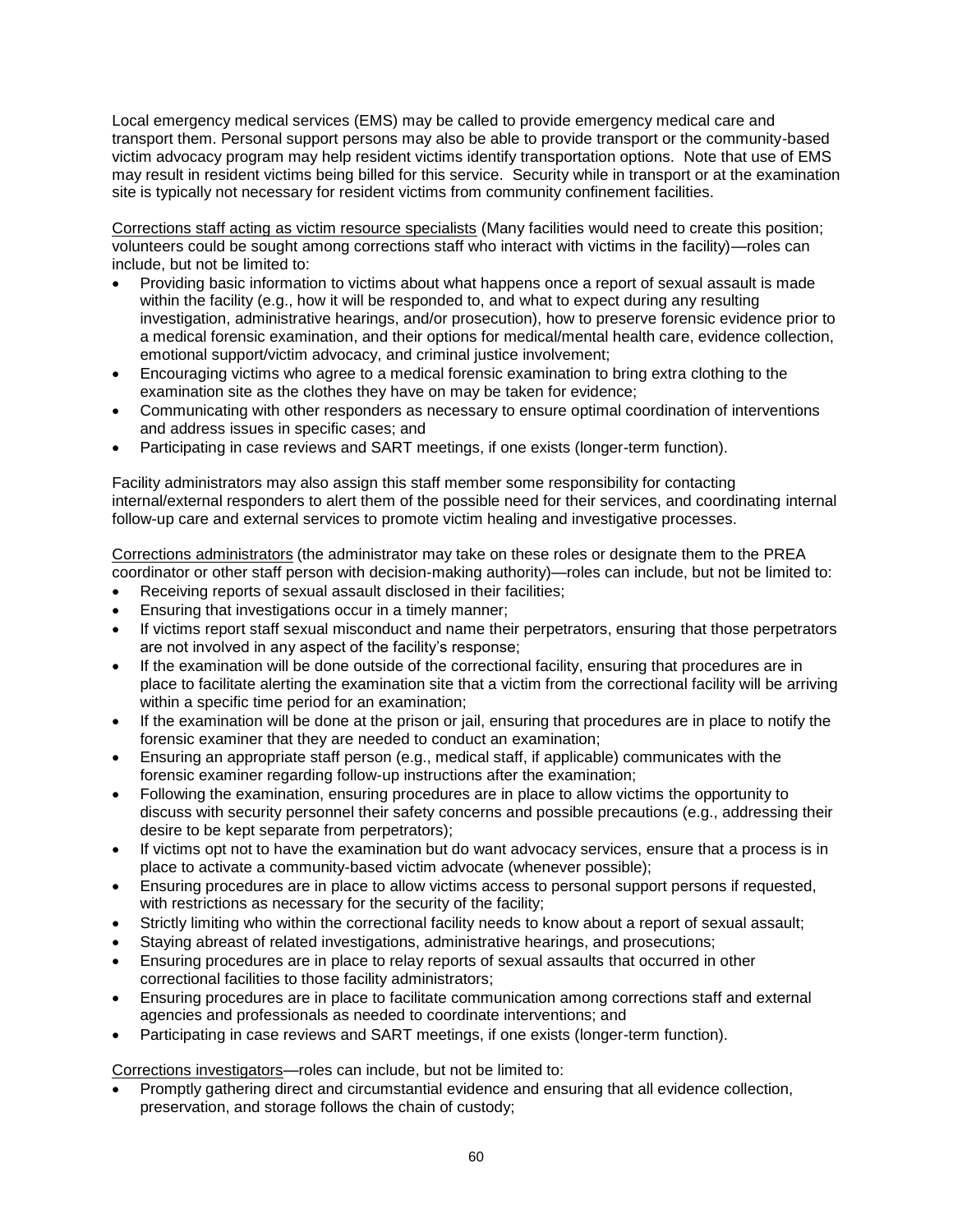Local emergency medical services (EMS) may be called to provide emergency medical care and transport them. Personal support persons may also be able to provide transport or the community-based victim advocacy program may help resident victims identify transportation options. Note that use of EMS may result in resident victims being billed for this service. Security while in transport or at the examination site is typically not necessary for resident victims from community confinement facilities.

<u>Corrections staff acting as victim resource specialists</u> (Many facilities would need to create this position; volunteers could be sought among corrections staff who interact with victims in the facility)—roles can include, but not be limited to:

- Providing basic information to victims about what happens once a report of sexual assault is made within the facility (e.g., how it will be responded to, and what to expect during any resulting investigation, administrative hearings, and/or prosecution), how to preserve forensic evidence prior to a medical forensic examination, and their options for medical/mental health care, evidence collection, emotional support/victim advocacy, and criminal justice involvement;
- Encouraging victims who agree to a medical forensic examination to bring extra clothing to the examination site as the clothes they have on may be taken for evidence;
- Communicating with other responders as necessary to ensure optimal coordination of interventions and address issues in specific cases; and
- Participating in case reviews and SART meetings, if one exists (longer-term function).

Facility administrators may also assign this staff member some responsibility for contacting internal/external responders to alert them of the possible need for their services, and coordinating internal follow-up care and external services to promote victim healing and investigative processes.

<u>Corrections administrators</u> (the administrator may take on these roles or designate them to the PREA coordinator or other staff person with decision-making authority)—roles can include, but not be limited to:

- Receiving reports of sexual assault disclosed in their facilities;
- Ensuring that investigations occur in a timely manner;
- If victims report staff sexual misconduct and name their perpetrators, ensuring that those perpetrators are not involved in any aspect of the facility's response;
- If the examination will be done outside of the correctional facility, ensuring that procedures are in place to facilitate alerting the examination site that a victim from the correctional facility will be arriving within a specific time period for an examination;
- If the examination will be done at the prison or jail, ensuring that procedures are in place to notify the forensic examiner that they are needed to conduct an examination;
- Ensuring an appropriate staff person (e.g., medical staff, if applicable) communicates with the forensic examiner regarding follow-up instructions after the examination;
- Following the examination, ensuring procedures are in place to allow victims the opportunity to discuss with security personnel their safety concerns and possible precautions (e.g., addressing their desire to be kept separate from perpetrators);
- If victims opt not to have the examination but do want advocacy services, ensure that a process is in place to activate a community-based victim advocate (whenever possible);
- Ensuring procedures are in place to allow victims access to personal support persons if requested, with restrictions as necessary for the security of the facility;
- Strictly limiting who within the correctional facility needs to know about a report of sexual assault;
- Staying abreast of related investigations, administrative hearings, and prosecutions;
- Ensuring procedures are in place to relay reports of sexual assaults that occurred in other correctional facilities to those facility administrators;
- Ensuring procedures are in place to facilitate communication among corrections staff and external agencies and professionals as needed to coordinate interventions; and
- Participating in case reviews and SART meetings, if one exists (longer-term function).

<u>Corrections investigators</u>—roles can include, but not be limited to:

- Promptly gathering direct and circumstantial evidence and ensuring that all evidence collection, preservation, and storage follows the chain of custody;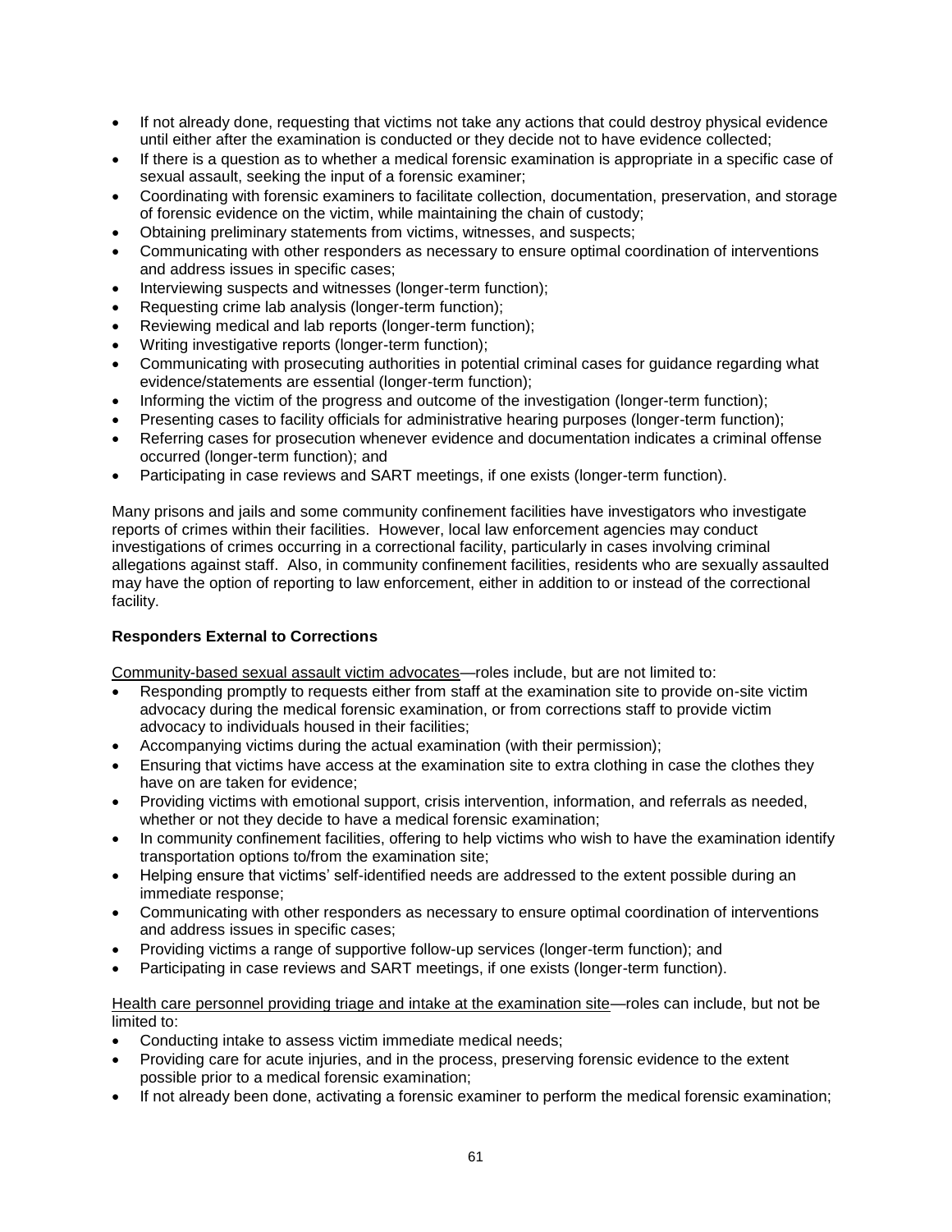- If not already done, requesting that victims not take any actions that could destroy physical evidence until either after the examination is conducted or they decide not to have evidence collected;
- If there is a question as to whether a medical forensic examination is appropriate in a specific case of sexual assault, seeking the input of a forensic examiner;
- Coordinating with forensic examiners to facilitate collection, documentation, preservation, and storage of forensic evidence on the victim, while maintaining the chain of custody;
- Obtaining preliminary statements from victims, witnesses, and suspects;
- Communicating with other responders as necessary to ensure optimal coordination of interventions and address issues in specific cases;
- Interviewing suspects and witnesses (longer-term function);
- Requesting crime lab analysis (longer-term function);
- Reviewing medical and lab reports (longer-term function);
- Writing investigative reports (longer-term function);
- Communicating with prosecuting authorities in potential criminal cases for guidance regarding what evidence/statements are essential (longer-term function);
- Informing the victim of the progress and outcome of the investigation (longer-term function);
- Presenting cases to facility officials for administrative hearing purposes (longer-term function);
- Referring cases for prosecution whenever evidence and documentation indicates a criminal offense occurred (longer-term function); and
- Participating in case reviews and SART meetings, if one exists (longer-term function).

Many prisons and jails and some community confinement facilities have investigators who investigate reports of crimes within their facilities. However, local law enforcement agencies may conduct investigations of crimes occurring in a correctional facility, particularly in cases involving criminal allegations against staff. Also, in community confinement facilities, residents who are sexually assaulted may have the option of reporting to law enforcement, either in addition to or instead of the correctional facility.

**Responders External to Corrections**

Community-based sexual assault victim advocates—roles include, but are not limited to:

- Responding promptly to requests either from staff at the examination site to provide on-site victim advocacy during the medical forensic examination, or from corrections staff to provide victim advocacy to individuals housed in their facilities;
- Accompanying victims during the actual examination (with their permission);
- Ensuring that victims have access at the examination site to extra clothing in case the clothes they have on are taken for evidence;
- Providing victims with emotional support, crisis intervention, information, and referrals as needed, whether or not they decide to have a medical forensic examination;
- In community confinement facilities, offering to help victims who wish to have the examination identify transportation options to/from the examination site;
- Helping ensure that victims' self-identified needs are addressed to the extent possible during an immediate response;
- Communicating with other responders as necessary to ensure optimal coordination of interventions and address issues in specific cases;
- Providing victims a range of supportive follow-up services (longer-term function); and
- Participating in case reviews and SART meetings, if one exists (longer-term function).

Health care personnel providing triage and intake at the examination site—roles can include, but not be limited to:

- Conducting intake to assess victim immediate medical needs;
- Providing care for acute injuries, and in the process, preserving forensic evidence to the extent possible prior to a medical forensic examination;
- If not already been done, activating a forensic examiner to perform the medical forensic examination;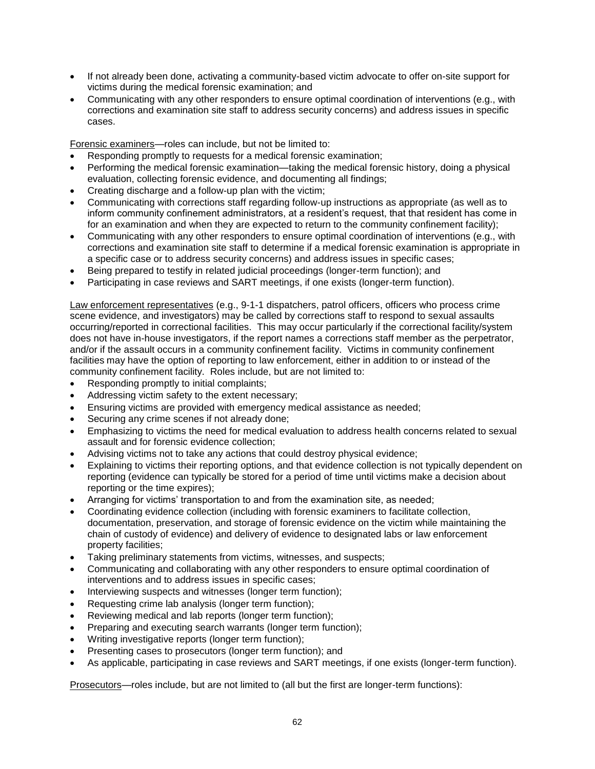- If not already been done, activating a community-based victim advocate to offer on-site support for victims during the medical forensic examination; and
- Communicating with any other responders to ensure optimal coordination of interventions (e.g., with corrections and examination site staff to address security concerns) and address issues in specific cases.

<u>Forensic examiners</u>—roles can include, but not be limited to:

- Responding promptly to requests for a medical forensic examination;
- Performing the medical forensic examination—taking the medical forensic history, doing a physical evaluation, collecting forensic evidence, and documenting all findings;
- Creating discharge and a follow-up plan with the victim;
- Communicating with corrections staff regarding follow-up instructions as appropriate (as well as to inform community confinement administrators, at a resident's request, that that resident has come in for an examination and when they are expected to return to the community confinement facility);
- Communicating with any other responders to ensure optimal coordination of interventions (e.g., with corrections and examination site staff to determine if a medical forensic examination is appropriate in a specific case or to address security concerns) and address issues in specific cases;
- Being prepared to testify in related judicial proceedings (longer-term function); and
- Participating in case reviews and SART meetings, if one exists (longer-term function).

<u>Law enforcement representatives</u> (e.g., 9-1-1 dispatchers, patrol officers, officers who process crime scene evidence, and investigators) may be called by corrections staff to respond to sexual assaults occurring/reported in correctional facilities. This may occur particularly if the correctional facility/system does not have in-house investigators, if the report names a corrections staff member as the perpetrator, and/or if the assault occurs in a community confinement facility. Victims in community confinement facilities may have the option of reporting to law enforcement, either in addition to or instead of the community confinement facility. Roles include, but are not limited to:

- Responding promptly to initial complaints;
- Addressing victim safety to the extent necessary;
- Ensuring victims are provided with emergency medical assistance as needed;
- Securing any crime scenes if not already done;
- Emphasizing to victims the need for medical evaluation to address health concerns related to sexual assault and for forensic evidence collection;
- Advising victims not to take any actions that could destroy physical evidence;
- Explaining to victims their reporting options, and that evidence collection is not typically dependent on reporting (evidence can typically be stored for a period of time until victims make a decision about reporting or the time expires);
- Arranging for victims' transportation to and from the examination site, as needed;
- Coordinating evidence collection (including with forensic examiners to facilitate collection, documentation, preservation, and storage of forensic evidence on the victim while maintaining the chain of custody of evidence) and delivery of evidence to designated labs or law enforcement property facilities;
- Taking preliminary statements from victims, witnesses, and suspects;
- Communicating and collaborating with any other responders to ensure optimal coordination of interventions and to address issues in specific cases;
- Interviewing suspects and witnesses (longer term function);
- Requesting crime lab analysis (longer term function);
- Reviewing medical and lab reports (longer term function);
- Preparing and executing search warrants (longer term function);
- Writing investigative reports (longer term function);
- Presenting cases to prosecutors (longer term function); and
- As applicable, participating in case reviews and SART meetings, if one exists (longer-term function).

<u>Prosecutors</u>—roles include, but are not limited to (all but the first are longer-term functions):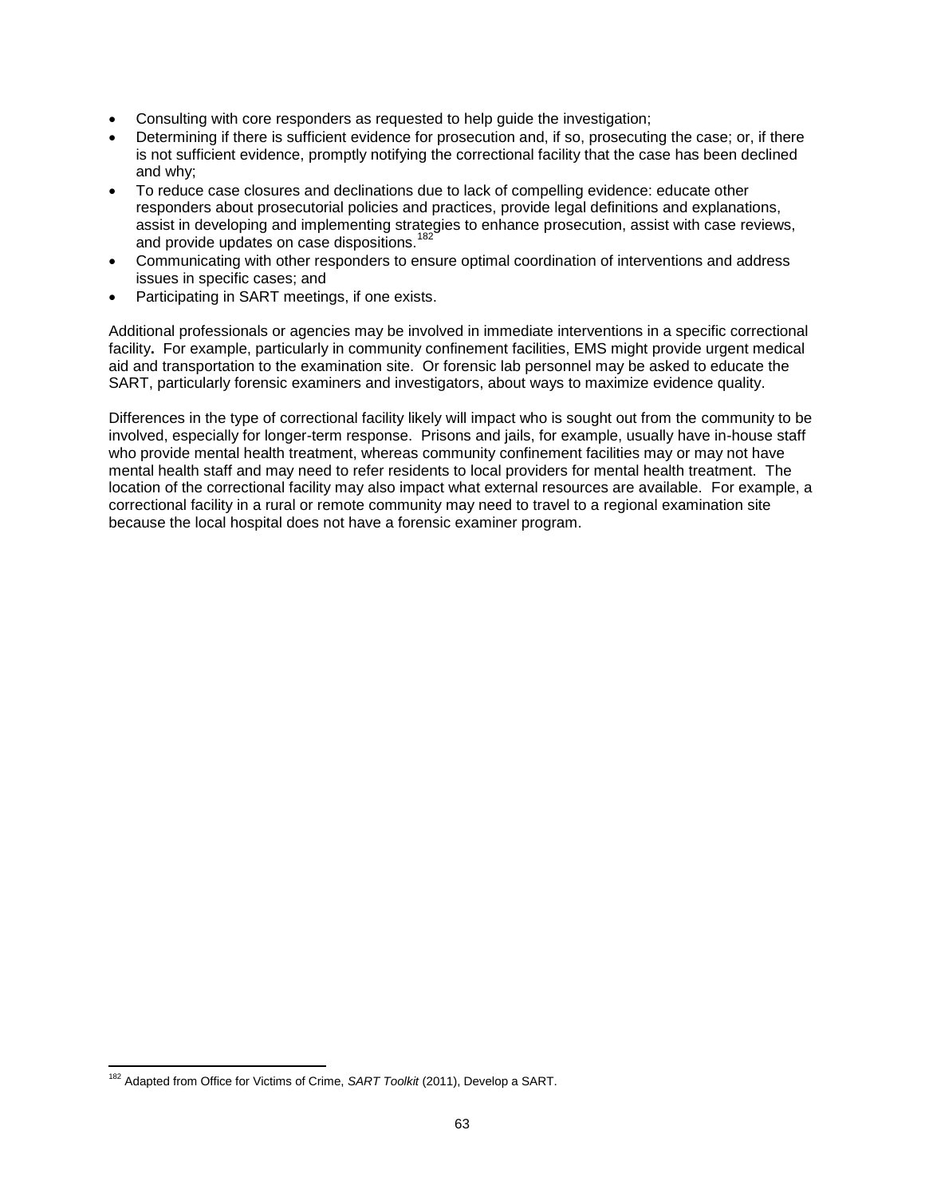- Consulting with core responders as requested to help guide the investigation;
- Determining if there is sufficient evidence for prosecution and, if so, prosecuting the case; or, if there is not sufficient evidence, promptly notifying the correctional facility that the case has been declined and why;
- To reduce case closures and declinations due to lack of compelling evidence: educate other responders about prosecutorial policies and practices, provide legal definitions and explanations, assist in developing and implementing strategies to enhance prosecution, assist with case reviews, and provide updates on case dispositions.[182]
- Communicating with other responders to ensure optimal coordination of interventions and address issues in specific cases; and
- Participating in SART meetings, if one exists.

Additional professionals or agencies may be involved in immediate interventions in a specific correctional facility**.** For example, particularly in community confinement facilities, EMS might provide urgent medical aid and transportation to the examination site. Or forensic lab personnel may be asked to educate the SART, particularly forensic examiners and investigators, about ways to maximize evidence quality.

Differences in the type of correctional facility likely will impact who is sought out from the community to be involved, especially for longer-term response. Prisons and jails, for example, usually have in-house staff who provide mental health treatment, whereas community confinement facilities may or may not have mental health staff and may need to refer residents to local providers for mental health treatment. The location of the correctional facility may also impact what external resources are available. For example, a correctional facility in a rural or remote community may need to travel to a regional examination site because the local hospital does not have a forensic examiner program.

---

[182] Adapted from Office for Victims of Crime, *SART Toolkit* (2011), Develop a SART.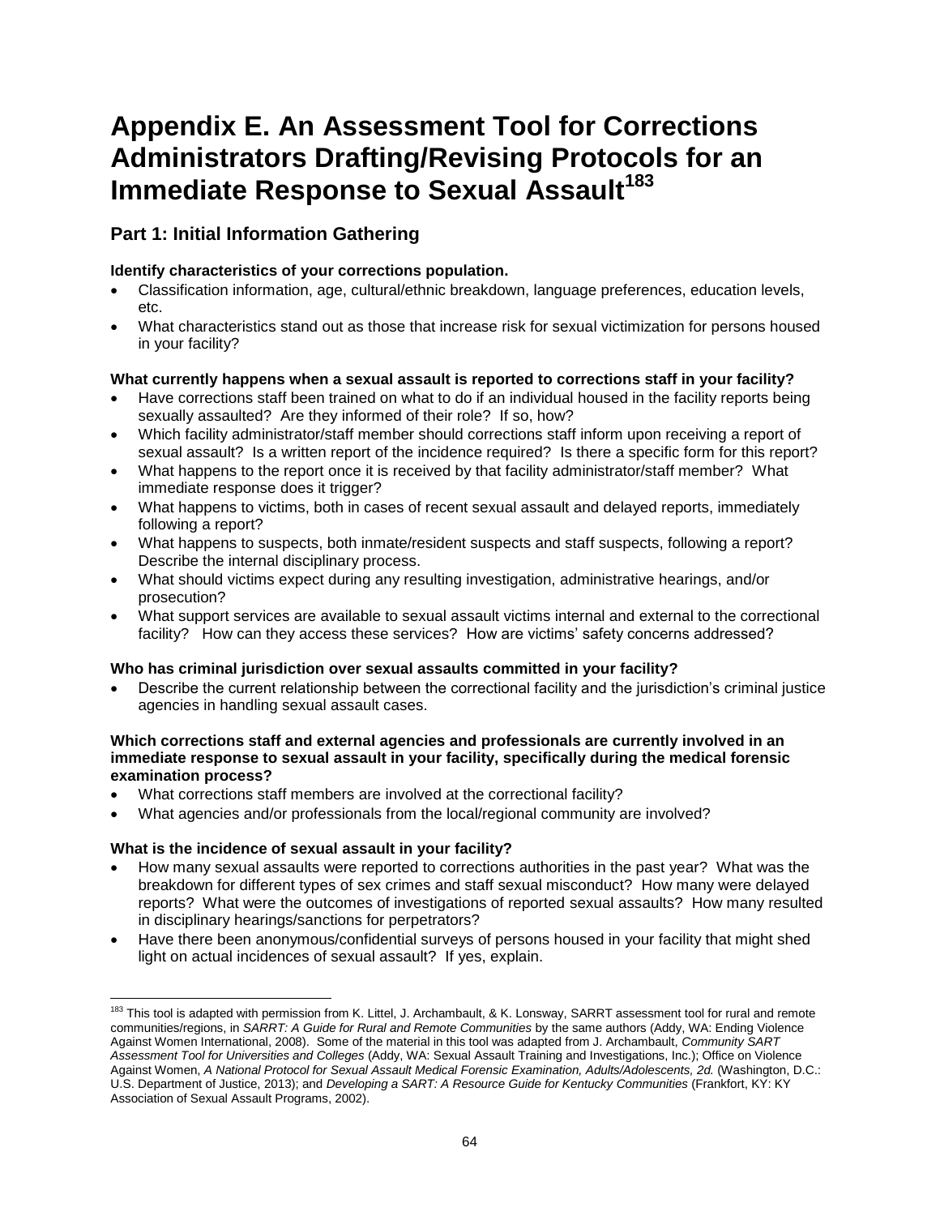# Appendix E. An Assessment Tool for Corrections Administrators Drafting/Revising Protocols for an Immediate Response to Sexual Assault[183]

## Part 1: Initial Information Gathering

**Identify characteristics of your corrections population.**

- Classification information, age, cultural/ethnic breakdown, language preferences, education levels, etc.
- What characteristics stand out as those that increase risk for sexual victimization for persons housed in your facility?

**What currently happens when a sexual assault is reported to corrections staff in your facility?**

- Have corrections staff been trained on what to do if an individual housed in the facility reports being sexually assaulted? Are they informed of their role? If so, how?
- Which facility administrator/staff member should corrections staff inform upon receiving a report of sexual assault? Is a written report of the incidence required? Is there a specific form for this report?
- What happens to the report once it is received by that facility administrator/staff member? What immediate response does it trigger?
- What happens to victims, both in cases of recent sexual assault and delayed reports, immediately following a report?
- What happens to suspects, both inmate/resident suspects and staff suspects, following a report? Describe the internal disciplinary process.
- What should victims expect during any resulting investigation, administrative hearings, and/or prosecution?
- What support services are available to sexual assault victims internal and external to the correctional facility? How can they access these services? How are victims' safety concerns addressed?

**Who has criminal jurisdiction over sexual assaults committed in your facility?**

- Describe the current relationship between the correctional facility and the jurisdiction's criminal justice agencies in handling sexual assault cases.

**Which corrections staff and external agencies and professionals are currently involved in an immediate response to sexual assault in your facility, specifically during the medical forensic examination process?**

- What corrections staff members are involved at the correctional facility?
- What agencies and/or professionals from the local/regional community are involved?

**What is the incidence of sexual assault in your facility?**

- How many sexual assaults were reported to corrections authorities in the past year? What was the breakdown for different types of sex crimes and staff sexual misconduct? How many were delayed reports? What were the outcomes of investigations of reported sexual assaults? How many resulted in disciplinary hearings/sanctions for perpetrators?
- Have there been anonymous/confidential surveys of persons housed in your facility that might shed light on actual incidences of sexual assault? If yes, explain.

---

[183] This tool is adapted with permission from K. Littel, J. Archambault, & K. Lonsway, SARRT assessment tool for rural and remote communities/regions, in *SARRT: A Guide for Rural and Remote Communities* by the same authors (Addy, WA: Ending Violence Against Women International, 2008). Some of the material in this tool was adapted from J. Archambault, *Community SART Assessment Tool for Universities and Colleges* (Addy, WA: Sexual Assault Training and Investigations, Inc.); Office on Violence Against Women, *A National Protocol for Sexual Assault Medical Forensic Examination, Adults/Adolescents, 2d.* (Washington, D.C.: U.S. Department of Justice, 2013); and *Developing a SART: A Resource Guide for Kentucky Communities* (Frankfort, KY: KY Association of Sexual Assault Programs, 2002).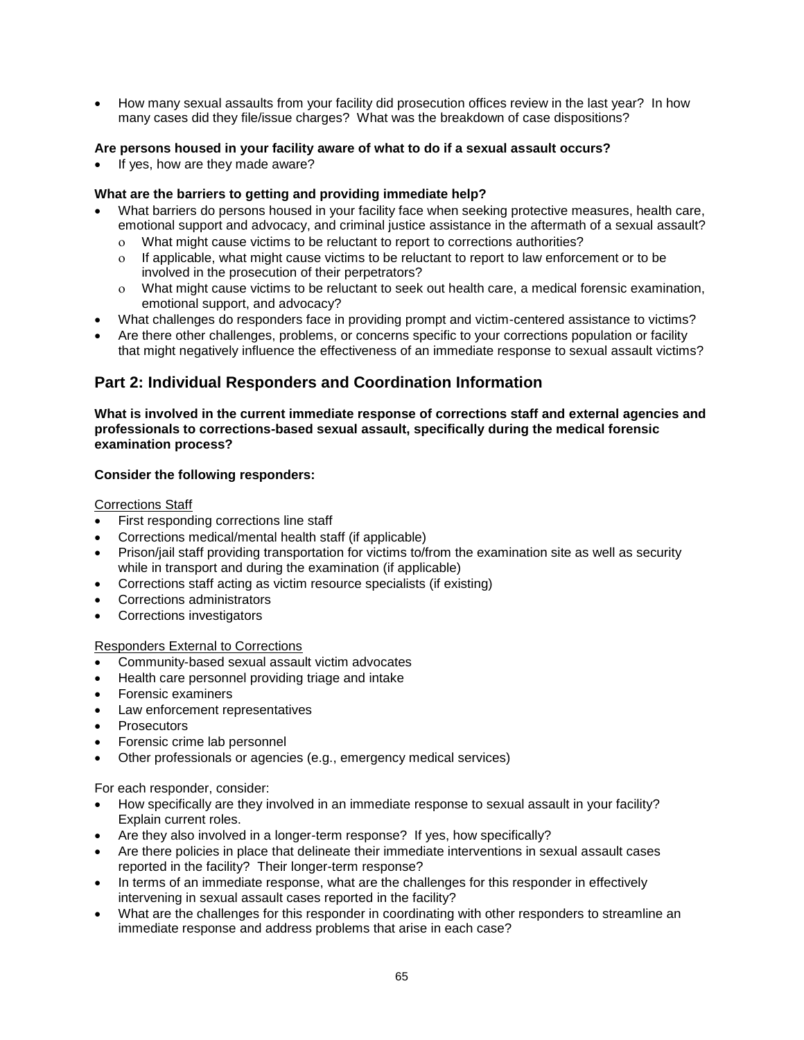- How many sexual assaults from your facility did prosecution offices review in the last year? In how many cases did they file/issue charges? What was the breakdown of case dispositions?

**Are persons housed in your facility aware of what to do if a sexual assault occurs?**

- If yes, how are they made aware?

**What are the barriers to getting and providing immediate help?**

- What barriers do persons housed in your facility face when seeking protective measures, health care, emotional support and advocacy, and criminal justice assistance in the aftermath of a sexual assault?
  - What might cause victims to be reluctant to report to corrections authorities?
  - If applicable, what might cause victims to be reluctant to report to law enforcement or to be involved in the prosecution of their perpetrators?
  - What might cause victims to be reluctant to seek out health care, a medical forensic examination, emotional support, and advocacy?
- What challenges do responders face in providing prompt and victim-centered assistance to victims?
- Are there other challenges, problems, or concerns specific to your corrections population or facility that might negatively influence the effectiveness of an immediate response to sexual assault victims?

## Part 2: Individual Responders and Coordination Information

**What is involved in the current immediate response of corrections staff and external agencies and professionals to corrections-based sexual assault, specifically during the medical forensic examination process?**

**Consider the following responders:**

<u>Corrections Staff</u>

- First responding corrections line staff
- Corrections medical/mental health staff (if applicable)
- Prison/jail staff providing transportation for victims to/from the examination site as well as security while in transport and during the examination (if applicable)
- Corrections staff acting as victim resource specialists (if existing)
- Corrections administrators
- Corrections investigators

<u>Responders External to Corrections</u>

- Community-based sexual assault victim advocates
- Health care personnel providing triage and intake
- Forensic examiners
- Law enforcement representatives
- Prosecutors
- Forensic crime lab personnel
- Other professionals or agencies (e.g., emergency medical services)

For each responder, consider:

- How specifically are they involved in an immediate response to sexual assault in your facility? Explain current roles.
- Are they also involved in a longer-term response? If yes, how specifically?
- Are there policies in place that delineate their immediate interventions in sexual assault cases reported in the facility? Their longer-term response?
- In terms of an immediate response, what are the challenges for this responder in effectively intervening in sexual assault cases reported in the facility?
- What are the challenges for this responder in coordinating with other responders to streamline an immediate response and address problems that arise in each case?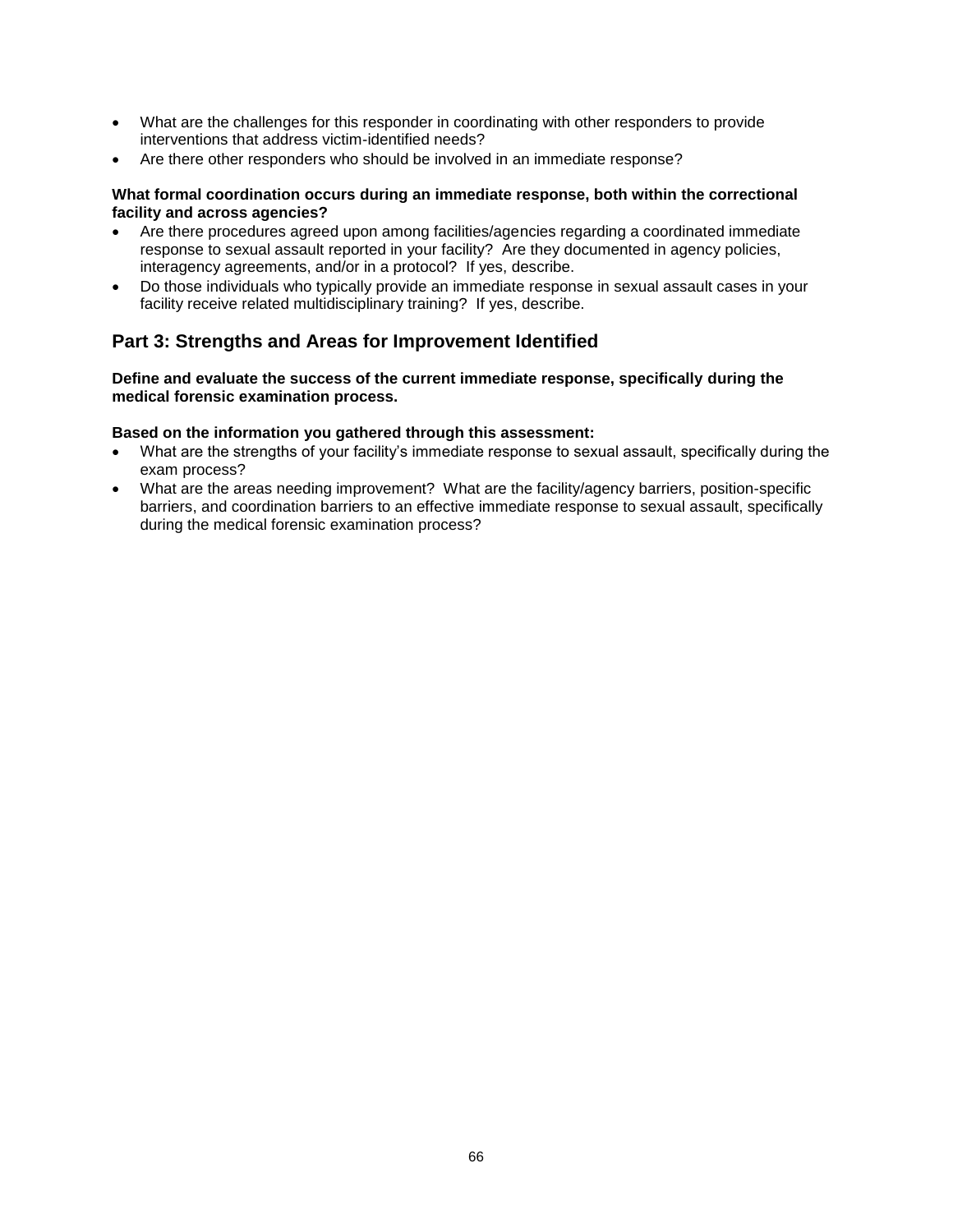- What are the challenges for this responder in coordinating with other responders to provide interventions that address victim-identified needs?
- Are there other responders who should be involved in an immediate response?

**What formal coordination occurs during an immediate response, both within the correctional facility and across agencies?**

- Are there procedures agreed upon among facilities/agencies regarding a coordinated immediate response to sexual assault reported in your facility? Are they documented in agency policies, interagency agreements, and/or in a protocol? If yes, describe.
- Do those individuals who typically provide an immediate response in sexual assault cases in your facility receive related multidisciplinary training? If yes, describe.

## Part 3: Strengths and Areas for Improvement Identified

**Define and evaluate the success of the current immediate response, specifically during the medical forensic examination process.**

**Based on the information you gathered through this assessment:**

- What are the strengths of your facility's immediate response to sexual assault, specifically during the exam process?
- What are the areas needing improvement? What are the facility/agency barriers, position-specific barriers, and coordination barriers to an effective immediate response to sexual assault, specifically during the medical forensic examination process?